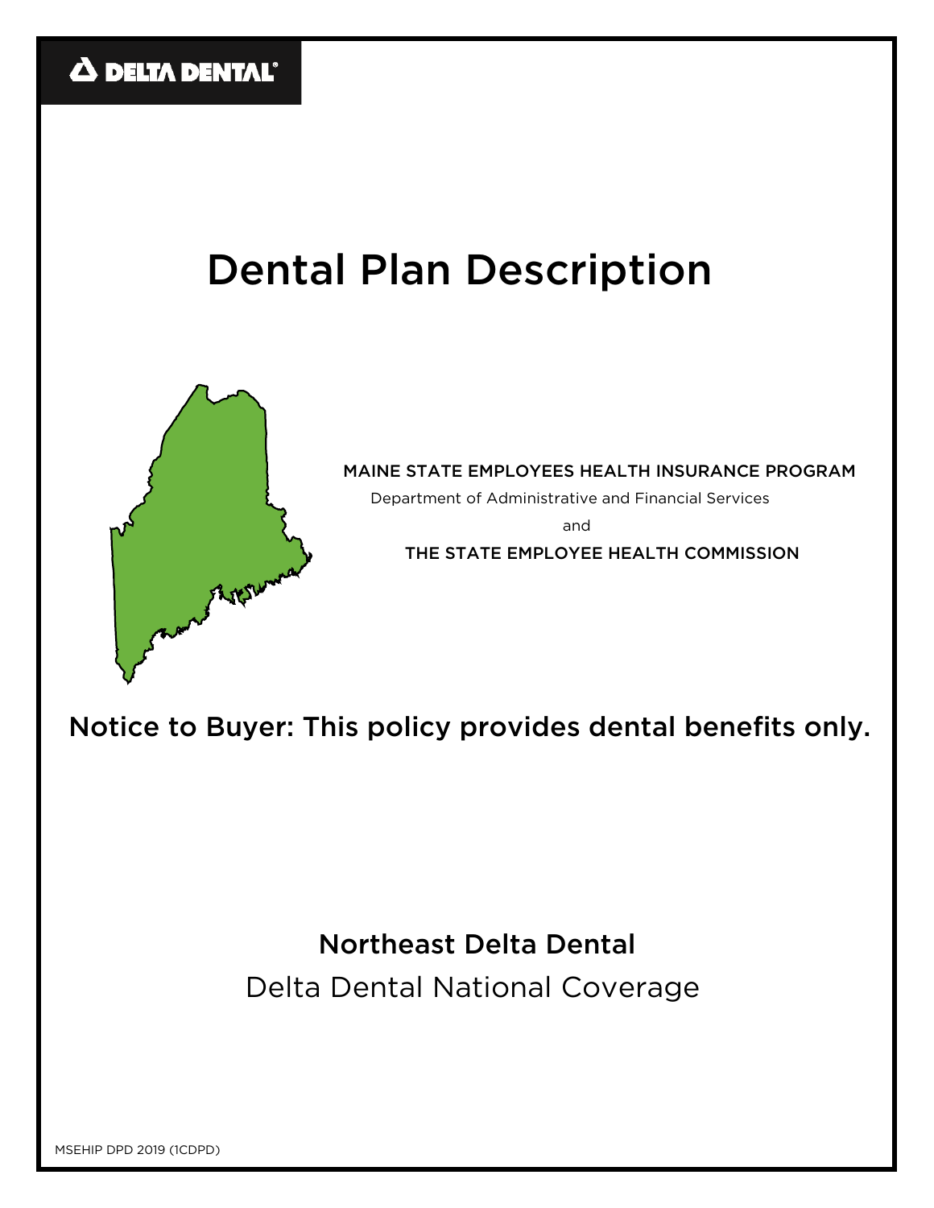DELTA DENTAL

# Dental Plan Description

MAINE STATE EMPLOYEES HEALTH INSURANCE PROGRAM

Department of Administrative and Financial Services

and

THE STATE EMPLOYEE HEALTH COMMISSION

## Notice to Buyer: This policy provides dental benefits only.

## Northeast Delta Dental

Delta Dental National Coverage

MSEHIP DPD 2019 (1CDPD)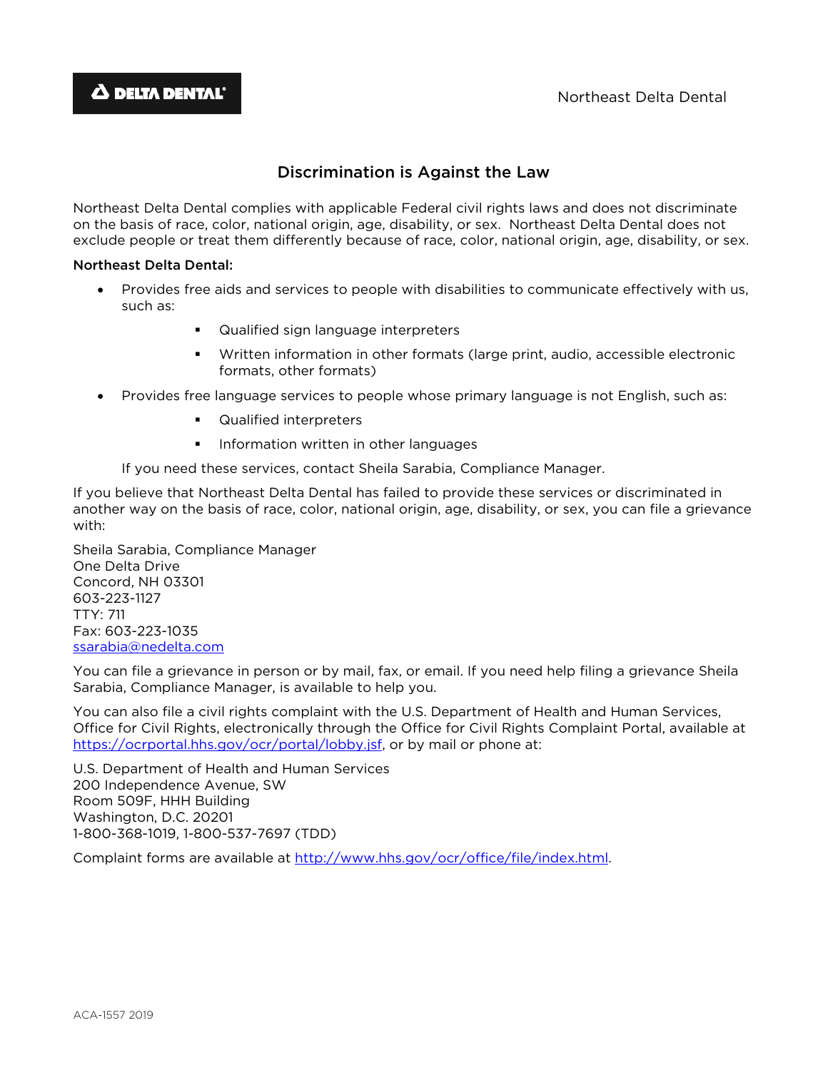DELTA DENTAL

Northeast Delta Dental

# Discrimination is Against the Law

Northeast Delta Dental complies with applicable Federal civil rights laws and does not discriminate on the basis of race, color, national origin, age, disability, or sex. Northeast Delta Dental does not exclude people or treat them differently because of race, color, national origin, age, disability, or sex.

**Northeast Delta Dental:**

- Provides free aids and services to people with disabilities to communicate effectively with us, such as:
  - Qualified sign language interpreters
  - Written information in other formats (large print, audio, accessible electronic formats, other formats)
- Provides free language services to people whose primary language is not English, such as:
  - Qualified interpreters
  - Information written in other languages

  If you need these services, contact Sheila Sarabia, Compliance Manager.

If you believe that Northeast Delta Dental has failed to provide these services or discriminated in another way on the basis of race, color, national origin, age, disability, or sex, you can file a grievance with:

Sheila Sarabia, Compliance Manager
One Delta Drive
Concord, NH 03301
603-223-1127
TTY: 711
Fax: 603-223-1035
ssarabia@nedelta.com

You can file a grievance in person or by mail, fax, or email. If you need help filing a grievance Sheila Sarabia, Compliance Manager, is available to help you.

You can also file a civil rights complaint with the U.S. Department of Health and Human Services, Office for Civil Rights, electronically through the Office for Civil Rights Complaint Portal, available at https://ocrportal.hhs.gov/ocr/portal/lobby.jsf, or by mail or phone at:

U.S. Department of Health and Human Services
200 Independence Avenue, SW
Room 509F, HHH Building
Washington, D.C. 20201
1-800-368-1019, 1-800-537-7697 (TDD)

Complaint forms are available at http://www.hhs.gov/ocr/office/file/index.html.

ACA-1557 2019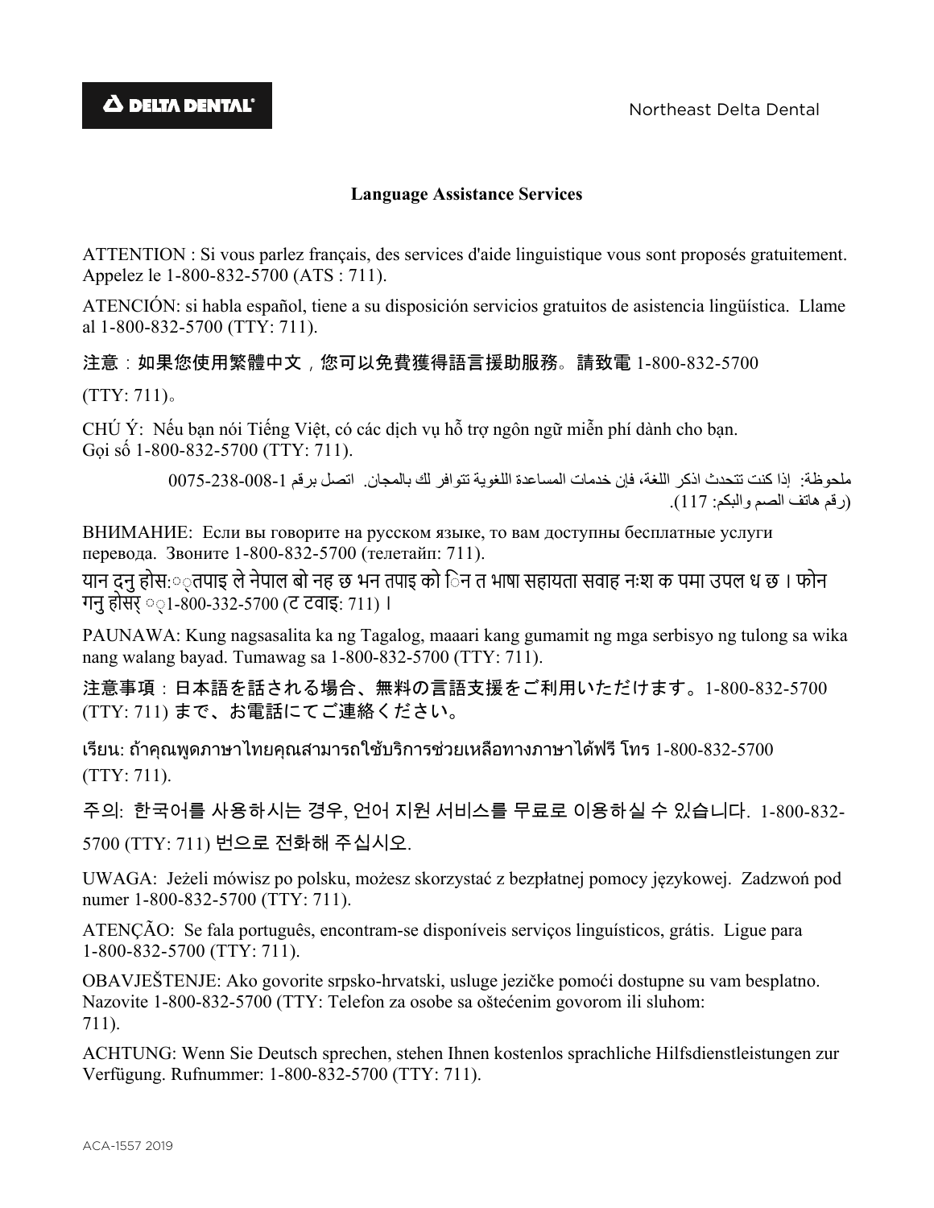# Language Assistance Services

ATTENTION : Si vous parlez français, des services d'aide linguistique vous sont proposés gratuitement. Appelez le 1-800-832-5700 (ATS : 711).

ATENCIÓN: si habla español, tiene a su disposición servicios gratuitos de asistencia lingüística. Llame al 1-800-832-5700 (TTY: 711).

注意：如果您使用繁體中文，您可以免費獲得語言援助服務。請致電 1-800-832-5700 (TTY: 711)。

CHÚ Ý: Nếu bạn nói Tiếng Việt, có các dịch vụ hỗ trợ ngôn ngữ miễn phí dành cho bạn. Gọi số 1-800-832-5700 (TTY: 711).

ملحوظة: إذا كنت تتحدث اذكر اللغة، فإن خدمات المساعدة اللغوية تتوافر لك بالمجان. اتصل برقم 1-800-832-5700 (رقم هاتف الصم والبكم: 711).

ВНИМАНИЕ: Если вы говорите на русском языке, то вам доступны бесплатные услуги перевода. Звоните 1-800-832-5700 (телетайп: 711).

यान दनु होस:ृतपाइ ले नेपाल बो नह छ भन तपाइ को िन त भाषा सहायता सवाह नःश क पमा उपल ध छ । फोन गनु होसर् ृ1-800-332-5700 (ट टवाइ: 711) ।

PAUNAWA: Kung nagsasalita ka ng Tagalog, maaari kang gumamit ng mga serbisyo ng tulong sa wika nang walang bayad. Tumawag sa 1-800-832-5700 (TTY: 711).

注意事項：日本語を話される場合、無料の言語支援をご利用いただけます。1-800-832-5700 (TTY: 711) まで、お電話にてご連絡ください。

เรียน: ถ้าคุณพูดภาษาไทยคุณสามารถใช้บริการช่วยเหลือทางภาษาได้ฟรี โทร 1-800-832-5700 (TTY: 711).

주의: 한국어를 사용하시는 경우, 언어 지원 서비스를 무료로 이용하실 수 있습니다. 1-800-832-5700 (TTY: 711) 번으로 전화해 주십시오.

UWAGA: Jeżeli mówisz po polsku, możesz skorzystać z bezpłatnej pomocy językowej. Zadzwoń pod numer 1-800-832-5700 (TTY: 711).

ATENÇÃO: Se fala português, encontram-se disponíveis serviços linguísticos, grátis. Ligue para 1-800-832-5700 (TTY: 711).

OBAVJEŠTENJE: Ako govorite srpsko-hrvatski, usluge jezičke pomoći dostupne su vam besplatno. Nazovite 1-800-832-5700 (TTY: Telefon za osobe sa oštećenim govorom ili sluhom: 711).

ACHTUNG: Wenn Sie Deutsch sprechen, stehen Ihnen kostenlos sprachliche Hilfsdienstleistungen zur Verfügung. Rufnummer: 1-800-832-5700 (TTY: 711).

ACA-1557 2019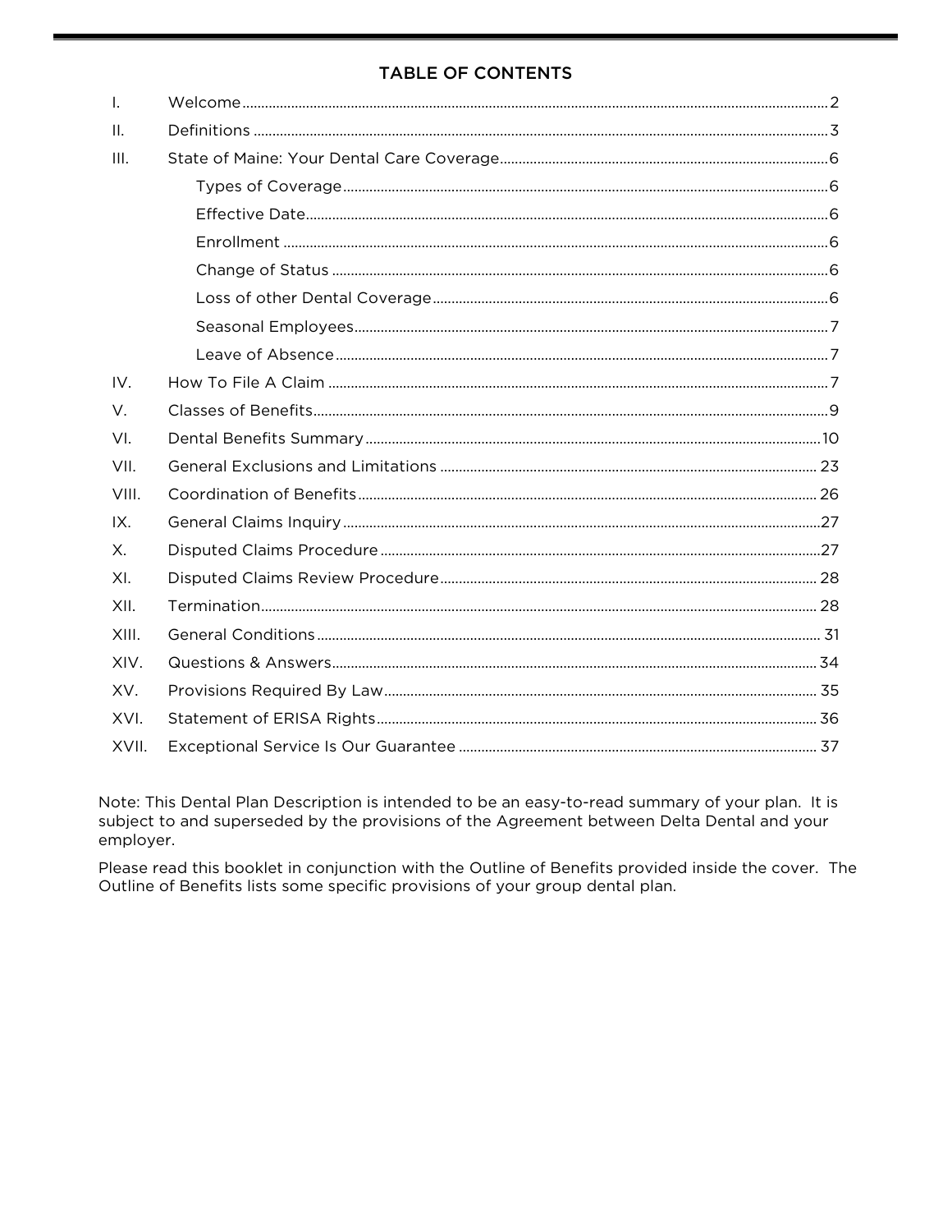# TABLE OF CONTENTS

| | | |
|---|---|---|
| I. | Welcome | 2 |
| II. | Definitions | 3 |
| III. | State of Maine: Your Dental Care Coverage | 6 |
| | Types of Coverage | 6 |
| | Effective Date | 6 |
| | Enrollment | 6 |
| | Change of Status | 6 |
| | Loss of other Dental Coverage | 6 |
| | Seasonal Employees | 7 |
| | Leave of Absence | 7 |
| IV. | How To File A Claim | 7 |
| V. | Classes of Benefits | 9 |
| VI. | Dental Benefits Summary | 10 |
| VII. | General Exclusions and Limitations | 23 |
| VIII. | Coordination of Benefits | 26 |
| IX. | General Claims Inquiry | 27 |
| X. | Disputed Claims Procedure | 27 |
| XI. | Disputed Claims Review Procedure | 28 |
| XII. | Termination | 28 |
| XIII. | General Conditions | 31 |
| XIV. | Questions & Answers | 34 |
| XV. | Provisions Required By Law | 35 |
| XVI. | Statement of ERISA Rights | 36 |
| XVII. | Exceptional Service Is Our Guarantee | 37 |

Note: This Dental Plan Description is intended to be an easy-to-read summary of your plan. It is subject to and superseded by the provisions of the Agreement between Delta Dental and your employer.

Please read this booklet in conjunction with the Outline of Benefits provided inside the cover. The Outline of Benefits lists some specific provisions of your group dental plan.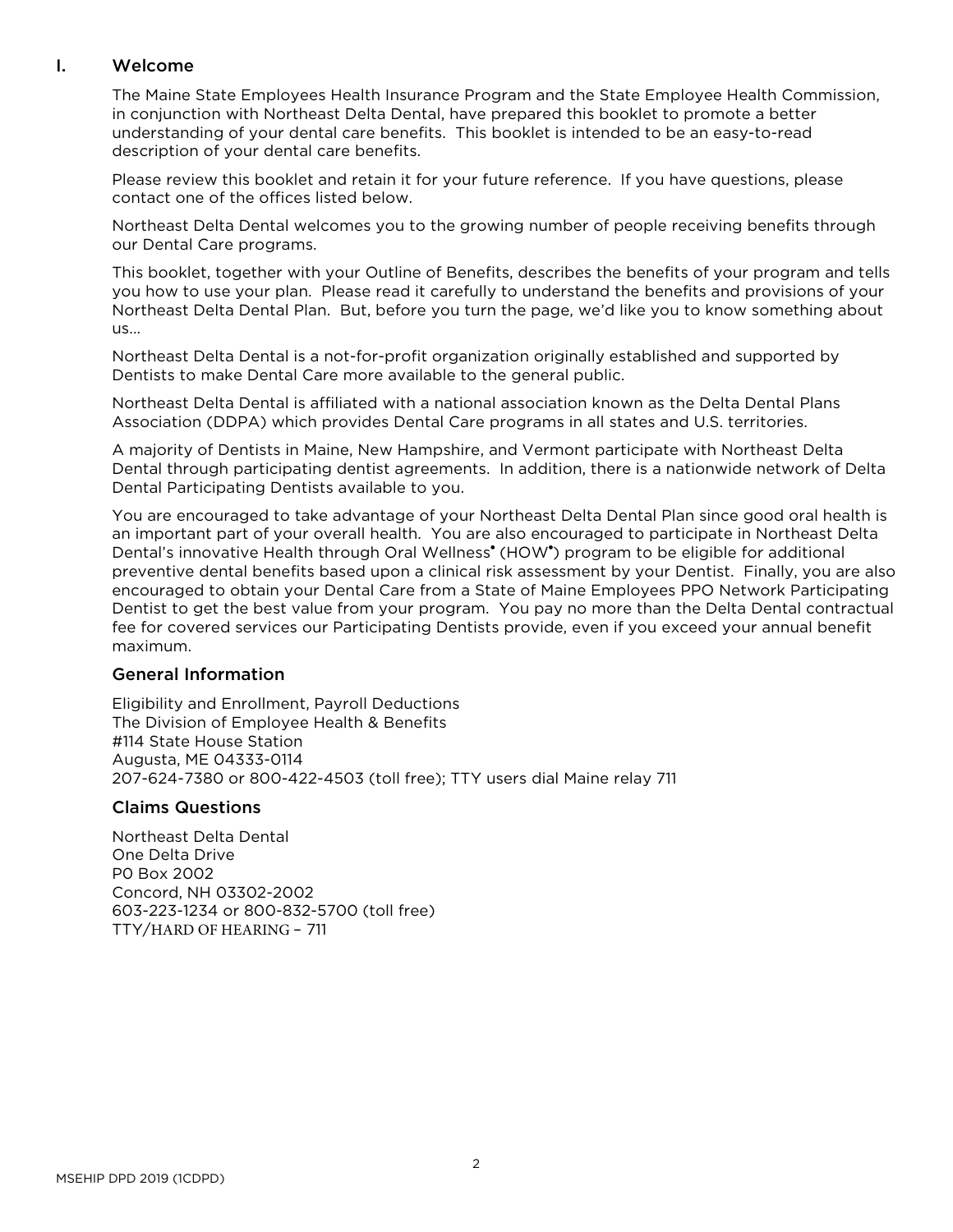## I. Welcome

The Maine State Employees Health Insurance Program and the State Employee Health Commission, in conjunction with Northeast Delta Dental, have prepared this booklet to promote a better understanding of your dental care benefits. This booklet is intended to be an easy-to-read description of your dental care benefits.

Please review this booklet and retain it for your future reference. If you have questions, please contact one of the offices listed below.

Northeast Delta Dental welcomes you to the growing number of people receiving benefits through our Dental Care programs.

This booklet, together with your Outline of Benefits, describes the benefits of your program and tells you how to use your plan. Please read it carefully to understand the benefits and provisions of your Northeast Delta Dental Plan. But, before you turn the page, we'd like you to know something about us…

Northeast Delta Dental is a not-for-profit organization originally established and supported by Dentists to make Dental Care more available to the general public.

Northeast Delta Dental is affiliated with a national association known as the Delta Dental Plans Association (DDPA) which provides Dental Care programs in all states and U.S. territories.

A majority of Dentists in Maine, New Hampshire, and Vermont participate with Northeast Delta Dental through participating dentist agreements. In addition, there is a nationwide network of Delta Dental Participating Dentists available to you.

You are encouraged to take advantage of your Northeast Delta Dental Plan since good oral health is an important part of your overall health. You are also encouraged to participate in Northeast Delta Dental's innovative Health through Oral Wellness• (HOW•) program to be eligible for additional preventive dental benefits based upon a clinical risk assessment by your Dentist. Finally, you are also encouraged to obtain your Dental Care from a State of Maine Employees PPO Network Participating Dentist to get the best value from your program. You pay no more than the Delta Dental contractual fee for covered services our Participating Dentists provide, even if you exceed your annual benefit maximum.

### General Information

Eligibility and Enrollment, Payroll Deductions
The Division of Employee Health & Benefits
#114 State House Station
Augusta, ME 04333-0114
207-624-7380 or 800-422-4503 (toll free); TTY users dial Maine relay 711

### Claims Questions

Northeast Delta Dental
One Delta Drive
P0 Box 2002
Concord, NH 03302-2002
603-223-1234 or 800-832-5700 (toll free)
TTY/HARD OF HEARING – 711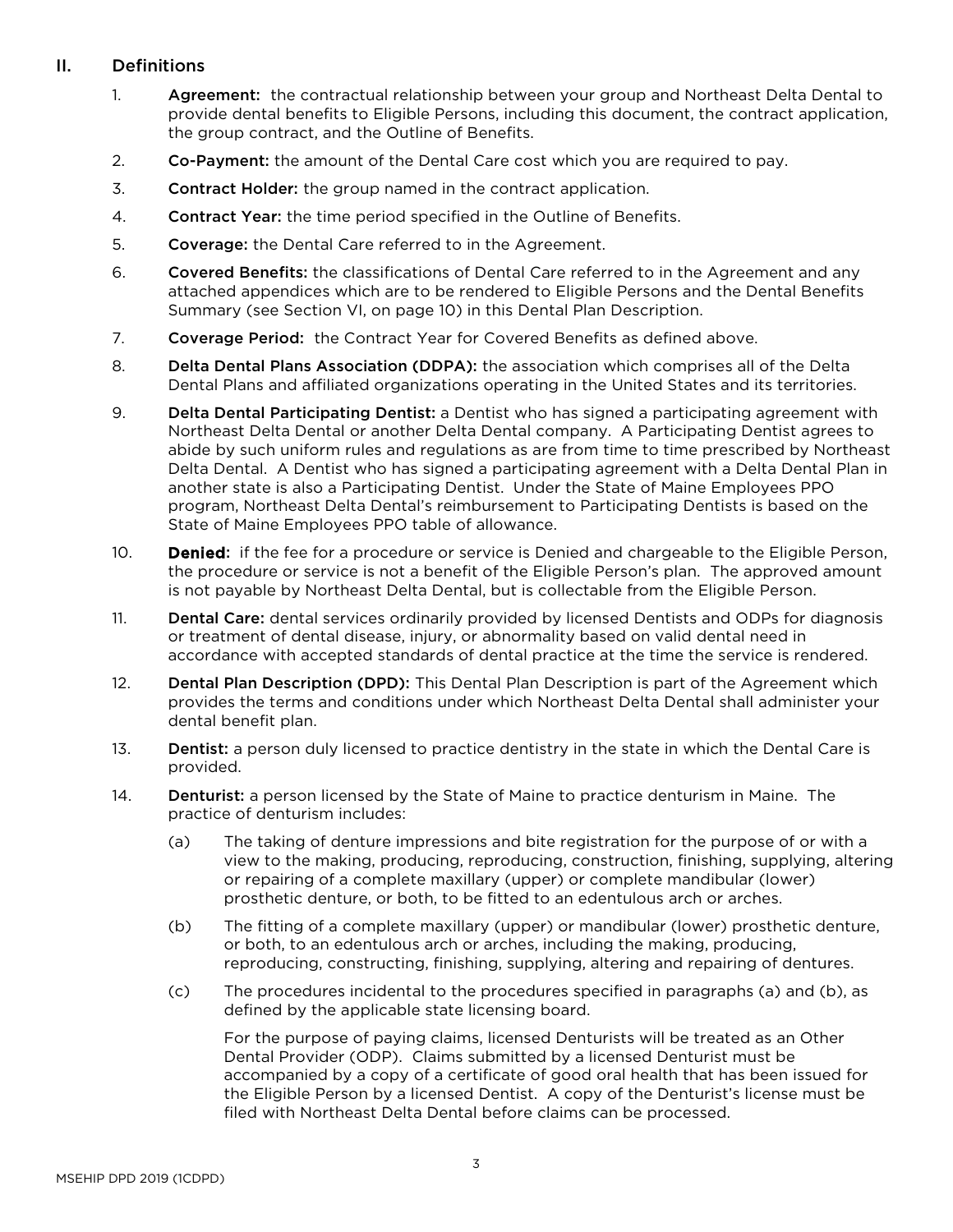## II. Definitions

1. **Agreement:** the contractual relationship between your group and Northeast Delta Dental to provide dental benefits to Eligible Persons, including this document, the contract application, the group contract, and the Outline of Benefits.

2. **Co-Payment:** the amount of the Dental Care cost which you are required to pay.

3. **Contract Holder:** the group named in the contract application.

4. **Contract Year:** the time period specified in the Outline of Benefits.

5. **Coverage:** the Dental Care referred to in the Agreement.

6. **Covered Benefits:** the classifications of Dental Care referred to in the Agreement and any attached appendices which are to be rendered to Eligible Persons and the Dental Benefits Summary (see Section VI, on page 10) in this Dental Plan Description.

7. **Coverage Period:** the Contract Year for Covered Benefits as defined above.

8. **Delta Dental Plans Association (DDPA):** the association which comprises all of the Delta Dental Plans and affiliated organizations operating in the United States and its territories.

9. **Delta Dental Participating Dentist:** a Dentist who has signed a participating agreement with Northeast Delta Dental or another Delta Dental company. A Participating Dentist agrees to abide by such uniform rules and regulations as are from time to time prescribed by Northeast Delta Dental. A Dentist who has signed a participating agreement with a Delta Dental Plan in another state is also a Participating Dentist. Under the State of Maine Employees PPO program, Northeast Delta Dental's reimbursement to Participating Dentists is based on the State of Maine Employees PPO table of allowance.

10. **Denied:** if the fee for a procedure or service is Denied and chargeable to the Eligible Person, the procedure or service is not a benefit of the Eligible Person's plan. The approved amount is not payable by Northeast Delta Dental, but is collectable from the Eligible Person.

11. **Dental Care:** dental services ordinarily provided by licensed Dentists and ODPs for diagnosis or treatment of dental disease, injury, or abnormality based on valid dental need in accordance with accepted standards of dental practice at the time the service is rendered.

12. **Dental Plan Description (DPD):** This Dental Plan Description is part of the Agreement which provides the terms and conditions under which Northeast Delta Dental shall administer your dental benefit plan.

13. **Dentist:** a person duly licensed to practice dentistry in the state in which the Dental Care is provided.

14. **Denturist:** a person licensed by the State of Maine to practice denturism in Maine. The practice of denturism includes:

    (a) The taking of denture impressions and bite registration for the purpose of or with a view to the making, producing, reproducing, construction, finishing, supplying, altering or repairing of a complete maxillary (upper) or complete mandibular (lower) prosthetic denture, or both, to be fitted to an edentulous arch or arches.

    (b) The fitting of a complete maxillary (upper) or mandibular (lower) prosthetic denture, or both, to an edentulous arch or arches, including the making, producing, reproducing, constructing, finishing, supplying, altering and repairing of dentures.

    (c) The procedures incidental to the procedures specified in paragraphs (a) and (b), as defined by the applicable state licensing board.

    For the purpose of paying claims, licensed Denturists will be treated as an Other Dental Provider (ODP). Claims submitted by a licensed Denturist must be accompanied by a copy of a certificate of good oral health that has been issued for the Eligible Person by a licensed Dentist. A copy of the Denturist's license must be filed with Northeast Delta Dental before claims can be processed.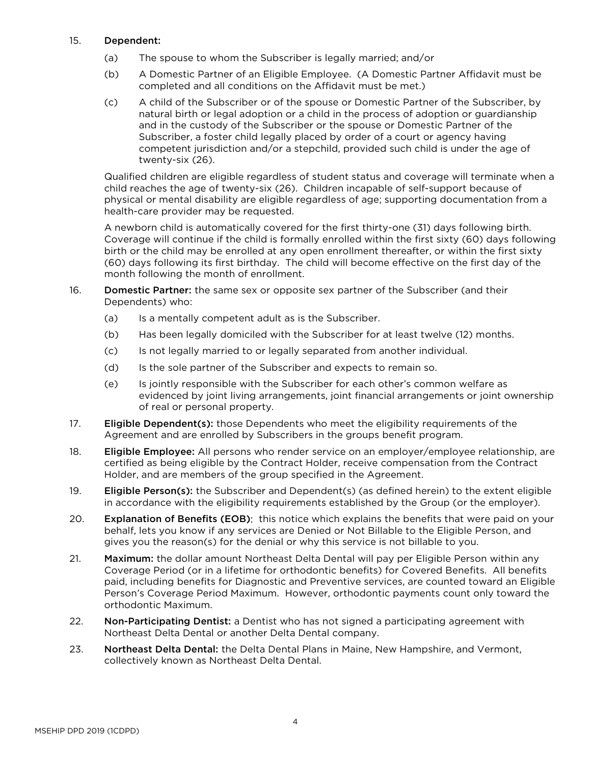15. **Dependent:**

    (a) The spouse to whom the Subscriber is legally married; and/or

    (b) A Domestic Partner of an Eligible Employee. (A Domestic Partner Affidavit must be completed and all conditions on the Affidavit must be met.)

    (c) A child of the Subscriber or of the spouse or Domestic Partner of the Subscriber, by natural birth or legal adoption or a child in the process of adoption or guardianship and in the custody of the Subscriber or the spouse or Domestic Partner of the Subscriber, a foster child legally placed by order of a court or agency having competent jurisdiction and/or a stepchild, provided such child is under the age of twenty-six (26).

    Qualified children are eligible regardless of student status and coverage will terminate when a child reaches the age of twenty-six (26). Children incapable of self-support because of physical or mental disability are eligible regardless of age; supporting documentation from a health-care provider may be requested.

    A newborn child is automatically covered for the first thirty-one (31) days following birth. Coverage will continue if the child is formally enrolled within the first sixty (60) days following birth or the child may be enrolled at any open enrollment thereafter, or within the first sixty (60) days following its first birthday. The child will become effective on the first day of the month following the month of enrollment.

16. **Domestic Partner:** the same sex or opposite sex partner of the Subscriber (and their Dependents) who:

    (a) Is a mentally competent adult as is the Subscriber.

    (b) Has been legally domiciled with the Subscriber for at least twelve (12) months.

    (c) Is not legally married to or legally separated from another individual.

    (d) Is the sole partner of the Subscriber and expects to remain so.

    (e) Is jointly responsible with the Subscriber for each other's common welfare as evidenced by joint living arrangements, joint financial arrangements or joint ownership of real or personal property.

17. **Eligible Dependent(s):** those Dependents who meet the eligibility requirements of the Agreement and are enrolled by Subscribers in the groups benefit program.

18. **Eligible Employee:** All persons who render service on an employer/employee relationship, are certified as being eligible by the Contract Holder, receive compensation from the Contract Holder, and are members of the group specified in the Agreement.

19. **Eligible Person(s):** the Subscriber and Dependent(s) (as defined herein) to the extent eligible in accordance with the eligibility requirements established by the Group (or the employer).

20. **Explanation of Benefits (EOB)**: this notice which explains the benefits that were paid on your behalf, lets you know if any services are Denied or Not Billable to the Eligible Person, and gives you the reason(s) for the denial or why this service is not billable to you.

21. **Maximum:** the dollar amount Northeast Delta Dental will pay per Eligible Person within any Coverage Period (or in a lifetime for orthodontic benefits) for Covered Benefits. All benefits paid, including benefits for Diagnostic and Preventive services, are counted toward an Eligible Person's Coverage Period Maximum. However, orthodontic payments count only toward the orthodontic Maximum.

22. **Non-Participating Dentist:** a Dentist who has not signed a participating agreement with Northeast Delta Dental or another Delta Dental company.

23. **Northeast Delta Dental:** the Delta Dental Plans in Maine, New Hampshire, and Vermont, collectively known as Northeast Delta Dental.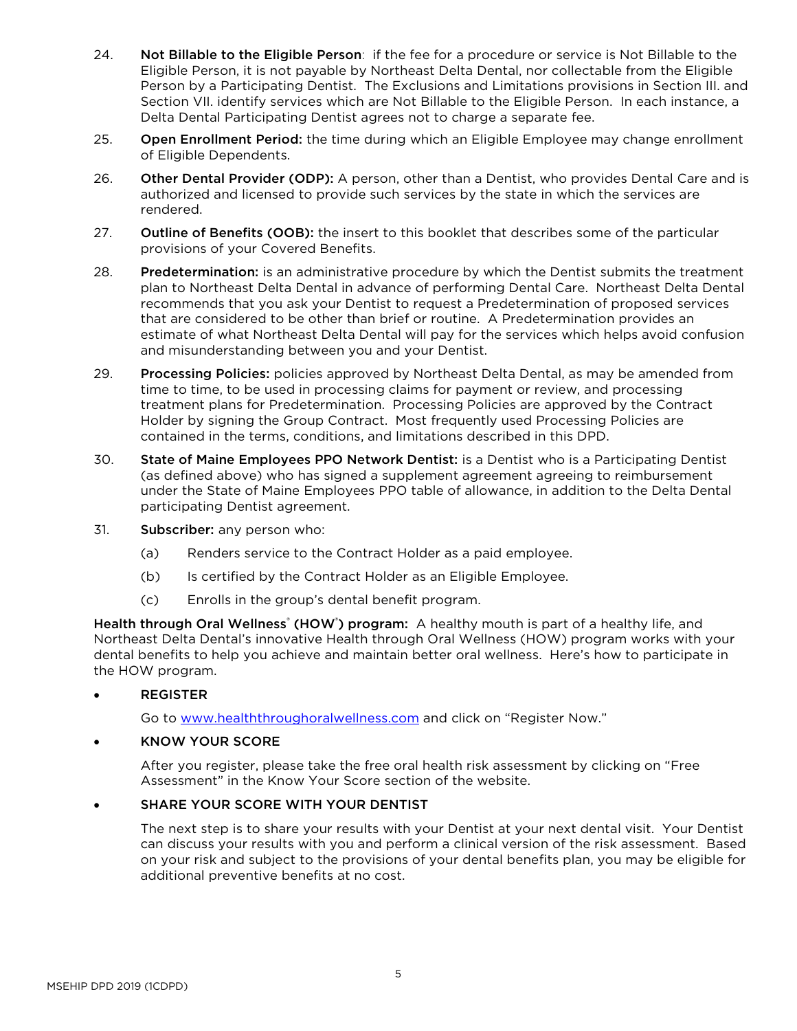24. **Not Billable to the Eligible Person**: if the fee for a procedure or service is Not Billable to the Eligible Person, it is not payable by Northeast Delta Dental, nor collectable from the Eligible Person by a Participating Dentist. The Exclusions and Limitations provisions in Section III. and Section VII. identify services which are Not Billable to the Eligible Person. In each instance, a Delta Dental Participating Dentist agrees not to charge a separate fee.

25. **Open Enrollment Period:** the time during which an Eligible Employee may change enrollment of Eligible Dependents.

26. **Other Dental Provider (ODP):** A person, other than a Dentist, who provides Dental Care and is authorized and licensed to provide such services by the state in which the services are rendered.

27. **Outline of Benefits (OOB):** the insert to this booklet that describes some of the particular provisions of your Covered Benefits.

28. **Predetermination:** is an administrative procedure by which the Dentist submits the treatment plan to Northeast Delta Dental in advance of performing Dental Care. Northeast Delta Dental recommends that you ask your Dentist to request a Predetermination of proposed services that are considered to be other than brief or routine. A Predetermination provides an estimate of what Northeast Delta Dental will pay for the services which helps avoid confusion and misunderstanding between you and your Dentist.

29. **Processing Policies:** policies approved by Northeast Delta Dental, as may be amended from time to time, to be used in processing claims for payment or review, and processing treatment plans for Predetermination. Processing Policies are approved by the Contract Holder by signing the Group Contract. Most frequently used Processing Policies are contained in the terms, conditions, and limitations described in this DPD.

30. **State of Maine Employees PPO Network Dentist:** is a Dentist who is a Participating Dentist (as defined above) who has signed a supplement agreement agreeing to reimbursement under the State of Maine Employees PPO table of allowance, in addition to the Delta Dental participating Dentist agreement.

31. **Subscriber:** any person who:

    (a) Renders service to the Contract Holder as a paid employee.

    (b) Is certified by the Contract Holder as an Eligible Employee.

    (c) Enrolls in the group's dental benefit program.

**Health through Oral Wellness® (HOW®) program:** A healthy mouth is part of a healthy life, and Northeast Delta Dental's innovative Health through Oral Wellness (HOW) program works with your dental benefits to help you achieve and maintain better oral wellness. Here's how to participate in the HOW program.

- REGISTER

  Go to www.healththroughoralwellness.com and click on "Register Now."

- KNOW YOUR SCORE

  After you register, please take the free oral health risk assessment by clicking on "Free Assessment" in the Know Your Score section of the website.

- SHARE YOUR SCORE WITH YOUR DENTIST

  The next step is to share your results with your Dentist at your next dental visit. Your Dentist can discuss your results with you and perform a clinical version of the risk assessment. Based on your risk and subject to the provisions of your dental benefits plan, you may be eligible for additional preventive benefits at no cost.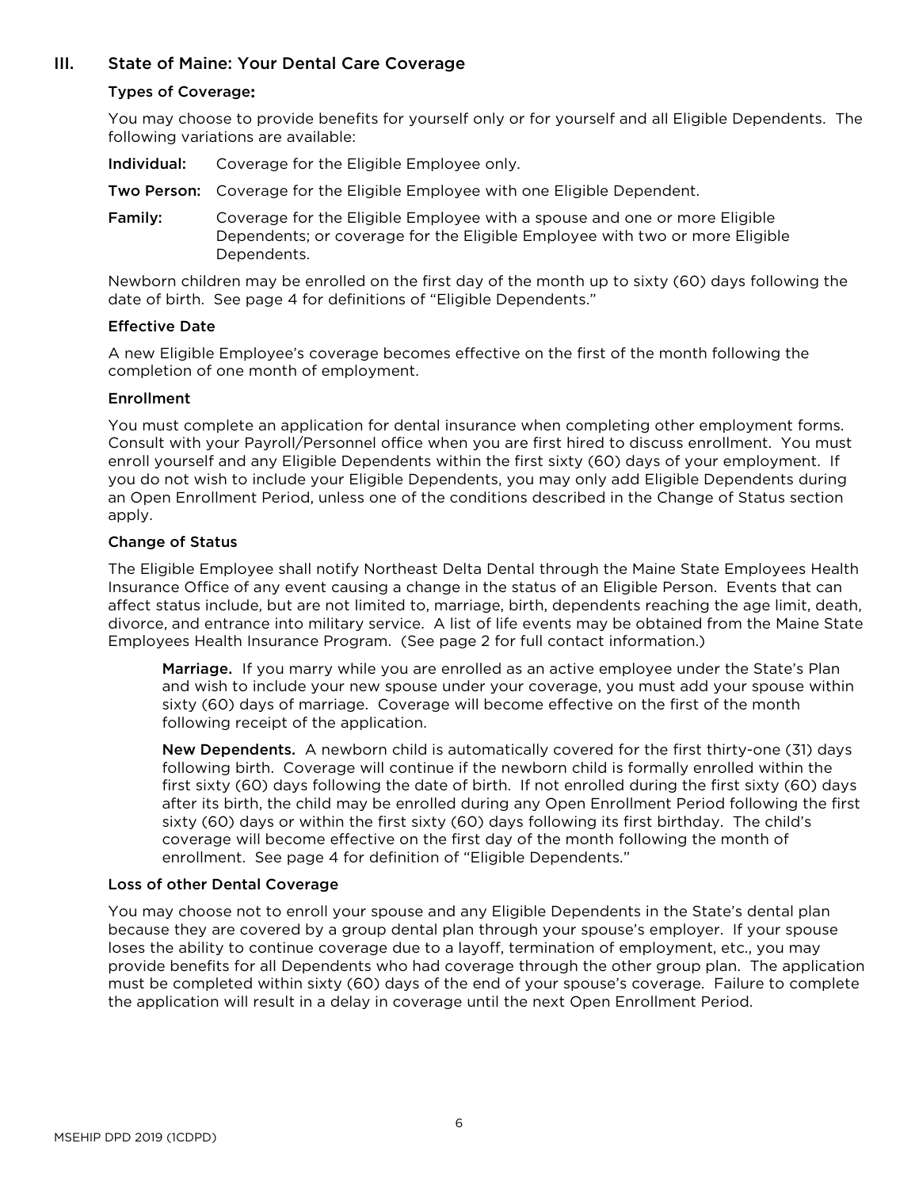## III. State of Maine: Your Dental Care Coverage

### Types of Coverage:

You may choose to provide benefits for yourself only or for yourself and all Eligible Dependents. The following variations are available:

**Individual:** Coverage for the Eligible Employee only.

**Two Person:** Coverage for the Eligible Employee with one Eligible Dependent.

**Family:** Coverage for the Eligible Employee with a spouse and one or more Eligible Dependents; or coverage for the Eligible Employee with two or more Eligible Dependents.

Newborn children may be enrolled on the first day of the month up to sixty (60) days following the date of birth. See page 4 for definitions of "Eligible Dependents."

### Effective Date

A new Eligible Employee's coverage becomes effective on the first of the month following the completion of one month of employment.

### Enrollment

You must complete an application for dental insurance when completing other employment forms. Consult with your Payroll/Personnel office when you are first hired to discuss enrollment. You must enroll yourself and any Eligible Dependents within the first sixty (60) days of your employment. If you do not wish to include your Eligible Dependents, you may only add Eligible Dependents during an Open Enrollment Period, unless one of the conditions described in the Change of Status section apply.

### Change of Status

The Eligible Employee shall notify Northeast Delta Dental through the Maine State Employees Health Insurance Office of any event causing a change in the status of an Eligible Person. Events that can affect status include, but are not limited to, marriage, birth, dependents reaching the age limit, death, divorce, and entrance into military service. A list of life events may be obtained from the Maine State Employees Health Insurance Program. (See page 2 for full contact information.)

**Marriage.** If you marry while you are enrolled as an active employee under the State's Plan and wish to include your new spouse under your coverage, you must add your spouse within sixty (60) days of marriage. Coverage will become effective on the first of the month following receipt of the application.

**New Dependents.** A newborn child is automatically covered for the first thirty-one (31) days following birth. Coverage will continue if the newborn child is formally enrolled within the first sixty (60) days following the date of birth. If not enrolled during the first sixty (60) days after its birth, the child may be enrolled during any Open Enrollment Period following the first sixty (60) days or within the first sixty (60) days following its first birthday. The child's coverage will become effective on the first day of the month following the month of enrollment. See page 4 for definition of "Eligible Dependents."

### Loss of other Dental Coverage

You may choose not to enroll your spouse and any Eligible Dependents in the State's dental plan because they are covered by a group dental plan through your spouse's employer. If your spouse loses the ability to continue coverage due to a layoff, termination of employment, etc., you may provide benefits for all Dependents who had coverage through the other group plan. The application must be completed within sixty (60) days of the end of your spouse's coverage. Failure to complete the application will result in a delay in coverage until the next Open Enrollment Period.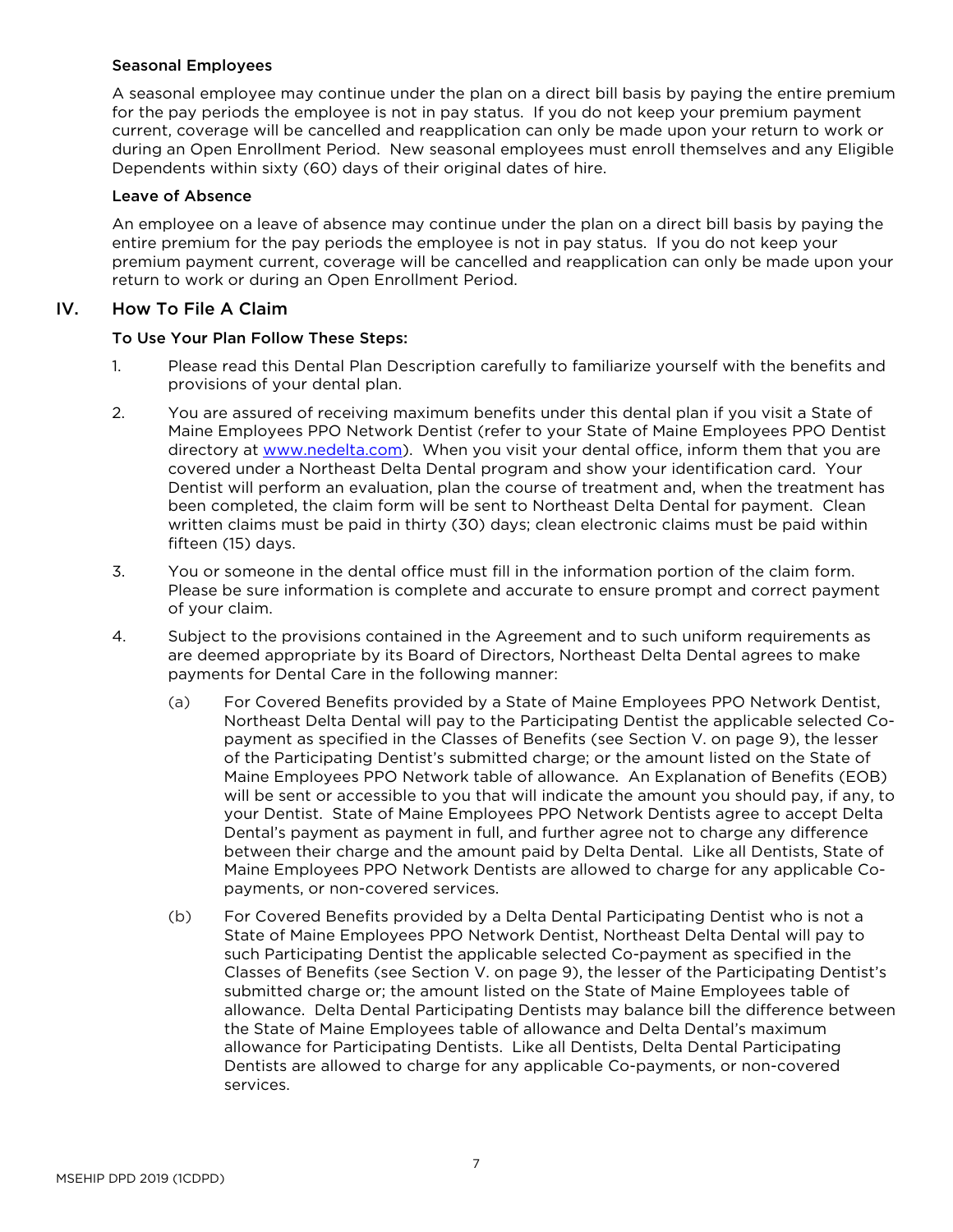### Seasonal Employees

A seasonal employee may continue under the plan on a direct bill basis by paying the entire premium for the pay periods the employee is not in pay status. If you do not keep your premium payment current, coverage will be cancelled and reapplication can only be made upon your return to work or during an Open Enrollment Period. New seasonal employees must enroll themselves and any Eligible Dependents within sixty (60) days of their original dates of hire.

### Leave of Absence

An employee on a leave of absence may continue under the plan on a direct bill basis by paying the entire premium for the pay periods the employee is not in pay status. If you do not keep your premium payment current, coverage will be cancelled and reapplication can only be made upon your return to work or during an Open Enrollment Period.

## IV. How To File A Claim

### To Use Your Plan Follow These Steps:

1. Please read this Dental Plan Description carefully to familiarize yourself with the benefits and provisions of your dental plan.

2. You are assured of receiving maximum benefits under this dental plan if you visit a State of Maine Employees PPO Network Dentist (refer to your State of Maine Employees PPO Dentist directory at www.nedelta.com). When you visit your dental office, inform them that you are covered under a Northeast Delta Dental program and show your identification card. Your Dentist will perform an evaluation, plan the course of treatment and, when the treatment has been completed, the claim form will be sent to Northeast Delta Dental for payment. Clean written claims must be paid in thirty (30) days; clean electronic claims must be paid within fifteen (15) days.

3. You or someone in the dental office must fill in the information portion of the claim form. Please be sure information is complete and accurate to ensure prompt and correct payment of your claim.

4. Subject to the provisions contained in the Agreement and to such uniform requirements as are deemed appropriate by its Board of Directors, Northeast Delta Dental agrees to make payments for Dental Care in the following manner:

   (a) For Covered Benefits provided by a State of Maine Employees PPO Network Dentist, Northeast Delta Dental will pay to the Participating Dentist the applicable selected Co-payment as specified in the Classes of Benefits (see Section V. on page 9), the lesser of the Participating Dentist's submitted charge; or the amount listed on the State of Maine Employees PPO Network table of allowance. An Explanation of Benefits (EOB) will be sent or accessible to you that will indicate the amount you should pay, if any, to your Dentist. State of Maine Employees PPO Network Dentists agree to accept Delta Dental's payment as payment in full, and further agree not to charge any difference between their charge and the amount paid by Delta Dental. Like all Dentists, State of Maine Employees PPO Network Dentists are allowed to charge for any applicable Co-payments, or non-covered services.

   (b) For Covered Benefits provided by a Delta Dental Participating Dentist who is not a State of Maine Employees PPO Network Dentist, Northeast Delta Dental will pay to such Participating Dentist the applicable selected Co-payment as specified in the Classes of Benefits (see Section V. on page 9), the lesser of the Participating Dentist's submitted charge or; the amount listed on the State of Maine Employees table of allowance. Delta Dental Participating Dentists may balance bill the difference between the State of Maine Employees table of allowance and Delta Dental's maximum allowance for Participating Dentists. Like all Dentists, Delta Dental Participating Dentists are allowed to charge for any applicable Co-payments, or non-covered services.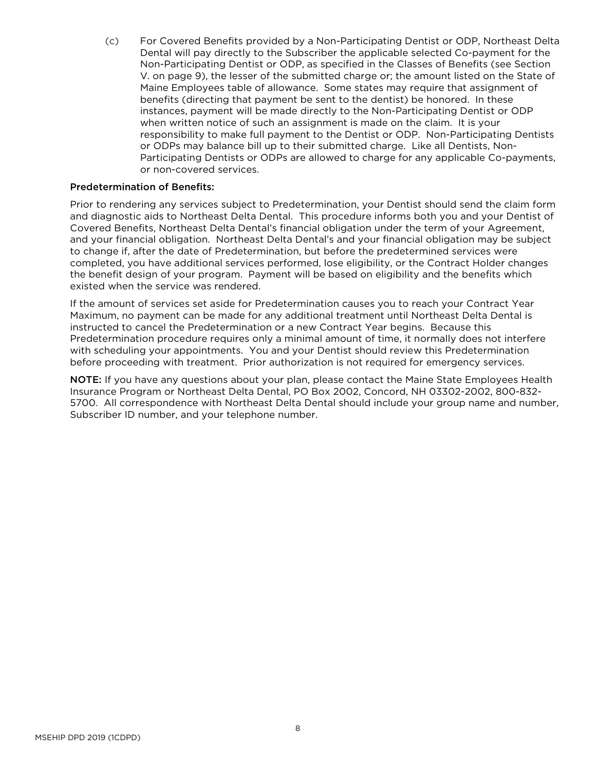(c) For Covered Benefits provided by a Non-Participating Dentist or ODP, Northeast Delta Dental will pay directly to the Subscriber the applicable selected Co-payment for the Non-Participating Dentist or ODP, as specified in the Classes of Benefits (see Section V. on page 9), the lesser of the submitted charge or; the amount listed on the State of Maine Employees table of allowance. Some states may require that assignment of benefits (directing that payment be sent to the dentist) be honored. In these instances, payment will be made directly to the Non-Participating Dentist or ODP when written notice of such an assignment is made on the claim. It is your responsibility to make full payment to the Dentist or ODP. Non-Participating Dentists or ODPs may balance bill up to their submitted charge. Like all Dentists, Non-Participating Dentists or ODPs are allowed to charge for any applicable Co-payments, or non-covered services.

**Predetermination of Benefits:**

Prior to rendering any services subject to Predetermination, your Dentist should send the claim form and diagnostic aids to Northeast Delta Dental. This procedure informs both you and your Dentist of Covered Benefits, Northeast Delta Dental's financial obligation under the term of your Agreement, and your financial obligation. Northeast Delta Dental's and your financial obligation may be subject to change if, after the date of Predetermination, but before the predetermined services were completed, you have additional services performed, lose eligibility, or the Contract Holder changes the benefit design of your program. Payment will be based on eligibility and the benefits which existed when the service was rendered.

If the amount of services set aside for Predetermination causes you to reach your Contract Year Maximum, no payment can be made for any additional treatment until Northeast Delta Dental is instructed to cancel the Predetermination or a new Contract Year begins. Because this Predetermination procedure requires only a minimal amount of time, it normally does not interfere with scheduling your appointments. You and your Dentist should review this Predetermination before proceeding with treatment. Prior authorization is not required for emergency services.

**NOTE:** If you have any questions about your plan, please contact the Maine State Employees Health Insurance Program or Northeast Delta Dental, PO Box 2002, Concord, NH 03302-2002, 800-832-5700. All correspondence with Northeast Delta Dental should include your group name and number, Subscriber ID number, and your telephone number.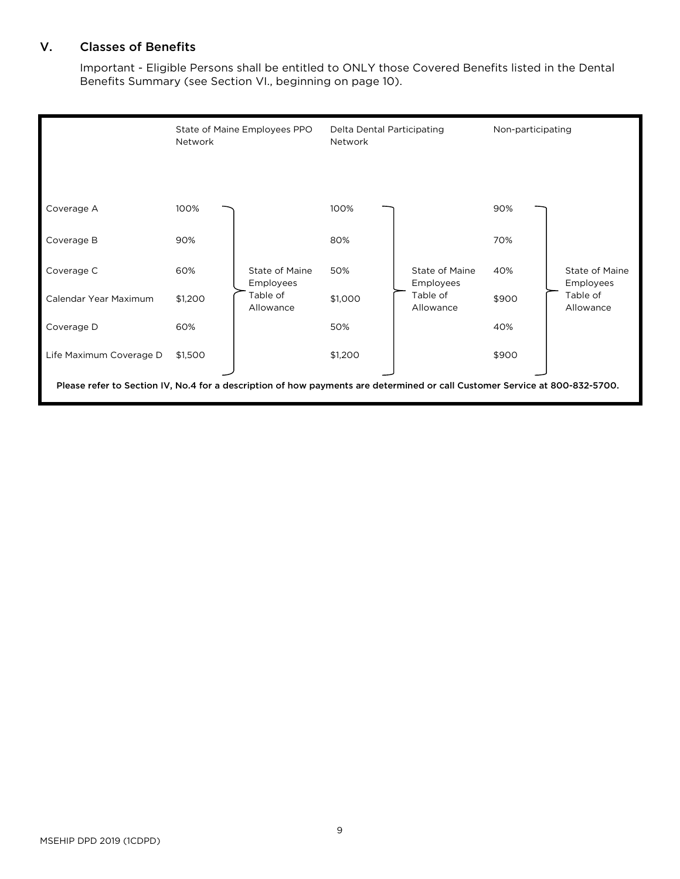## V. Classes of Benefits

Important - Eligible Persons shall be entitled to ONLY those Covered Benefits listed in the Dental Benefits Summary (see Section VI., beginning on page 10).

| | State of Maine Employees PPO Network | | Delta Dental Participating Network | | Non-participating | |
|---|---|---|---|---|---|---|
| Coverage A | 100% | State of Maine Employees Table of Allowance | 100% | State of Maine Employees Table of Allowance | 90% | State of Maine Employees Table of Allowance |
| Coverage B | 90% | | 80% | | 70% | |
| Coverage C | 60% | | 50% | | 40% | |
| Calendar Year Maximum | $1,200 | | $1,000 | | $900 | |
| Coverage D | 60% | | 50% | | 40% | |
| Life Maximum Coverage D | $1,500 | | $1,200 | | $900 | |

**Please refer to Section IV, No.4 for a description of how payments are determined or call Customer Service at 800-832-5700.**

MSEHIP DPD 2019 (1CDPD)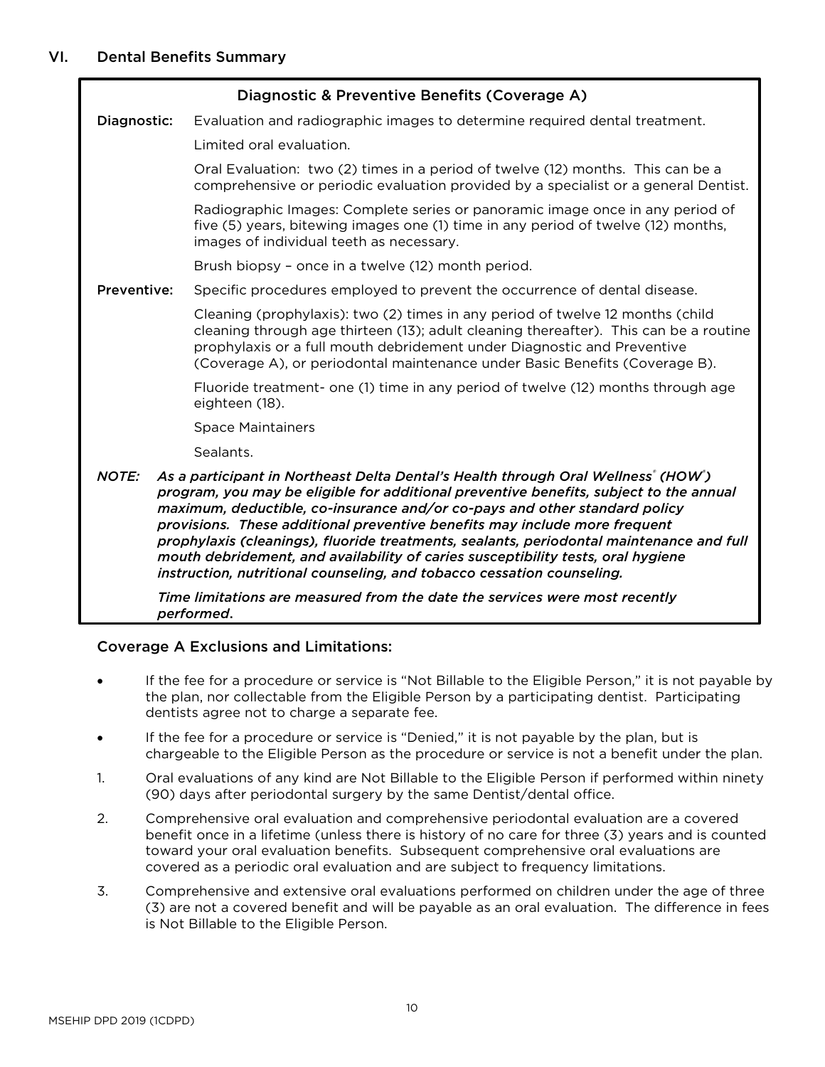## VI. Dental Benefits Summary

### Diagnostic & Preventive Benefits (Coverage A)

**Diagnostic:** Evaluation and radiographic images to determine required dental treatment.

Limited oral evaluation.

Oral Evaluation: two (2) times in a period of twelve (12) months. This can be a comprehensive or periodic evaluation provided by a specialist or a general Dentist.

Radiographic Images: Complete series or panoramic image once in any period of five (5) years, bitewing images one (1) time in any period of twelve (12) months, images of individual teeth as necessary.

Brush biopsy – once in a twelve (12) month period.

**Preventive:** Specific procedures employed to prevent the occurrence of dental disease.

Cleaning (prophylaxis): two (2) times in any period of twelve 12 months (child cleaning through age thirteen (13); adult cleaning thereafter). This can be a routine prophylaxis or a full mouth debridement under Diagnostic and Preventive (Coverage A), or periodontal maintenance under Basic Benefits (Coverage B).

Fluoride treatment- one (1) time in any period of twelve (12) months through age eighteen (18).

Space Maintainers

Sealants.

***NOTE:*** ***As a participant in Northeast Delta Dental's Health through Oral Wellness® (HOW®) program, you may be eligible for additional preventive benefits, subject to the annual maximum, deductible, co-insurance and/or co-pays and other standard policy provisions. These additional preventive benefits may include more frequent prophylaxis (cleanings), fluoride treatments, sealants, periodontal maintenance and full mouth debridement, and availability of caries susceptibility tests, oral hygiene instruction, nutritional counseling, and tobacco cessation counseling.***

***Time limitations are measured from the date the services were most recently performed.***

### Coverage A Exclusions and Limitations:

- If the fee for a procedure or service is "Not Billable to the Eligible Person," it is not payable by the plan, nor collectable from the Eligible Person by a participating dentist. Participating dentists agree not to charge a separate fee.
- If the fee for a procedure or service is "Denied," it is not payable by the plan, but is chargeable to the Eligible Person as the procedure or service is not a benefit under the plan.

1. Oral evaluations of any kind are Not Billable to the Eligible Person if performed within ninety (90) days after periodontal surgery by the same Dentist/dental office.
2. Comprehensive oral evaluation and comprehensive periodontal evaluation are a covered benefit once in a lifetime (unless there is history of no care for three (3) years and is counted toward your oral evaluation benefits. Subsequent comprehensive oral evaluations are covered as a periodic oral evaluation and are subject to frequency limitations.
3. Comprehensive and extensive oral evaluations performed on children under the age of three (3) are not a covered benefit and will be payable as an oral evaluation. The difference in fees is Not Billable to the Eligible Person.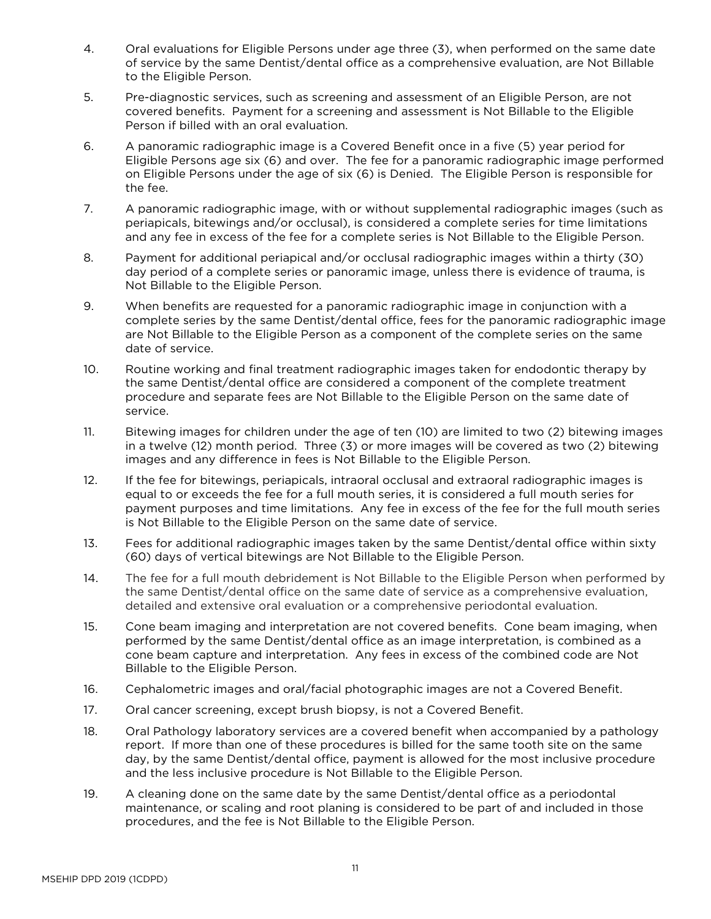4. Oral evaluations for Eligible Persons under age three (3), when performed on the same date of service by the same Dentist/dental office as a comprehensive evaluation, are Not Billable to the Eligible Person.

5. Pre-diagnostic services, such as screening and assessment of an Eligible Person, are not covered benefits. Payment for a screening and assessment is Not Billable to the Eligible Person if billed with an oral evaluation.

6. A panoramic radiographic image is a Covered Benefit once in a five (5) year period for Eligible Persons age six (6) and over. The fee for a panoramic radiographic image performed on Eligible Persons under the age of six (6) is Denied. The Eligible Person is responsible for the fee.

7. A panoramic radiographic image, with or without supplemental radiographic images (such as periapicals, bitewings and/or occlusal), is considered a complete series for time limitations and any fee in excess of the fee for a complete series is Not Billable to the Eligible Person.

8. Payment for additional periapical and/or occlusal radiographic images within a thirty (30) day period of a complete series or panoramic image, unless there is evidence of trauma, is Not Billable to the Eligible Person.

9. When benefits are requested for a panoramic radiographic image in conjunction with a complete series by the same Dentist/dental office, fees for the panoramic radiographic image are Not Billable to the Eligible Person as a component of the complete series on the same date of service.

10. Routine working and final treatment radiographic images taken for endodontic therapy by the same Dentist/dental office are considered a component of the complete treatment procedure and separate fees are Not Billable to the Eligible Person on the same date of service.

11. Bitewing images for children under the age of ten (10) are limited to two (2) bitewing images in a twelve (12) month period. Three (3) or more images will be covered as two (2) bitewing images and any difference in fees is Not Billable to the Eligible Person.

12. If the fee for bitewings, periapicals, intraoral occlusal and extraoral radiographic images is equal to or exceeds the fee for a full mouth series, it is considered a full mouth series for payment purposes and time limitations. Any fee in excess of the fee for the full mouth series is Not Billable to the Eligible Person on the same date of service.

13. Fees for additional radiographic images taken by the same Dentist/dental office within sixty (60) days of vertical bitewings are Not Billable to the Eligible Person.

14. The fee for a full mouth debridement is Not Billable to the Eligible Person when performed by the same Dentist/dental office on the same date of service as a comprehensive evaluation, detailed and extensive oral evaluation or a comprehensive periodontal evaluation.

15. Cone beam imaging and interpretation are not covered benefits. Cone beam imaging, when performed by the same Dentist/dental office as an image interpretation, is combined as a cone beam capture and interpretation. Any fees in excess of the combined code are Not Billable to the Eligible Person.

16. Cephalometric images and oral/facial photographic images are not a Covered Benefit.

17. Oral cancer screening, except brush biopsy, is not a Covered Benefit.

18. Oral Pathology laboratory services are a covered benefit when accompanied by a pathology report. If more than one of these procedures is billed for the same tooth site on the same day, by the same Dentist/dental office, payment is allowed for the most inclusive procedure and the less inclusive procedure is Not Billable to the Eligible Person.

19. A cleaning done on the same date by the same Dentist/dental office as a periodontal maintenance, or scaling and root planing is considered to be part of and included in those procedures, and the fee is Not Billable to the Eligible Person.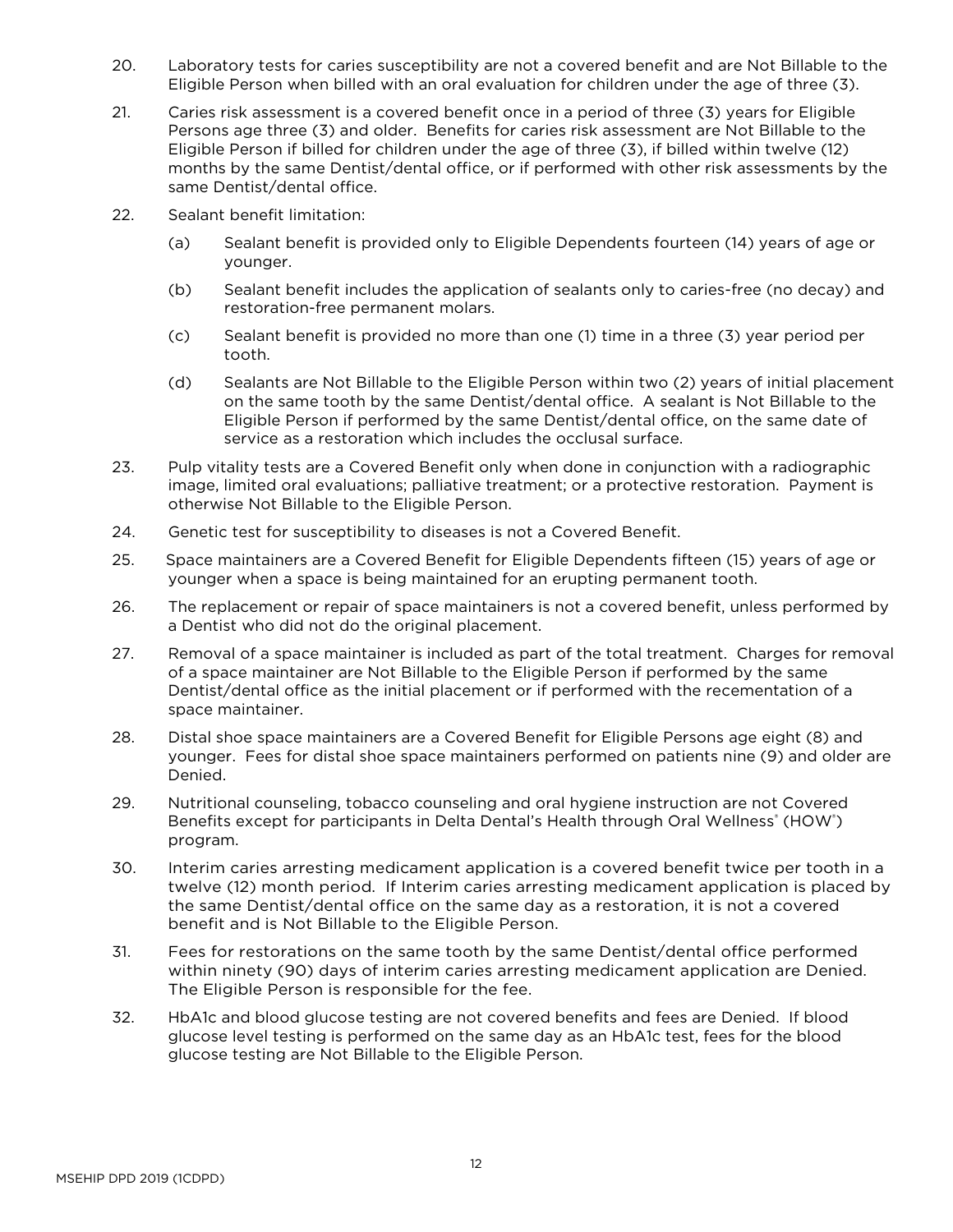20. Laboratory tests for caries susceptibility are not a covered benefit and are Not Billable to the Eligible Person when billed with an oral evaluation for children under the age of three (3).

21. Caries risk assessment is a covered benefit once in a period of three (3) years for Eligible Persons age three (3) and older. Benefits for caries risk assessment are Not Billable to the Eligible Person if billed for children under the age of three (3), if billed within twelve (12) months by the same Dentist/dental office, or if performed with other risk assessments by the same Dentist/dental office.

22. Sealant benefit limitation:

    (a) Sealant benefit is provided only to Eligible Dependents fourteen (14) years of age or younger.

    (b) Sealant benefit includes the application of sealants only to caries-free (no decay) and restoration-free permanent molars.

    (c) Sealant benefit is provided no more than one (1) time in a three (3) year period per tooth.

    (d) Sealants are Not Billable to the Eligible Person within two (2) years of initial placement on the same tooth by the same Dentist/dental office. A sealant is Not Billable to the Eligible Person if performed by the same Dentist/dental office, on the same date of service as a restoration which includes the occlusal surface.

23. Pulp vitality tests are a Covered Benefit only when done in conjunction with a radiographic image, limited oral evaluations; palliative treatment; or a protective restoration. Payment is otherwise Not Billable to the Eligible Person.

24. Genetic test for susceptibility to diseases is not a Covered Benefit.

25. Space maintainers are a Covered Benefit for Eligible Dependents fifteen (15) years of age or younger when a space is being maintained for an erupting permanent tooth.

26. The replacement or repair of space maintainers is not a covered benefit, unless performed by a Dentist who did not do the original placement.

27. Removal of a space maintainer is included as part of the total treatment. Charges for removal of a space maintainer are Not Billable to the Eligible Person if performed by the same Dentist/dental office as the initial placement or if performed with the recementation of a space maintainer.

28. Distal shoe space maintainers are a Covered Benefit for Eligible Persons age eight (8) and younger. Fees for distal shoe space maintainers performed on patients nine (9) and older are Denied.

29. Nutritional counseling, tobacco counseling and oral hygiene instruction are not Covered Benefits except for participants in Delta Dental's Health through Oral Wellness® (HOW®) program.

30. Interim caries arresting medicament application is a covered benefit twice per tooth in a twelve (12) month period. If Interim caries arresting medicament application is placed by the same Dentist/dental office on the same day as a restoration, it is not a covered benefit and is Not Billable to the Eligible Person.

31. Fees for restorations on the same tooth by the same Dentist/dental office performed within ninety (90) days of interim caries arresting medicament application are Denied. The Eligible Person is responsible for the fee.

32. HbA1c and blood glucose testing are not covered benefits and fees are Denied. If blood glucose level testing is performed on the same day as an HbA1c test, fees for the blood glucose testing are Not Billable to the Eligible Person.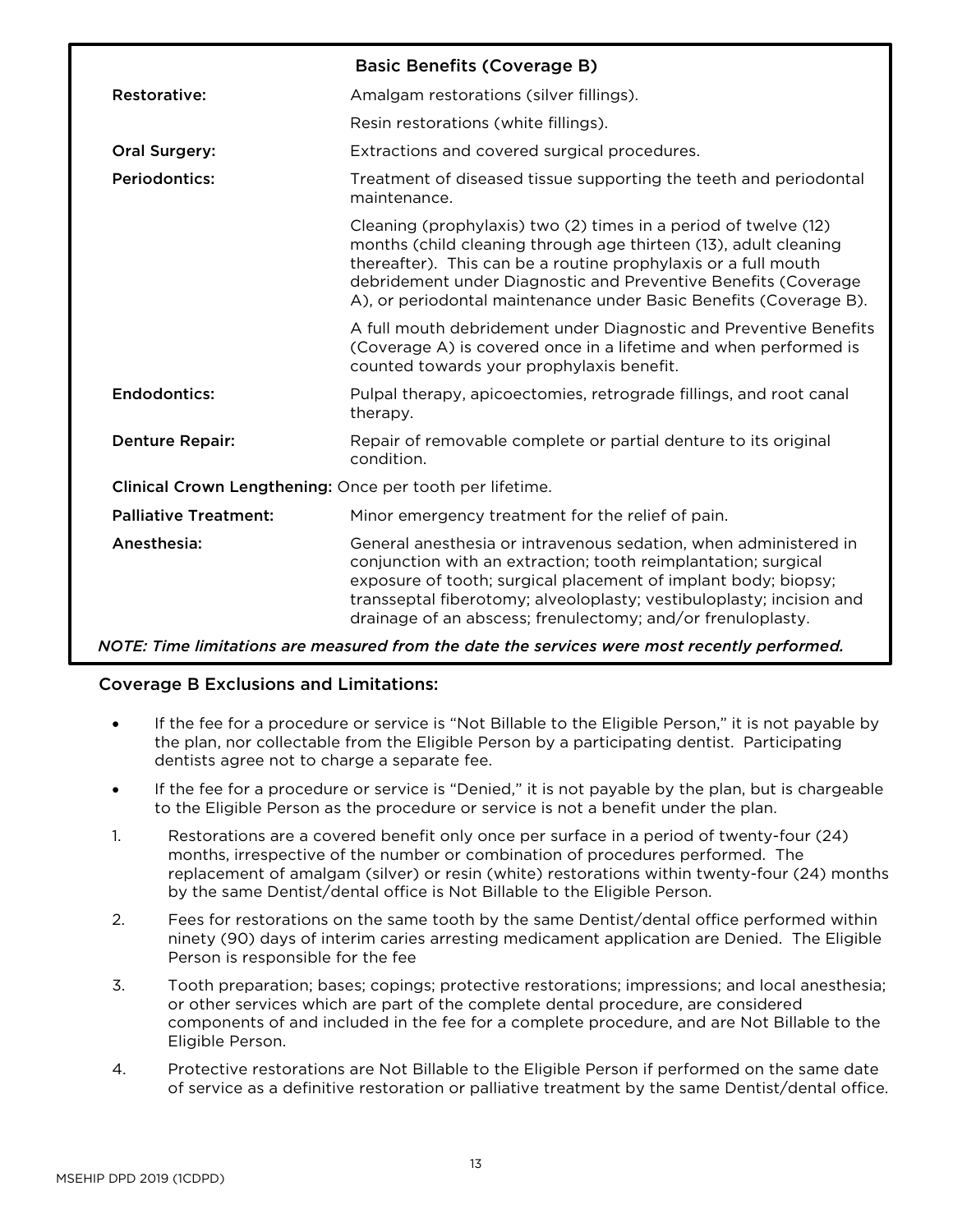| Basic Benefits (Coverage B) | |
|---|---|
| **Restorative:** | Amalgam restorations (silver fillings). |
| | Resin restorations (white fillings). |
| **Oral Surgery:** | Extractions and covered surgical procedures. |
| **Periodontics:** | Treatment of diseased tissue supporting the teeth and periodontal maintenance. |
| | Cleaning (prophylaxis) two (2) times in a period of twelve (12) months (child cleaning through age thirteen (13), adult cleaning thereafter). This can be a routine prophylaxis or a full mouth debridement under Diagnostic and Preventive Benefits (Coverage A), or periodontal maintenance under Basic Benefits (Coverage B). |
| | A full mouth debridement under Diagnostic and Preventive Benefits (Coverage A) is covered once in a lifetime and when performed is counted towards your prophylaxis benefit. |
| **Endodontics:** | Pulpal therapy, apicoectomies, retrograde fillings, and root canal therapy. |
| **Denture Repair:** | Repair of removable complete or partial denture to its original condition. |
| **Clinical Crown Lengthening:** Once per tooth per lifetime. | |
| **Palliative Treatment:** | Minor emergency treatment for the relief of pain. |
| **Anesthesia:** | General anesthesia or intravenous sedation, when administered in conjunction with an extraction; tooth reimplantation; surgical exposure of tooth; surgical placement of implant body; biopsy; transseptal fiberotomy; alveoloplasty; vestibuloplasty; incision and drainage of an abscess; frenulectomy; and/or frenuloplasty. |

***NOTE: Time limitations are measured from the date the services were most recently performed.***

## Coverage B Exclusions and Limitations:

- If the fee for a procedure or service is "Not Billable to the Eligible Person," it is not payable by the plan, nor collectable from the Eligible Person by a participating dentist. Participating dentists agree not to charge a separate fee.
- If the fee for a procedure or service is "Denied," it is not payable by the plan, but is chargeable to the Eligible Person as the procedure or service is not a benefit under the plan.

1. Restorations are a covered benefit only once per surface in a period of twenty-four (24) months, irrespective of the number or combination of procedures performed. The replacement of amalgam (silver) or resin (white) restorations within twenty-four (24) months by the same Dentist/dental office is Not Billable to the Eligible Person.
2. Fees for restorations on the same tooth by the same Dentist/dental office performed within ninety (90) days of interim caries arresting medicament application are Denied. The Eligible Person is responsible for the fee
3. Tooth preparation; bases; copings; protective restorations; impressions; and local anesthesia; or other services which are part of the complete dental procedure, are considered components of and included in the fee for a complete procedure, and are Not Billable to the Eligible Person.
4. Protective restorations are Not Billable to the Eligible Person if performed on the same date of service as a definitive restoration or palliative treatment by the same Dentist/dental office.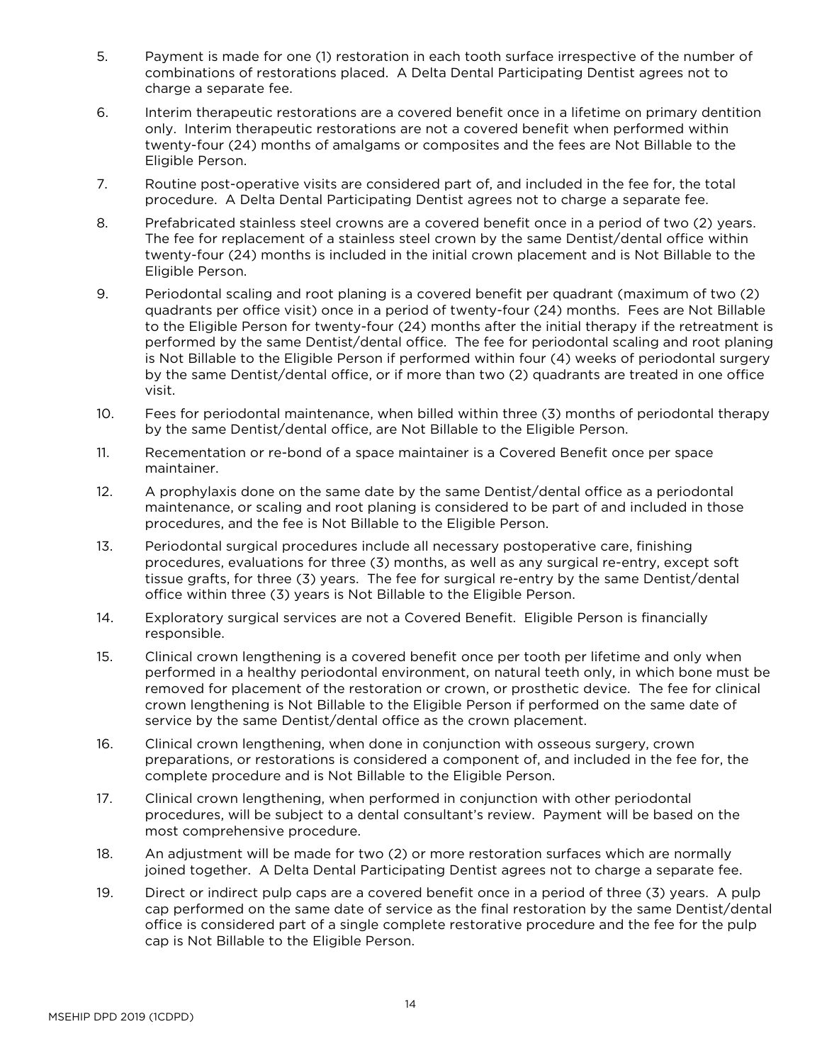5. Payment is made for one (1) restoration in each tooth surface irrespective of the number of combinations of restorations placed. A Delta Dental Participating Dentist agrees not to charge a separate fee.

6. Interim therapeutic restorations are a covered benefit once in a lifetime on primary dentition only. Interim therapeutic restorations are not a covered benefit when performed within twenty-four (24) months of amalgams or composites and the fees are Not Billable to the Eligible Person.

7. Routine post-operative visits are considered part of, and included in the fee for, the total procedure. A Delta Dental Participating Dentist agrees not to charge a separate fee.

8. Prefabricated stainless steel crowns are a covered benefit once in a period of two (2) years. The fee for replacement of a stainless steel crown by the same Dentist/dental office within twenty-four (24) months is included in the initial crown placement and is Not Billable to the Eligible Person.

9. Periodontal scaling and root planing is a covered benefit per quadrant (maximum of two (2) quadrants per office visit) once in a period of twenty-four (24) months. Fees are Not Billable to the Eligible Person for twenty-four (24) months after the initial therapy if the retreatment is performed by the same Dentist/dental office. The fee for periodontal scaling and root planing is Not Billable to the Eligible Person if performed within four (4) weeks of periodontal surgery by the same Dentist/dental office, or if more than two (2) quadrants are treated in one office visit.

10. Fees for periodontal maintenance, when billed within three (3) months of periodontal therapy by the same Dentist/dental office, are Not Billable to the Eligible Person.

11. Recementation or re-bond of a space maintainer is a Covered Benefit once per space maintainer.

12. A prophylaxis done on the same date by the same Dentist/dental office as a periodontal maintenance, or scaling and root planing is considered to be part of and included in those procedures, and the fee is Not Billable to the Eligible Person.

13. Periodontal surgical procedures include all necessary postoperative care, finishing procedures, evaluations for three (3) months, as well as any surgical re-entry, except soft tissue grafts, for three (3) years. The fee for surgical re-entry by the same Dentist/dental office within three (3) years is Not Billable to the Eligible Person.

14. Exploratory surgical services are not a Covered Benefit. Eligible Person is financially responsible.

15. Clinical crown lengthening is a covered benefit once per tooth per lifetime and only when performed in a healthy periodontal environment, on natural teeth only, in which bone must be removed for placement of the restoration or crown, or prosthetic device. The fee for clinical crown lengthening is Not Billable to the Eligible Person if performed on the same date of service by the same Dentist/dental office as the crown placement.

16. Clinical crown lengthening, when done in conjunction with osseous surgery, crown preparations, or restorations is considered a component of, and included in the fee for, the complete procedure and is Not Billable to the Eligible Person.

17. Clinical crown lengthening, when performed in conjunction with other periodontal procedures, will be subject to a dental consultant's review. Payment will be based on the most comprehensive procedure.

18. An adjustment will be made for two (2) or more restoration surfaces which are normally joined together. A Delta Dental Participating Dentist agrees not to charge a separate fee.

19. Direct or indirect pulp caps are a covered benefit once in a period of three (3) years. A pulp cap performed on the same date of service as the final restoration by the same Dentist/dental office is considered part of a single complete restorative procedure and the fee for the pulp cap is Not Billable to the Eligible Person.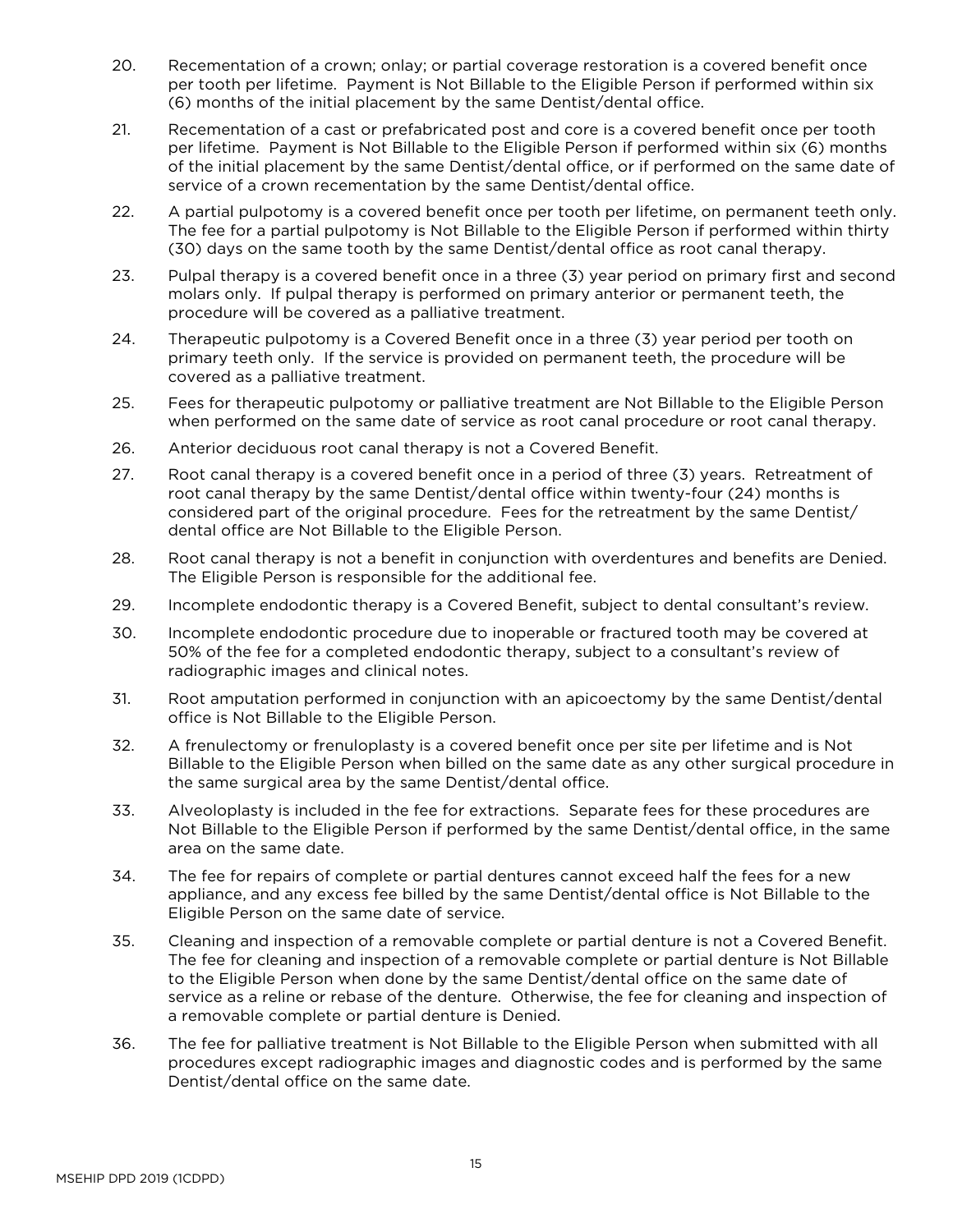20. Recementation of a crown; onlay; or partial coverage restoration is a covered benefit once per tooth per lifetime. Payment is Not Billable to the Eligible Person if performed within six (6) months of the initial placement by the same Dentist/dental office.

21. Recementation of a cast or prefabricated post and core is a covered benefit once per tooth per lifetime. Payment is Not Billable to the Eligible Person if performed within six (6) months of the initial placement by the same Dentist/dental office, or if performed on the same date of service of a crown recementation by the same Dentist/dental office.

22. A partial pulpotomy is a covered benefit once per tooth per lifetime, on permanent teeth only. The fee for a partial pulpotomy is Not Billable to the Eligible Person if performed within thirty (30) days on the same tooth by the same Dentist/dental office as root canal therapy.

23. Pulpal therapy is a covered benefit once in a three (3) year period on primary first and second molars only. If pulpal therapy is performed on primary anterior or permanent teeth, the procedure will be covered as a palliative treatment.

24. Therapeutic pulpotomy is a Covered Benefit once in a three (3) year period per tooth on primary teeth only. If the service is provided on permanent teeth, the procedure will be covered as a palliative treatment.

25. Fees for therapeutic pulpotomy or palliative treatment are Not Billable to the Eligible Person when performed on the same date of service as root canal procedure or root canal therapy.

26. Anterior deciduous root canal therapy is not a Covered Benefit.

27. Root canal therapy is a covered benefit once in a period of three (3) years. Retreatment of root canal therapy by the same Dentist/dental office within twenty-four (24) months is considered part of the original procedure. Fees for the retreatment by the same Dentist/dental office are Not Billable to the Eligible Person.

28. Root canal therapy is not a benefit in conjunction with overdentures and benefits are Denied. The Eligible Person is responsible for the additional fee.

29. Incomplete endodontic therapy is a Covered Benefit, subject to dental consultant's review.

30. Incomplete endodontic procedure due to inoperable or fractured tooth may be covered at 50% of the fee for a completed endodontic therapy, subject to a consultant's review of radiographic images and clinical notes.

31. Root amputation performed in conjunction with an apicoectomy by the same Dentist/dental office is Not Billable to the Eligible Person.

32. A frenulectomy or frenuloplasty is a covered benefit once per site per lifetime and is Not Billable to the Eligible Person when billed on the same date as any other surgical procedure in the same surgical area by the same Dentist/dental office.

33. Alveoloplasty is included in the fee for extractions. Separate fees for these procedures are Not Billable to the Eligible Person if performed by the same Dentist/dental office, in the same area on the same date.

34. The fee for repairs of complete or partial dentures cannot exceed half the fees for a new appliance, and any excess fee billed by the same Dentist/dental office is Not Billable to the Eligible Person on the same date of service.

35. Cleaning and inspection of a removable complete or partial denture is not a Covered Benefit. The fee for cleaning and inspection of a removable complete or partial denture is Not Billable to the Eligible Person when done by the same Dentist/dental office on the same date of service as a reline or rebase of the denture. Otherwise, the fee for cleaning and inspection of a removable complete or partial denture is Denied.

36. The fee for palliative treatment is Not Billable to the Eligible Person when submitted with all procedures except radiographic images and diagnostic codes and is performed by the same Dentist/dental office on the same date.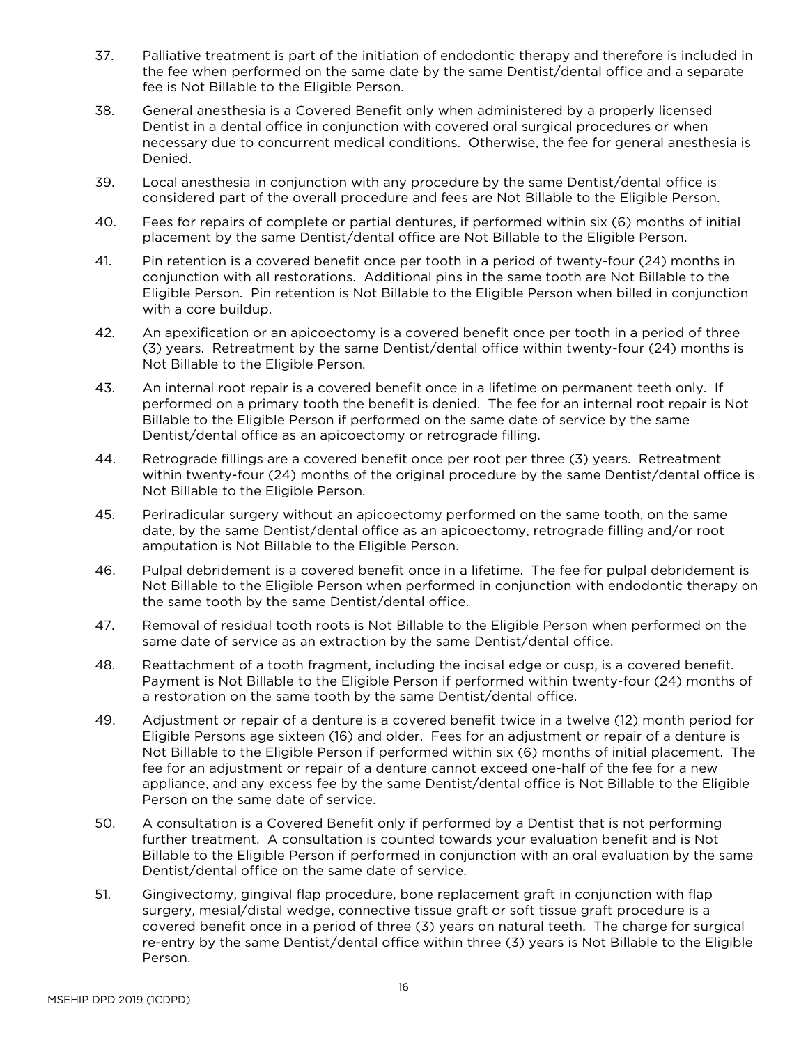37. Palliative treatment is part of the initiation of endodontic therapy and therefore is included in the fee when performed on the same date by the same Dentist/dental office and a separate fee is Not Billable to the Eligible Person.

38. General anesthesia is a Covered Benefit only when administered by a properly licensed Dentist in a dental office in conjunction with covered oral surgical procedures or when necessary due to concurrent medical conditions. Otherwise, the fee for general anesthesia is Denied.

39. Local anesthesia in conjunction with any procedure by the same Dentist/dental office is considered part of the overall procedure and fees are Not Billable to the Eligible Person.

40. Fees for repairs of complete or partial dentures, if performed within six (6) months of initial placement by the same Dentist/dental office are Not Billable to the Eligible Person.

41. Pin retention is a covered benefit once per tooth in a period of twenty-four (24) months in conjunction with all restorations. Additional pins in the same tooth are Not Billable to the Eligible Person. Pin retention is Not Billable to the Eligible Person when billed in conjunction with a core buildup.

42. An apexification or an apicoectomy is a covered benefit once per tooth in a period of three (3) years. Retreatment by the same Dentist/dental office within twenty-four (24) months is Not Billable to the Eligible Person.

43. An internal root repair is a covered benefit once in a lifetime on permanent teeth only. If performed on a primary tooth the benefit is denied. The fee for an internal root repair is Not Billable to the Eligible Person if performed on the same date of service by the same Dentist/dental office as an apicoectomy or retrograde filling.

44. Retrograde fillings are a covered benefit once per root per three (3) years. Retreatment within twenty-four (24) months of the original procedure by the same Dentist/dental office is Not Billable to the Eligible Person.

45. Periradicular surgery without an apicoectomy performed on the same tooth, on the same date, by the same Dentist/dental office as an apicoectomy, retrograde filling and/or root amputation is Not Billable to the Eligible Person.

46. Pulpal debridement is a covered benefit once in a lifetime. The fee for pulpal debridement is Not Billable to the Eligible Person when performed in conjunction with endodontic therapy on the same tooth by the same Dentist/dental office.

47. Removal of residual tooth roots is Not Billable to the Eligible Person when performed on the same date of service as an extraction by the same Dentist/dental office.

48. Reattachment of a tooth fragment, including the incisal edge or cusp, is a covered benefit. Payment is Not Billable to the Eligible Person if performed within twenty-four (24) months of a restoration on the same tooth by the same Dentist/dental office.

49. Adjustment or repair of a denture is a covered benefit twice in a twelve (12) month period for Eligible Persons age sixteen (16) and older. Fees for an adjustment or repair of a denture is Not Billable to the Eligible Person if performed within six (6) months of initial placement. The fee for an adjustment or repair of a denture cannot exceed one-half of the fee for a new appliance, and any excess fee by the same Dentist/dental office is Not Billable to the Eligible Person on the same date of service.

50. A consultation is a Covered Benefit only if performed by a Dentist that is not performing further treatment. A consultation is counted towards your evaluation benefit and is Not Billable to the Eligible Person if performed in conjunction with an oral evaluation by the same Dentist/dental office on the same date of service.

51. Gingivectomy, gingival flap procedure, bone replacement graft in conjunction with flap surgery, mesial/distal wedge, connective tissue graft or soft tissue graft procedure is a covered benefit once in a period of three (3) years on natural teeth. The charge for surgical re-entry by the same Dentist/dental office within three (3) years is Not Billable to the Eligible Person.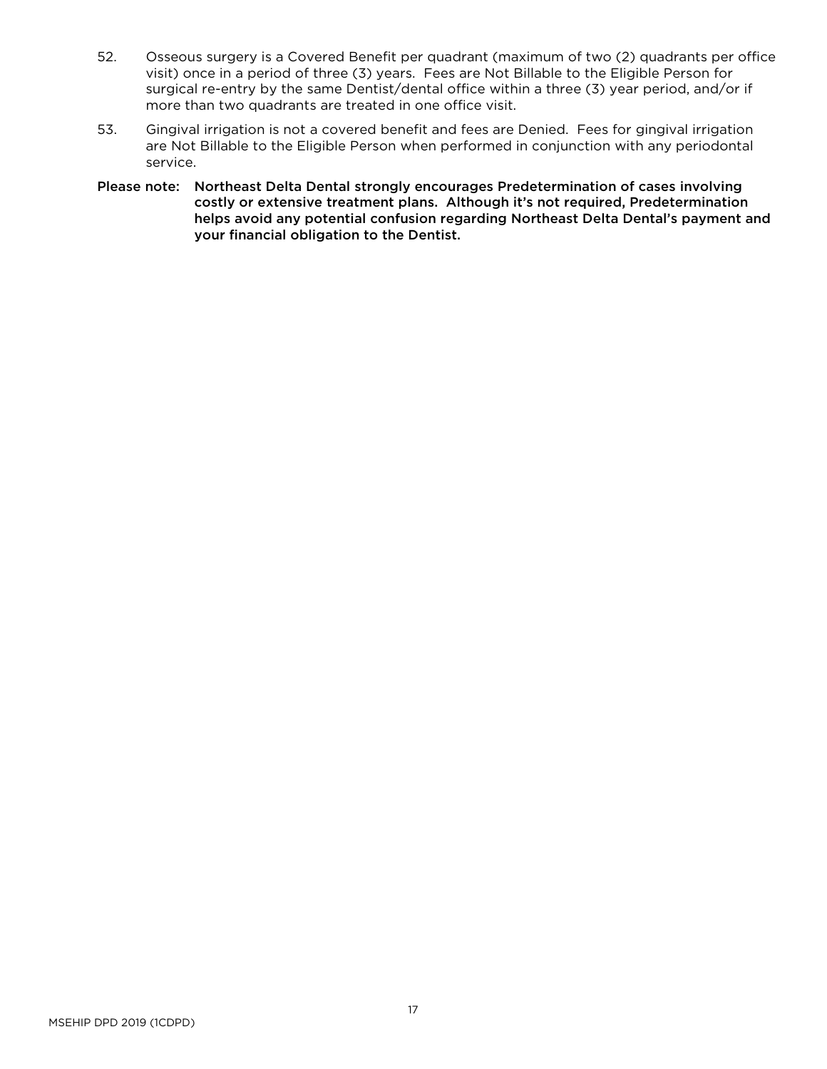52. Osseous surgery is a Covered Benefit per quadrant (maximum of two (2) quadrants per office visit) once in a period of three (3) years. Fees are Not Billable to the Eligible Person for surgical re-entry by the same Dentist/dental office within a three (3) year period, and/or if more than two quadrants are treated in one office visit.

53. Gingival irrigation is not a covered benefit and fees are Denied. Fees for gingival irrigation are Not Billable to the Eligible Person when performed in conjunction with any periodontal service.

**Please note: Northeast Delta Dental strongly encourages Predetermination of cases involving costly or extensive treatment plans. Although it's not required, Predetermination helps avoid any potential confusion regarding Northeast Delta Dental's payment and your financial obligation to the Dentist.**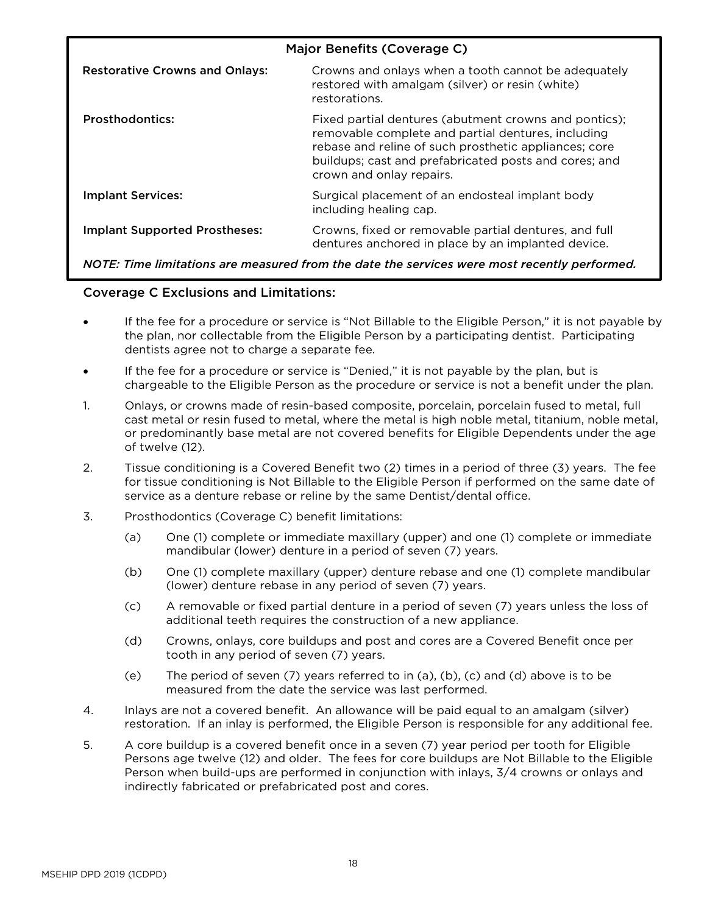| Major Benefits (Coverage C) | |
|---|---|
| **Restorative Crowns and Onlays:** | Crowns and onlays when a tooth cannot be adequately restored with amalgam (silver) or resin (white) restorations. |
| **Prosthodontics:** | Fixed partial dentures (abutment crowns and pontics); removable complete and partial dentures, including rebase and reline of such prosthetic appliances; core buildups; cast and prefabricated posts and cores; and crown and onlay repairs. |
| **Implant Services:** | Surgical placement of an endosteal implant body including healing cap. |
| **Implant Supported Prostheses:** | Crowns, fixed or removable partial dentures, and full dentures anchored in place by an implanted device. |

*NOTE: Time limitations are measured from the date the services were most recently performed.*

## Coverage C Exclusions and Limitations:

- If the fee for a procedure or service is "Not Billable to the Eligible Person," it is not payable by the plan, nor collectable from the Eligible Person by a participating dentist. Participating dentists agree not to charge a separate fee.
- If the fee for a procedure or service is "Denied," it is not payable by the plan, but is chargeable to the Eligible Person as the procedure or service is not a benefit under the plan.

1. Onlays, or crowns made of resin-based composite, porcelain, porcelain fused to metal, full cast metal or resin fused to metal, where the metal is high noble metal, titanium, noble metal, or predominantly base metal are not covered benefits for Eligible Dependents under the age of twelve (12).
2. Tissue conditioning is a Covered Benefit two (2) times in a period of three (3) years. The fee for tissue conditioning is Not Billable to the Eligible Person if performed on the same date of service as a denture rebase or reline by the same Dentist/dental office.
3. Prosthodontics (Coverage C) benefit limitations:
   - (a) One (1) complete or immediate maxillary (upper) and one (1) complete or immediate mandibular (lower) denture in a period of seven (7) years.
   - (b) One (1) complete maxillary (upper) denture rebase and one (1) complete mandibular (lower) denture rebase in any period of seven (7) years.
   - (c) A removable or fixed partial denture in a period of seven (7) years unless the loss of additional teeth requires the construction of a new appliance.
   - (d) Crowns, onlays, core buildups and post and cores are a Covered Benefit once per tooth in any period of seven (7) years.
   - (e) The period of seven (7) years referred to in (a), (b), (c) and (d) above is to be measured from the date the service was last performed.
4. Inlays are not a covered benefit. An allowance will be paid equal to an amalgam (silver) restoration. If an inlay is performed, the Eligible Person is responsible for any additional fee.
5. A core buildup is a covered benefit once in a seven (7) year period per tooth for Eligible Persons age twelve (12) and older. The fees for core buildups are Not Billable to the Eligible Person when build-ups are performed in conjunction with inlays, 3/4 crowns or onlays and indirectly fabricated or prefabricated post and cores.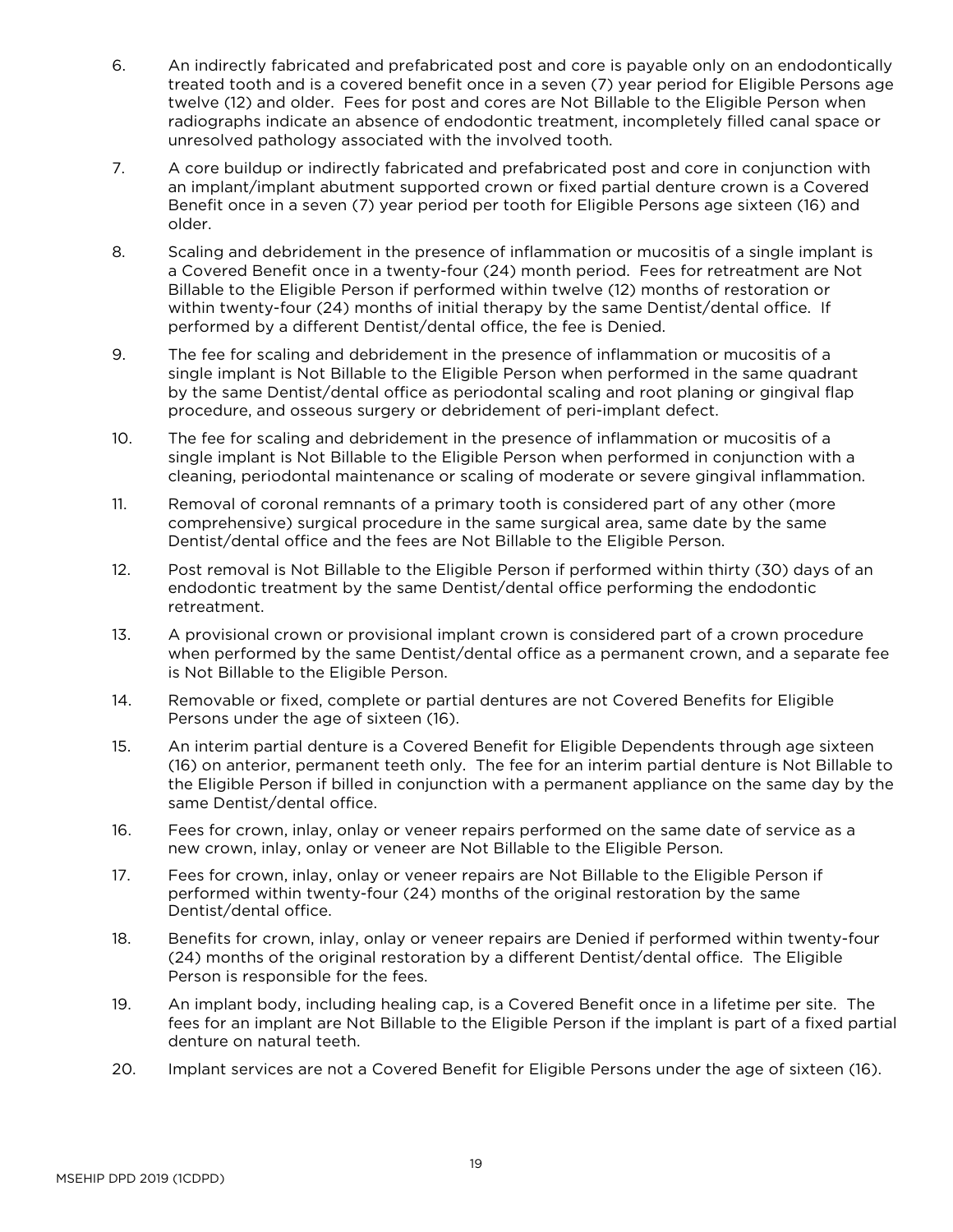6. An indirectly fabricated and prefabricated post and core is payable only on an endodontically treated tooth and is a covered benefit once in a seven (7) year period for Eligible Persons age twelve (12) and older. Fees for post and cores are Not Billable to the Eligible Person when radiographs indicate an absence of endodontic treatment, incompletely filled canal space or unresolved pathology associated with the involved tooth.

7. A core buildup or indirectly fabricated and prefabricated post and core in conjunction with an implant/implant abutment supported crown or fixed partial denture crown is a Covered Benefit once in a seven (7) year period per tooth for Eligible Persons age sixteen (16) and older.

8. Scaling and debridement in the presence of inflammation or mucositis of a single implant is a Covered Benefit once in a twenty-four (24) month period. Fees for retreatment are Not Billable to the Eligible Person if performed within twelve (12) months of restoration or within twenty-four (24) months of initial therapy by the same Dentist/dental office. If performed by a different Dentist/dental office, the fee is Denied.

9. The fee for scaling and debridement in the presence of inflammation or mucositis of a single implant is Not Billable to the Eligible Person when performed in the same quadrant by the same Dentist/dental office as periodontal scaling and root planing or gingival flap procedure, and osseous surgery or debridement of peri-implant defect.

10. The fee for scaling and debridement in the presence of inflammation or mucositis of a single implant is Not Billable to the Eligible Person when performed in conjunction with a cleaning, periodontal maintenance or scaling of moderate or severe gingival inflammation.

11. Removal of coronal remnants of a primary tooth is considered part of any other (more comprehensive) surgical procedure in the same surgical area, same date by the same Dentist/dental office and the fees are Not Billable to the Eligible Person.

12. Post removal is Not Billable to the Eligible Person if performed within thirty (30) days of an endodontic treatment by the same Dentist/dental office performing the endodontic retreatment.

13. A provisional crown or provisional implant crown is considered part of a crown procedure when performed by the same Dentist/dental office as a permanent crown, and a separate fee is Not Billable to the Eligible Person.

14. Removable or fixed, complete or partial dentures are not Covered Benefits for Eligible Persons under the age of sixteen (16).

15. An interim partial denture is a Covered Benefit for Eligible Dependents through age sixteen (16) on anterior, permanent teeth only. The fee for an interim partial denture is Not Billable to the Eligible Person if billed in conjunction with a permanent appliance on the same day by the same Dentist/dental office.

16. Fees for crown, inlay, onlay or veneer repairs performed on the same date of service as a new crown, inlay, onlay or veneer are Not Billable to the Eligible Person.

17. Fees for crown, inlay, onlay or veneer repairs are Not Billable to the Eligible Person if performed within twenty-four (24) months of the original restoration by the same Dentist/dental office.

18. Benefits for crown, inlay, onlay or veneer repairs are Denied if performed within twenty-four (24) months of the original restoration by a different Dentist/dental office. The Eligible Person is responsible for the fees.

19. An implant body, including healing cap, is a Covered Benefit once in a lifetime per site. The fees for an implant are Not Billable to the Eligible Person if the implant is part of a fixed partial denture on natural teeth.

20. Implant services are not a Covered Benefit for Eligible Persons under the age of sixteen (16).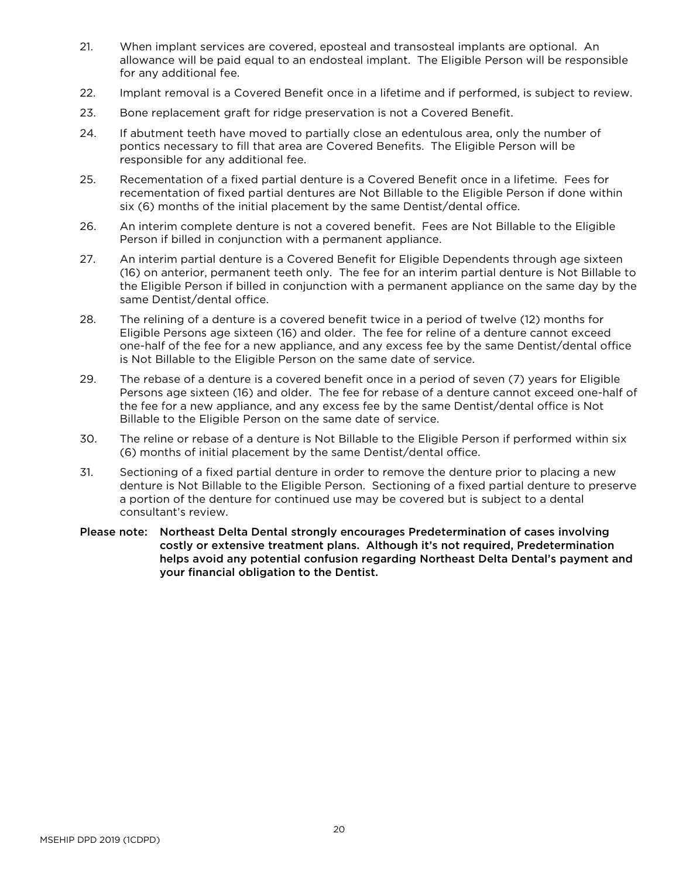21. When implant services are covered, eposteal and transosteal implants are optional. An allowance will be paid equal to an endosteal implant. The Eligible Person will be responsible for any additional fee.

22. Implant removal is a Covered Benefit once in a lifetime and if performed, is subject to review.

23. Bone replacement graft for ridge preservation is not a Covered Benefit.

24. If abutment teeth have moved to partially close an edentulous area, only the number of pontics necessary to fill that area are Covered Benefits. The Eligible Person will be responsible for any additional fee.

25. Recementation of a fixed partial denture is a Covered Benefit once in a lifetime. Fees for recementation of fixed partial dentures are Not Billable to the Eligible Person if done within six (6) months of the initial placement by the same Dentist/dental office.

26. An interim complete denture is not a covered benefit. Fees are Not Billable to the Eligible Person if billed in conjunction with a permanent appliance.

27. An interim partial denture is a Covered Benefit for Eligible Dependents through age sixteen (16) on anterior, permanent teeth only. The fee for an interim partial denture is Not Billable to the Eligible Person if billed in conjunction with a permanent appliance on the same day by the same Dentist/dental office.

28. The relining of a denture is a covered benefit twice in a period of twelve (12) months for Eligible Persons age sixteen (16) and older. The fee for reline of a denture cannot exceed one-half of the fee for a new appliance, and any excess fee by the same Dentist/dental office is Not Billable to the Eligible Person on the same date of service.

29. The rebase of a denture is a covered benefit once in a period of seven (7) years for Eligible Persons age sixteen (16) and older. The fee for rebase of a denture cannot exceed one-half of the fee for a new appliance, and any excess fee by the same Dentist/dental office is Not Billable to the Eligible Person on the same date of service.

30. The reline or rebase of a denture is Not Billable to the Eligible Person if performed within six (6) months of initial placement by the same Dentist/dental office.

31. Sectioning of a fixed partial denture in order to remove the denture prior to placing a new denture is Not Billable to the Eligible Person. Sectioning of a fixed partial denture to preserve a portion of the denture for continued use may be covered but is subject to a dental consultant's review.

**Please note: Northeast Delta Dental strongly encourages Predetermination of cases involving costly or extensive treatment plans. Although it's not required, Predetermination helps avoid any potential confusion regarding Northeast Delta Dental's payment and your financial obligation to the Dentist.**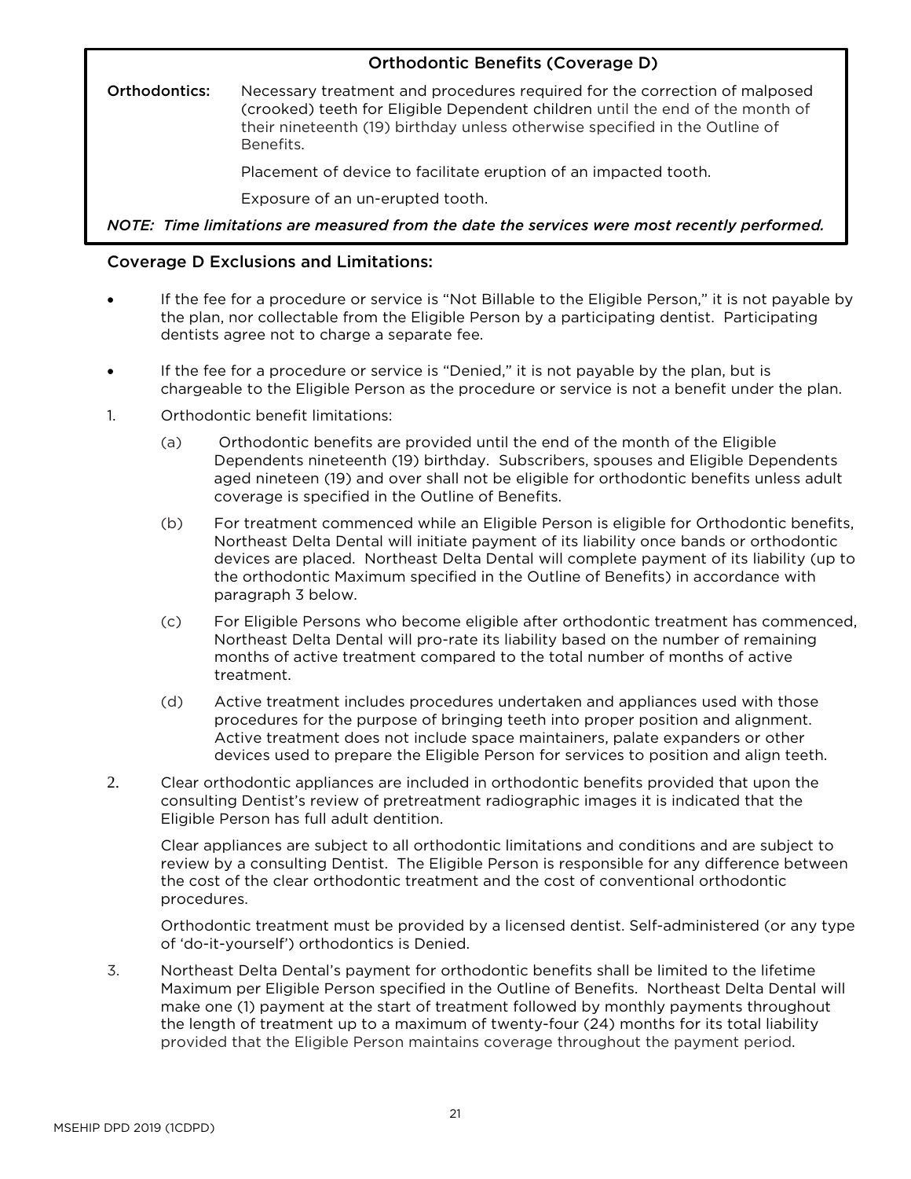## Orthodontic Benefits (Coverage D)

**Orthodontics:** Necessary treatment and procedures required for the correction of malposed (crooked) teeth for Eligible Dependent children until the end of the month of their nineteenth (19) birthday unless otherwise specified in the Outline of Benefits.

Placement of device to facilitate eruption of an impacted tooth.

Exposure of an un-erupted tooth.

*NOTE: Time limitations are measured from the date the services were most recently performed.*

### Coverage D Exclusions and Limitations:

- If the fee for a procedure or service is "Not Billable to the Eligible Person," it is not payable by the plan, nor collectable from the Eligible Person by a participating dentist. Participating dentists agree not to charge a separate fee.
- If the fee for a procedure or service is "Denied," it is not payable by the plan, but is chargeable to the Eligible Person as the procedure or service is not a benefit under the plan.

1. Orthodontic benefit limitations:

   (a) Orthodontic benefits are provided until the end of the month of the Eligible Dependents nineteenth (19) birthday. Subscribers, spouses and Eligible Dependents aged nineteen (19) and over shall not be eligible for orthodontic benefits unless adult coverage is specified in the Outline of Benefits.

   (b) For treatment commenced while an Eligible Person is eligible for Orthodontic benefits, Northeast Delta Dental will initiate payment of its liability once bands or orthodontic devices are placed. Northeast Delta Dental will complete payment of its liability (up to the orthodontic Maximum specified in the Outline of Benefits) in accordance with paragraph 3 below.

   (c) For Eligible Persons who become eligible after orthodontic treatment has commenced, Northeast Delta Dental will pro-rate its liability based on the number of remaining months of active treatment compared to the total number of months of active treatment.

   (d) Active treatment includes procedures undertaken and appliances used with those procedures for the purpose of bringing teeth into proper position and alignment. Active treatment does not include space maintainers, palate expanders or other devices used to prepare the Eligible Person for services to position and align teeth.

2. Clear orthodontic appliances are included in orthodontic benefits provided that upon the consulting Dentist's review of pretreatment radiographic images it is indicated that the Eligible Person has full adult dentition.

   Clear appliances are subject to all orthodontic limitations and conditions and are subject to review by a consulting Dentist. The Eligible Person is responsible for any difference between the cost of the clear orthodontic treatment and the cost of conventional orthodontic procedures.

   Orthodontic treatment must be provided by a licensed dentist. Self-administered (or any type of 'do-it-yourself') orthodontics is Denied.

3. Northeast Delta Dental's payment for orthodontic benefits shall be limited to the lifetime Maximum per Eligible Person specified in the Outline of Benefits. Northeast Delta Dental will make one (1) payment at the start of treatment followed by monthly payments throughout the length of treatment up to a maximum of twenty-four (24) months for its total liability provided that the Eligible Person maintains coverage throughout the payment period.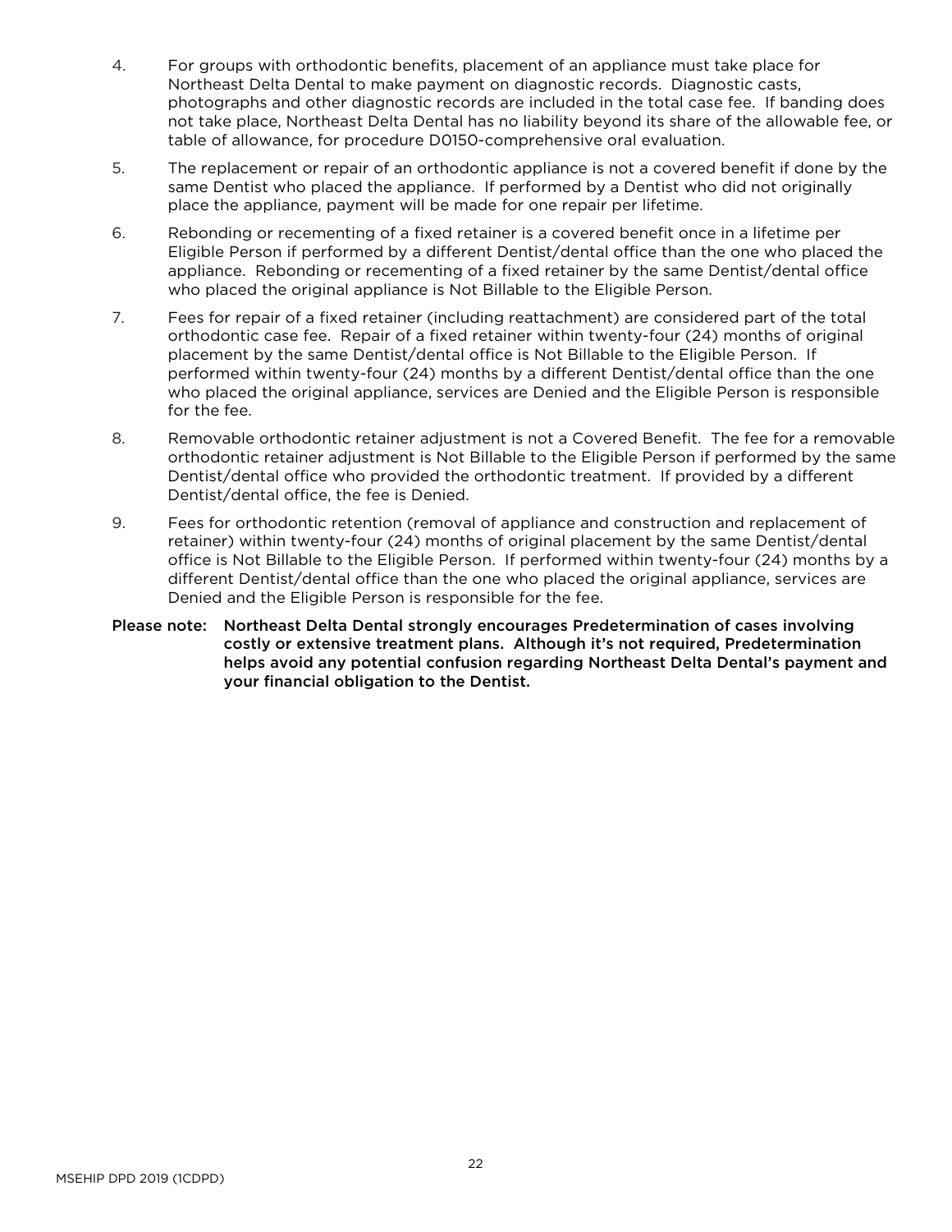4. For groups with orthodontic benefits, placement of an appliance must take place for Northeast Delta Dental to make payment on diagnostic records. Diagnostic casts, photographs and other diagnostic records are included in the total case fee. If banding does not take place, Northeast Delta Dental has no liability beyond its share of the allowable fee, or table of allowance, for procedure D0150-comprehensive oral evaluation.

5. The replacement or repair of an orthodontic appliance is not a covered benefit if done by the same Dentist who placed the appliance. If performed by a Dentist who did not originally place the appliance, payment will be made for one repair per lifetime.

6. Rebonding or recementing of a fixed retainer is a covered benefit once in a lifetime per Eligible Person if performed by a different Dentist/dental office than the one who placed the appliance. Rebonding or recementing of a fixed retainer by the same Dentist/dental office who placed the original appliance is Not Billable to the Eligible Person.

7. Fees for repair of a fixed retainer (including reattachment) are considered part of the total orthodontic case fee. Repair of a fixed retainer within twenty-four (24) months of original placement by the same Dentist/dental office is Not Billable to the Eligible Person. If performed within twenty-four (24) months by a different Dentist/dental office than the one who placed the original appliance, services are Denied and the Eligible Person is responsible for the fee.

8. Removable orthodontic retainer adjustment is not a Covered Benefit. The fee for a removable orthodontic retainer adjustment is Not Billable to the Eligible Person if performed by the same Dentist/dental office who provided the orthodontic treatment. If provided by a different Dentist/dental office, the fee is Denied.

9. Fees for orthodontic retention (removal of appliance and construction and replacement of retainer) within twenty-four (24) months of original placement by the same Dentist/dental office is Not Billable to the Eligible Person. If performed within twenty-four (24) months by a different Dentist/dental office than the one who placed the original appliance, services are Denied and the Eligible Person is responsible for the fee.

**Please note: Northeast Delta Dental strongly encourages Predetermination of cases involving costly or extensive treatment plans. Although it's not required, Predetermination helps avoid any potential confusion regarding Northeast Delta Dental's payment and your financial obligation to the Dentist.**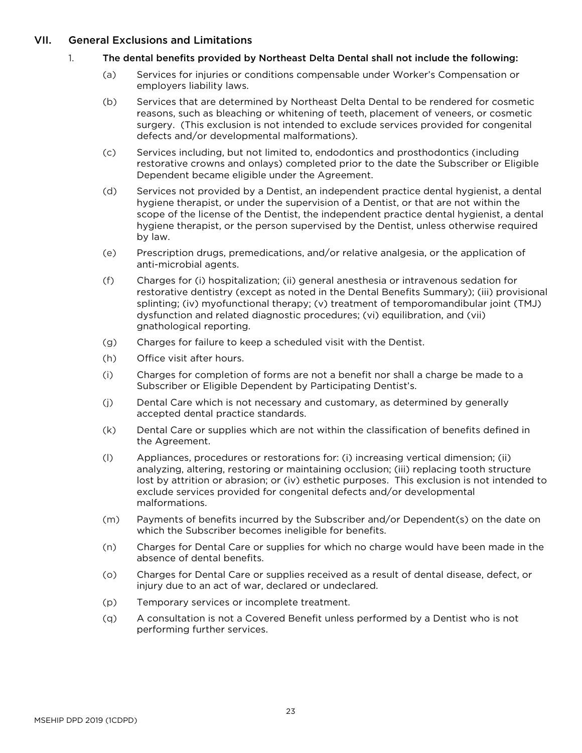## VII. General Exclusions and Limitations

1. **The dental benefits provided by Northeast Delta Dental shall not include the following:**

   (a) Services for injuries or conditions compensable under Worker's Compensation or employers liability laws.

   (b) Services that are determined by Northeast Delta Dental to be rendered for cosmetic reasons, such as bleaching or whitening of teeth, placement of veneers, or cosmetic surgery. (This exclusion is not intended to exclude services provided for congenital defects and/or developmental malformations).

   (c) Services including, but not limited to, endodontics and prosthodontics (including restorative crowns and onlays) completed prior to the date the Subscriber or Eligible Dependent became eligible under the Agreement.

   (d) Services not provided by a Dentist, an independent practice dental hygienist, a dental hygiene therapist, or under the supervision of a Dentist, or that are not within the scope of the license of the Dentist, the independent practice dental hygienist, a dental hygiene therapist, or the person supervised by the Dentist, unless otherwise required by law.

   (e) Prescription drugs, premedications, and/or relative analgesia, or the application of anti-microbial agents.

   (f) Charges for (i) hospitalization; (ii) general anesthesia or intravenous sedation for restorative dentistry (except as noted in the Dental Benefits Summary); (iii) provisional splinting; (iv) myofunctional therapy; (v) treatment of temporomandibular joint (TMJ) dysfunction and related diagnostic procedures; (vi) equilibration, and (vii) gnathological reporting.

   (g) Charges for failure to keep a scheduled visit with the Dentist.

   (h) Office visit after hours.

   (i) Charges for completion of forms are not a benefit nor shall a charge be made to a Subscriber or Eligible Dependent by Participating Dentist's.

   (j) Dental Care which is not necessary and customary, as determined by generally accepted dental practice standards.

   (k) Dental Care or supplies which are not within the classification of benefits defined in the Agreement.

   (l) Appliances, procedures or restorations for: (i) increasing vertical dimension; (ii) analyzing, altering, restoring or maintaining occlusion; (iii) replacing tooth structure lost by attrition or abrasion; or (iv) esthetic purposes. This exclusion is not intended to exclude services provided for congenital defects and/or developmental malformations.

   (m) Payments of benefits incurred by the Subscriber and/or Dependent(s) on the date on which the Subscriber becomes ineligible for benefits.

   (n) Charges for Dental Care or supplies for which no charge would have been made in the absence of dental benefits.

   (o) Charges for Dental Care or supplies received as a result of dental disease, defect, or injury due to an act of war, declared or undeclared.

   (p) Temporary services or incomplete treatment.

   (q) A consultation is not a Covered Benefit unless performed by a Dentist who is not performing further services.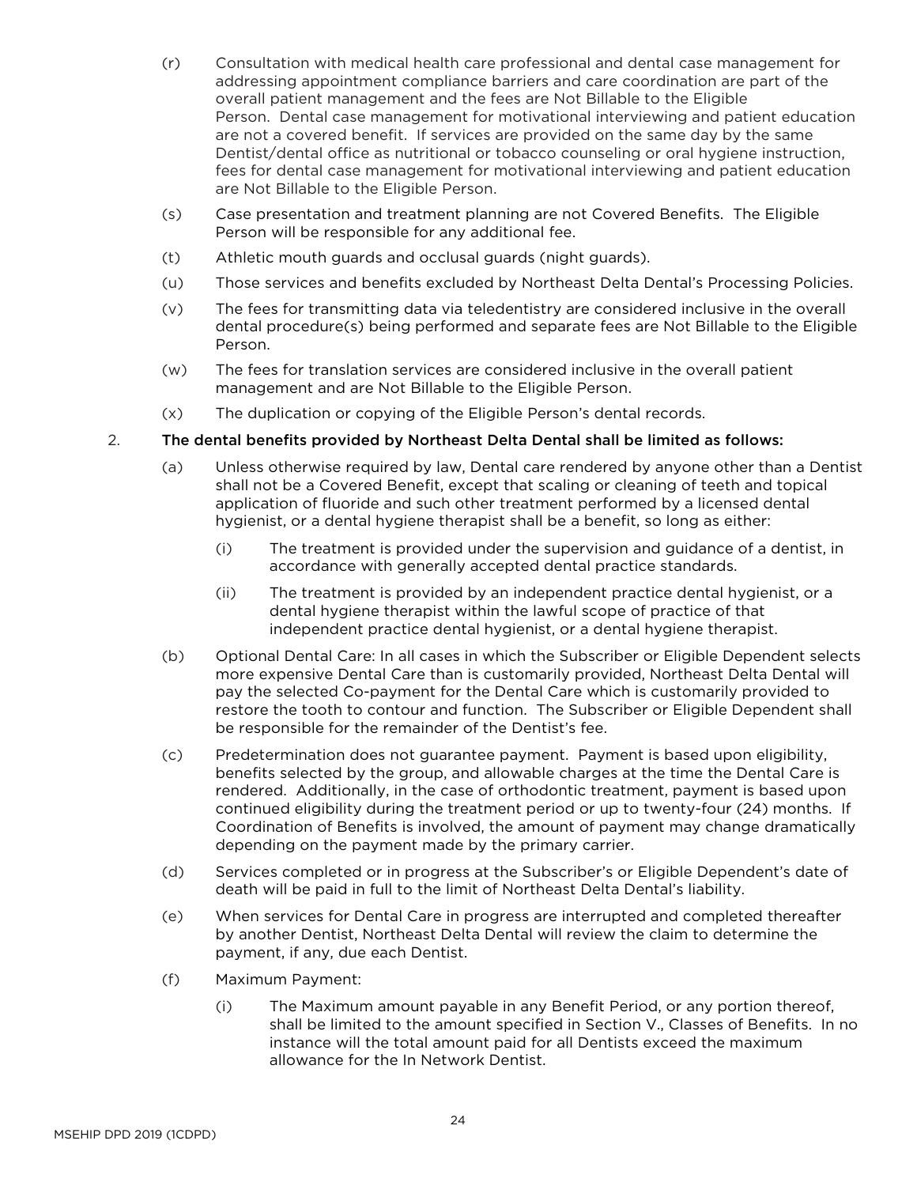(r) Consultation with medical health care professional and dental case management for addressing appointment compliance barriers and care coordination are part of the overall patient management and the fees are Not Billable to the Eligible Person. Dental case management for motivational interviewing and patient education are not a covered benefit. If services are provided on the same day by the same Dentist/dental office as nutritional or tobacco counseling or oral hygiene instruction, fees for dental case management for motivational interviewing and patient education are Not Billable to the Eligible Person.

(s) Case presentation and treatment planning are not Covered Benefits. The Eligible Person will be responsible for any additional fee.

(t) Athletic mouth guards and occlusal guards (night guards).

(u) Those services and benefits excluded by Northeast Delta Dental's Processing Policies.

(v) The fees for transmitting data via teledentistry are considered inclusive in the overall dental procedure(s) being performed and separate fees are Not Billable to the Eligible Person.

(w) The fees for translation services are considered inclusive in the overall patient management and are Not Billable to the Eligible Person.

(x) The duplication or copying of the Eligible Person's dental records.

2. **The dental benefits provided by Northeast Delta Dental shall be limited as follows:**

(a) Unless otherwise required by law, Dental care rendered by anyone other than a Dentist shall not be a Covered Benefit, except that scaling or cleaning of teeth and topical application of fluoride and such other treatment performed by a licensed dental hygienist, or a dental hygiene therapist shall be a benefit, so long as either:

(i) The treatment is provided under the supervision and guidance of a dentist, in accordance with generally accepted dental practice standards.

(ii) The treatment is provided by an independent practice dental hygienist, or a dental hygiene therapist within the lawful scope of practice of that independent practice dental hygienist, or a dental hygiene therapist.

(b) Optional Dental Care: In all cases in which the Subscriber or Eligible Dependent selects more expensive Dental Care than is customarily provided, Northeast Delta Dental will pay the selected Co-payment for the Dental Care which is customarily provided to restore the tooth to contour and function. The Subscriber or Eligible Dependent shall be responsible for the remainder of the Dentist's fee.

(c) Predetermination does not guarantee payment. Payment is based upon eligibility, benefits selected by the group, and allowable charges at the time the Dental Care is rendered. Additionally, in the case of orthodontic treatment, payment is based upon continued eligibility during the treatment period or up to twenty-four (24) months. If Coordination of Benefits is involved, the amount of payment may change dramatically depending on the payment made by the primary carrier.

(d) Services completed or in progress at the Subscriber's or Eligible Dependent's date of death will be paid in full to the limit of Northeast Delta Dental's liability.

(e) When services for Dental Care in progress are interrupted and completed thereafter by another Dentist, Northeast Delta Dental will review the claim to determine the payment, if any, due each Dentist.

(f) Maximum Payment:

(i) The Maximum amount payable in any Benefit Period, or any portion thereof, shall be limited to the amount specified in Section V., Classes of Benefits. In no instance will the total amount paid for all Dentists exceed the maximum allowance for the In Network Dentist.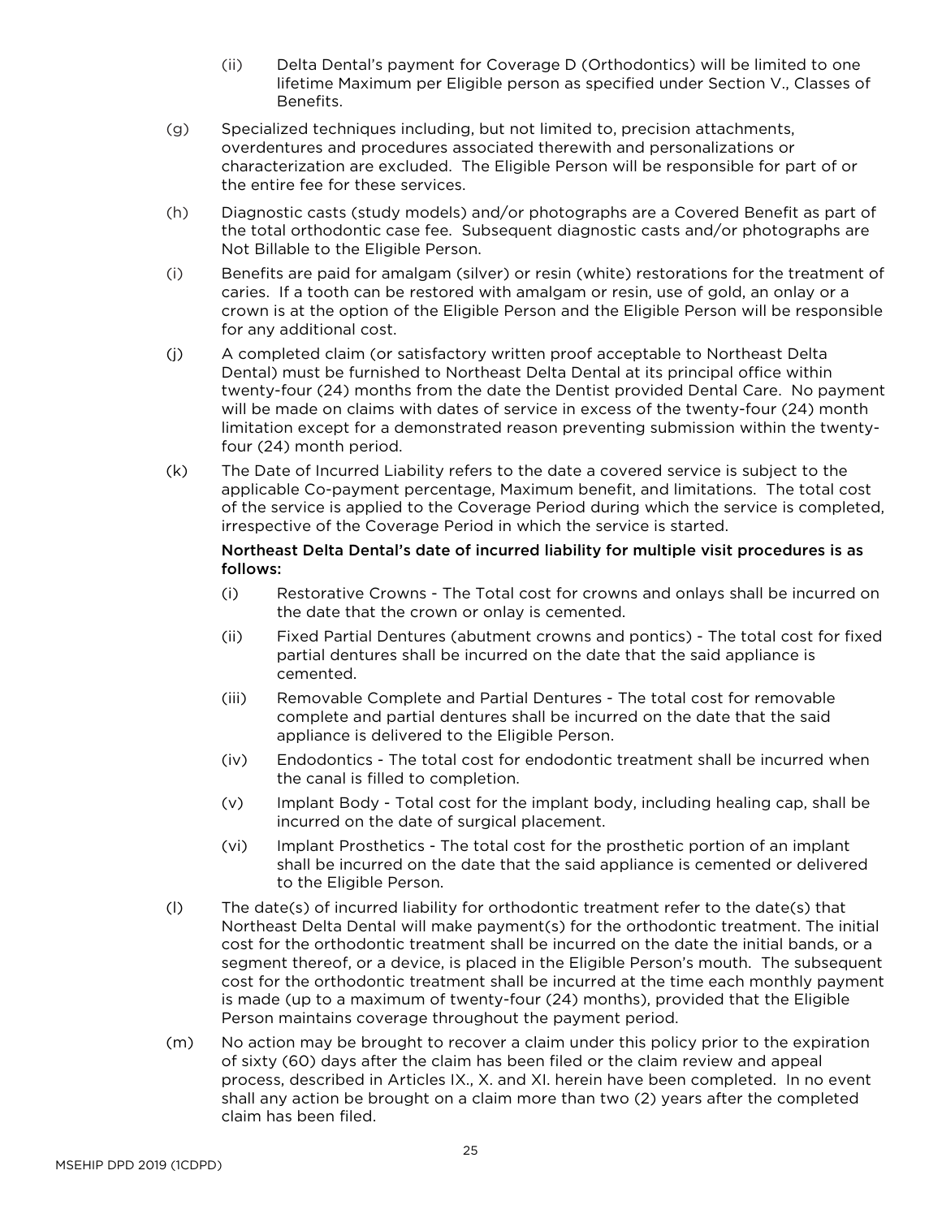(ii) Delta Dental's payment for Coverage D (Orthodontics) will be limited to one lifetime Maximum per Eligible person as specified under Section V., Classes of Benefits.

(g) Specialized techniques including, but not limited to, precision attachments, overdentures and procedures associated therewith and personalizations or characterization are excluded. The Eligible Person will be responsible for part of or the entire fee for these services.

(h) Diagnostic casts (study models) and/or photographs are a Covered Benefit as part of the total orthodontic case fee. Subsequent diagnostic casts and/or photographs are Not Billable to the Eligible Person.

(i) Benefits are paid for amalgam (silver) or resin (white) restorations for the treatment of caries. If a tooth can be restored with amalgam or resin, use of gold, an onlay or a crown is at the option of the Eligible Person and the Eligible Person will be responsible for any additional cost.

(j) A completed claim (or satisfactory written proof acceptable to Northeast Delta Dental) must be furnished to Northeast Delta Dental at its principal office within twenty-four (24) months from the date the Dentist provided Dental Care. No payment will be made on claims with dates of service in excess of the twenty-four (24) month limitation except for a demonstrated reason preventing submission within the twenty-four (24) month period.

(k) The Date of Incurred Liability refers to the date a covered service is subject to the applicable Co-payment percentage, Maximum benefit, and limitations. The total cost of the service is applied to the Coverage Period during which the service is completed, irrespective of the Coverage Period in which the service is started.

**Northeast Delta Dental's date of incurred liability for multiple visit procedures is as follows:**

(i) Restorative Crowns - The Total cost for crowns and onlays shall be incurred on the date that the crown or onlay is cemented.

(ii) Fixed Partial Dentures (abutment crowns and pontics) - The total cost for fixed partial dentures shall be incurred on the date that the said appliance is cemented.

(iii) Removable Complete and Partial Dentures - The total cost for removable complete and partial dentures shall be incurred on the date that the said appliance is delivered to the Eligible Person.

(iv) Endodontics - The total cost for endodontic treatment shall be incurred when the canal is filled to completion.

(v) Implant Body - Total cost for the implant body, including healing cap, shall be incurred on the date of surgical placement.

(vi) Implant Prosthetics - The total cost for the prosthetic portion of an implant shall be incurred on the date that the said appliance is cemented or delivered to the Eligible Person.

(l) The date(s) of incurred liability for orthodontic treatment refer to the date(s) that Northeast Delta Dental will make payment(s) for the orthodontic treatment. The initial cost for the orthodontic treatment shall be incurred on the date the initial bands, or a segment thereof, or a device, is placed in the Eligible Person's mouth. The subsequent cost for the orthodontic treatment shall be incurred at the time each monthly payment is made (up to a maximum of twenty-four (24) months), provided that the Eligible Person maintains coverage throughout the payment period.

(m) No action may be brought to recover a claim under this policy prior to the expiration of sixty (60) days after the claim has been filed or the claim review and appeal process, described in Articles IX., X. and XI. herein have been completed. In no event shall any action be brought on a claim more than two (2) years after the completed claim has been filed.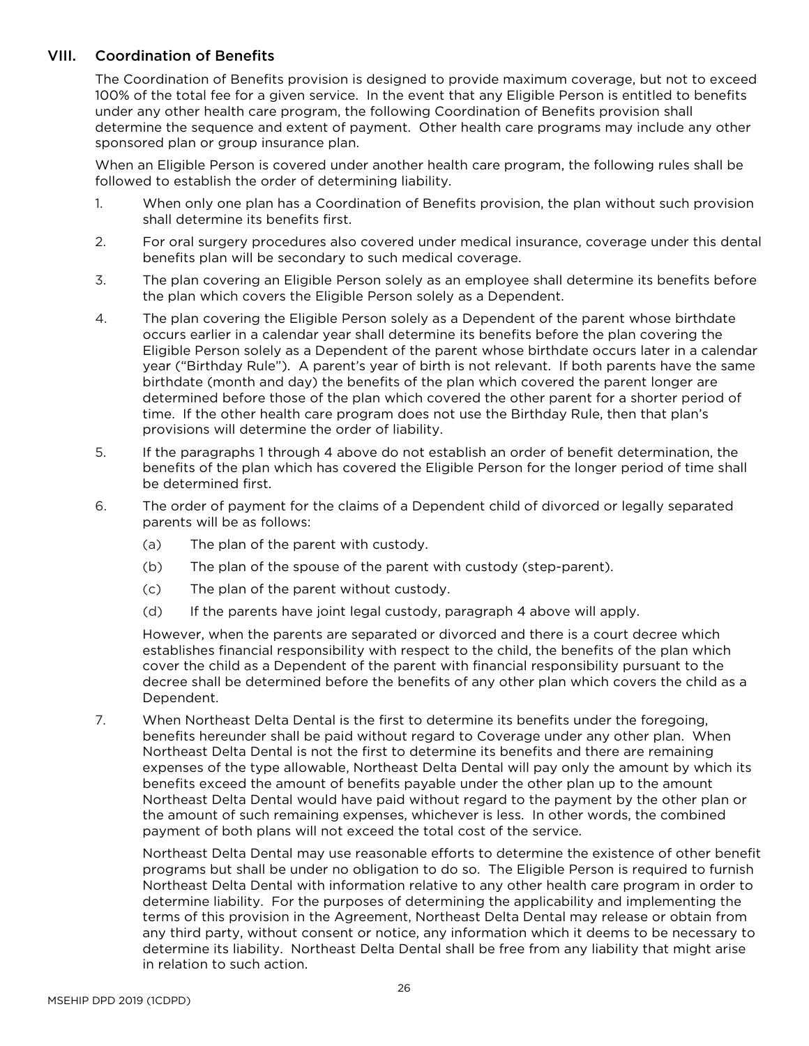## VIII. Coordination of Benefits

The Coordination of Benefits provision is designed to provide maximum coverage, but not to exceed 100% of the total fee for a given service. In the event that any Eligible Person is entitled to benefits under any other health care program, the following Coordination of Benefits provision shall determine the sequence and extent of payment. Other health care programs may include any other sponsored plan or group insurance plan.

When an Eligible Person is covered under another health care program, the following rules shall be followed to establish the order of determining liability.

1. When only one plan has a Coordination of Benefits provision, the plan without such provision shall determine its benefits first.
2. For oral surgery procedures also covered under medical insurance, coverage under this dental benefits plan will be secondary to such medical coverage.
3. The plan covering an Eligible Person solely as an employee shall determine its benefits before the plan which covers the Eligible Person solely as a Dependent.
4. The plan covering the Eligible Person solely as a Dependent of the parent whose birthdate occurs earlier in a calendar year shall determine its benefits before the plan covering the Eligible Person solely as a Dependent of the parent whose birthdate occurs later in a calendar year ("Birthday Rule"). A parent's year of birth is not relevant. If both parents have the same birthdate (month and day) the benefits of the plan which covered the parent longer are determined before those of the plan which covered the other parent for a shorter period of time. If the other health care program does not use the Birthday Rule, then that plan's provisions will determine the order of liability.
5. If the paragraphs 1 through 4 above do not establish an order of benefit determination, the benefits of the plan which has covered the Eligible Person for the longer period of time shall be determined first.
6. The order of payment for the claims of a Dependent child of divorced or legally separated parents will be as follows:
   (a) The plan of the parent with custody.
   (b) The plan of the spouse of the parent with custody (step-parent).
   (c) The plan of the parent without custody.
   (d) If the parents have joint legal custody, paragraph 4 above will apply.

   However, when the parents are separated or divorced and there is a court decree which establishes financial responsibility with respect to the child, the benefits of the plan which cover the child as a Dependent of the parent with financial responsibility pursuant to the decree shall be determined before the benefits of any other plan which covers the child as a Dependent.
7. When Northeast Delta Dental is the first to determine its benefits under the foregoing, benefits hereunder shall be paid without regard to Coverage under any other plan. When Northeast Delta Dental is not the first to determine its benefits and there are remaining expenses of the type allowable, Northeast Delta Dental will pay only the amount by which its benefits exceed the amount of benefits payable under the other plan up to the amount Northeast Delta Dental would have paid without regard to the payment by the other plan or the amount of such remaining expenses, whichever is less. In other words, the combined payment of both plans will not exceed the total cost of the service.

   Northeast Delta Dental may use reasonable efforts to determine the existence of other benefit programs but shall be under no obligation to do so. The Eligible Person is required to furnish Northeast Delta Dental with information relative to any other health care program in order to determine liability. For the purposes of determining the applicability and implementing the terms of this provision in the Agreement, Northeast Delta Dental may release or obtain from any third party, without consent or notice, any information which it deems to be necessary to determine its liability. Northeast Delta Dental shall be free from any liability that might arise in relation to such action.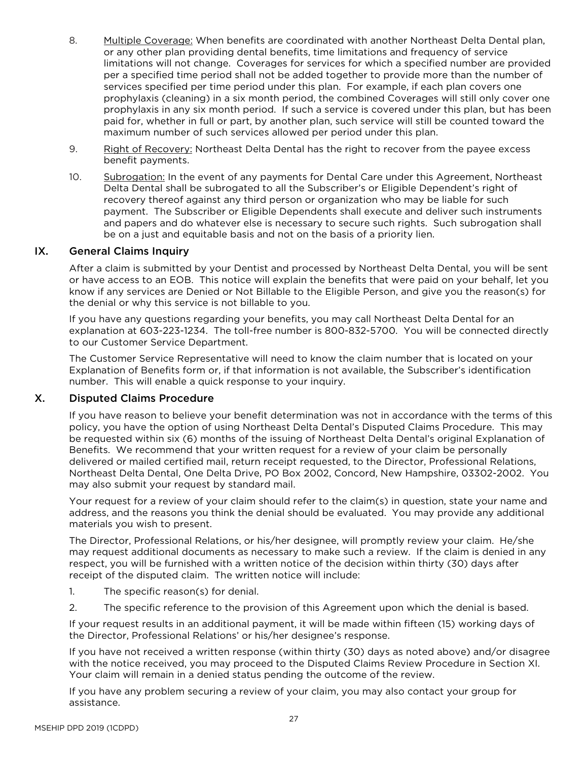8. Multiple Coverage: When benefits are coordinated with another Northeast Delta Dental plan, or any other plan providing dental benefits, time limitations and frequency of service limitations will not change. Coverages for services for which a specified number are provided per a specified time period shall not be added together to provide more than the number of services specified per time period under this plan. For example, if each plan covers one prophylaxis (cleaning) in a six month period, the combined Coverages will still only cover one prophylaxis in any six month period. If such a service is covered under this plan, but has been paid for, whether in full or part, by another plan, such service will still be counted toward the maximum number of such services allowed per period under this plan.

9. Right of Recovery: Northeast Delta Dental has the right to recover from the payee excess benefit payments.

10. Subrogation: In the event of any payments for Dental Care under this Agreement, Northeast Delta Dental shall be subrogated to all the Subscriber's or Eligible Dependent's right of recovery thereof against any third person or organization who may be liable for such payment. The Subscriber or Eligible Dependents shall execute and deliver such instruments and papers and do whatever else is necessary to secure such rights. Such subrogation shall be on a just and equitable basis and not on the basis of a priority lien.

## IX. General Claims Inquiry

After a claim is submitted by your Dentist and processed by Northeast Delta Dental, you will be sent or have access to an EOB. This notice will explain the benefits that were paid on your behalf, let you know if any services are Denied or Not Billable to the Eligible Person, and give you the reason(s) for the denial or why this service is not billable to you.

If you have any questions regarding your benefits, you may call Northeast Delta Dental for an explanation at 603-223-1234. The toll-free number is 800-832-5700. You will be connected directly to our Customer Service Department.

The Customer Service Representative will need to know the claim number that is located on your Explanation of Benefits form or, if that information is not available, the Subscriber's identification number. This will enable a quick response to your inquiry.

## X. Disputed Claims Procedure

If you have reason to believe your benefit determination was not in accordance with the terms of this policy, you have the option of using Northeast Delta Dental's Disputed Claims Procedure. This may be requested within six (6) months of the issuing of Northeast Delta Dental's original Explanation of Benefits. We recommend that your written request for a review of your claim be personally delivered or mailed certified mail, return receipt requested, to the Director, Professional Relations, Northeast Delta Dental, One Delta Drive, PO Box 2002, Concord, New Hampshire, 03302-2002. You may also submit your request by standard mail.

Your request for a review of your claim should refer to the claim(s) in question, state your name and address, and the reasons you think the denial should be evaluated. You may provide any additional materials you wish to present.

The Director, Professional Relations, or his/her designee, will promptly review your claim. He/she may request additional documents as necessary to make such a review. If the claim is denied in any respect, you will be furnished with a written notice of the decision within thirty (30) days after receipt of the disputed claim. The written notice will include:

1. The specific reason(s) for denial.
2. The specific reference to the provision of this Agreement upon which the denial is based.

If your request results in an additional payment, it will be made within fifteen (15) working days of the Director, Professional Relations' or his/her designee's response.

If you have not received a written response (within thirty (30) days as noted above) and/or disagree with the notice received, you may proceed to the Disputed Claims Review Procedure in Section XI. Your claim will remain in a denied status pending the outcome of the review.

If you have any problem securing a review of your claim, you may also contact your group for assistance.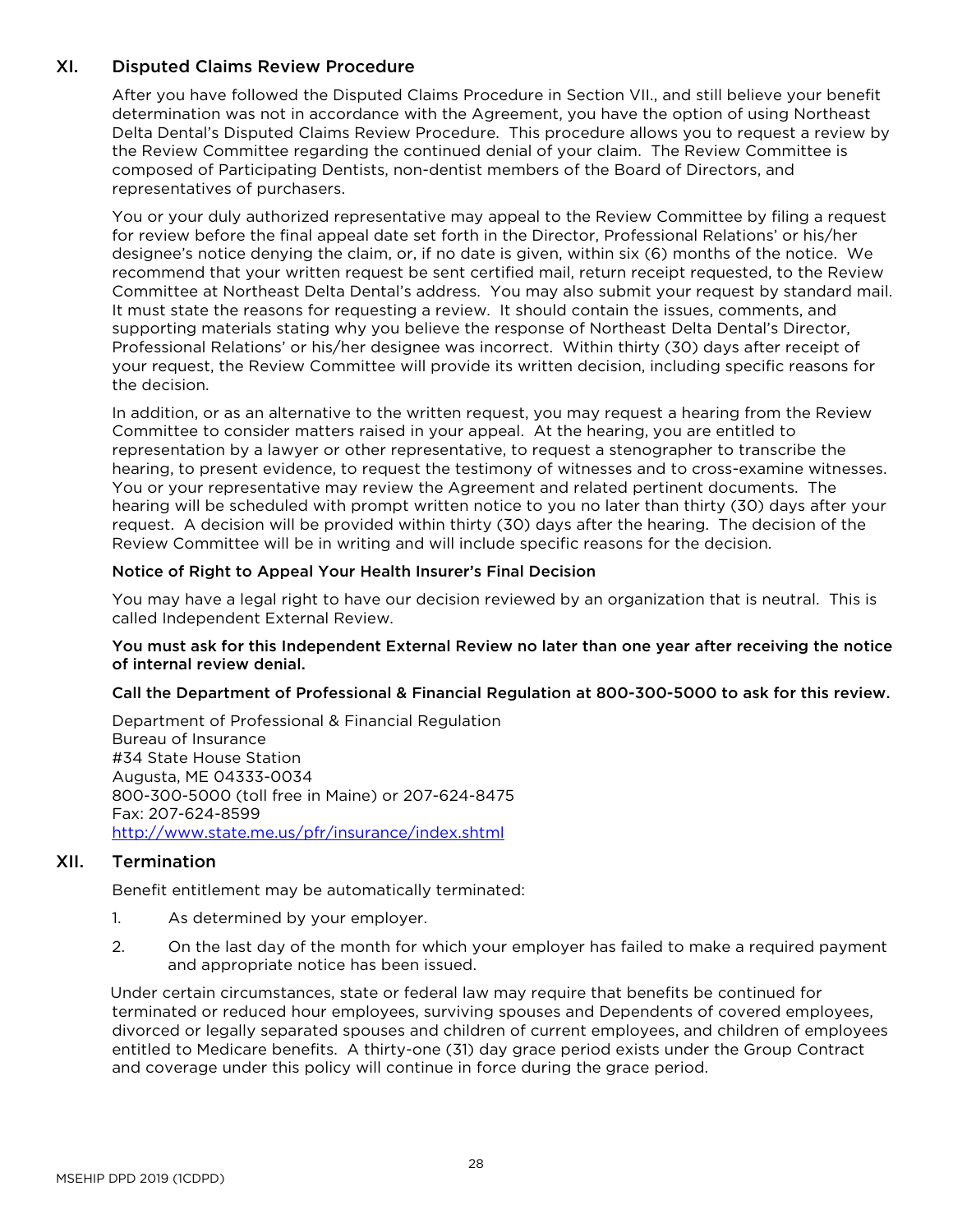## XI. Disputed Claims Review Procedure

After you have followed the Disputed Claims Procedure in Section VII., and still believe your benefit determination was not in accordance with the Agreement, you have the option of using Northeast Delta Dental's Disputed Claims Review Procedure. This procedure allows you to request a review by the Review Committee regarding the continued denial of your claim. The Review Committee is composed of Participating Dentists, non-dentist members of the Board of Directors, and representatives of purchasers.

You or your duly authorized representative may appeal to the Review Committee by filing a request for review before the final appeal date set forth in the Director, Professional Relations' or his/her designee's notice denying the claim, or, if no date is given, within six (6) months of the notice. We recommend that your written request be sent certified mail, return receipt requested, to the Review Committee at Northeast Delta Dental's address. You may also submit your request by standard mail. It must state the reasons for requesting a review. It should contain the issues, comments, and supporting materials stating why you believe the response of Northeast Delta Dental's Director, Professional Relations' or his/her designee was incorrect. Within thirty (30) days after receipt of your request, the Review Committee will provide its written decision, including specific reasons for the decision.

In addition, or as an alternative to the written request, you may request a hearing from the Review Committee to consider matters raised in your appeal. At the hearing, you are entitled to representation by a lawyer or other representative, to request a stenographer to transcribe the hearing, to present evidence, to request the testimony of witnesses and to cross-examine witnesses. You or your representative may review the Agreement and related pertinent documents. The hearing will be scheduled with prompt written notice to you no later than thirty (30) days after your request. A decision will be provided within thirty (30) days after the hearing. The decision of the Review Committee will be in writing and will include specific reasons for the decision.

### Notice of Right to Appeal Your Health Insurer's Final Decision

You may have a legal right to have our decision reviewed by an organization that is neutral. This is called Independent External Review.

**You must ask for this Independent External Review no later than one year after receiving the notice of internal review denial.**

**Call the Department of Professional & Financial Regulation at 800-300-5000 to ask for this review.**

Department of Professional & Financial Regulation
Bureau of Insurance
#34 State House Station
Augusta, ME 04333-0034
800-300-5000 (toll free in Maine) or 207-624-8475
Fax: 207-624-8599
http://www.state.me.us/pfr/insurance/index.shtml

## XII. Termination

Benefit entitlement may be automatically terminated:

1. As determined by your employer.
2. On the last day of the month for which your employer has failed to make a required payment and appropriate notice has been issued.

Under certain circumstances, state or federal law may require that benefits be continued for terminated or reduced hour employees, surviving spouses and Dependents of covered employees, divorced or legally separated spouses and children of current employees, and children of employees entitled to Medicare benefits. A thirty-one (31) day grace period exists under the Group Contract and coverage under this policy will continue in force during the grace period.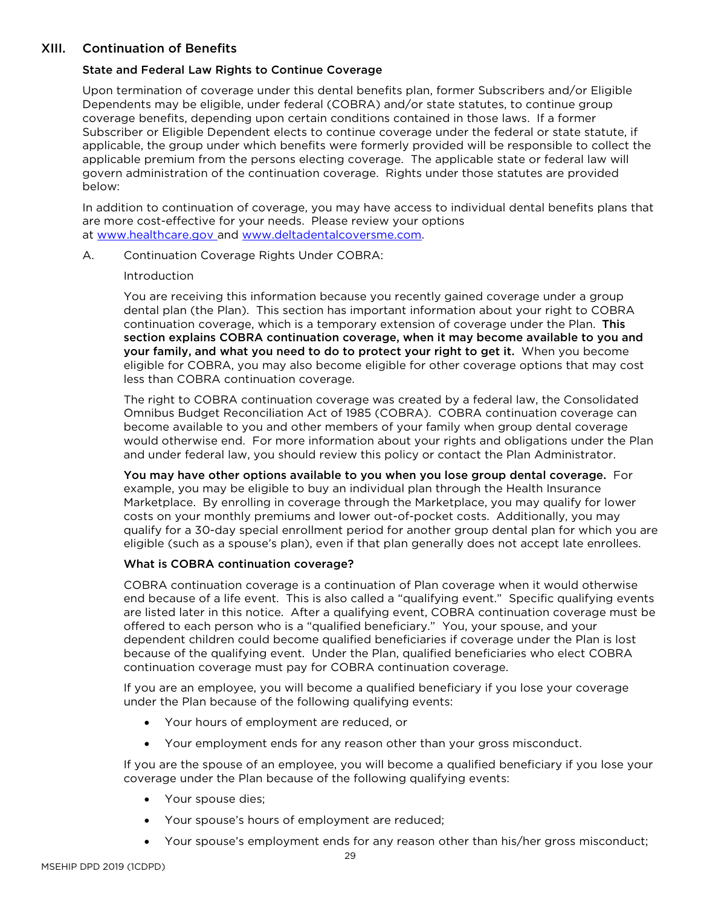## XIII. Continuation of Benefits

### State and Federal Law Rights to Continue Coverage

Upon termination of coverage under this dental benefits plan, former Subscribers and/or Eligible Dependents may be eligible, under federal (COBRA) and/or state statutes, to continue group coverage benefits, depending upon certain conditions contained in those laws. If a former Subscriber or Eligible Dependent elects to continue coverage under the federal or state statute, if applicable, the group under which benefits were formerly provided will be responsible to collect the applicable premium from the persons electing coverage. The applicable state or federal law will govern administration of the continuation coverage. Rights under those statutes are provided below:

In addition to continuation of coverage, you may have access to individual dental benefits plans that are more cost-effective for your needs. Please review your options at www.healthcare.gov and www.deltadentalcoversme.com.

A. Continuation Coverage Rights Under COBRA:

Introduction

You are receiving this information because you recently gained coverage under a group dental plan (the Plan). This section has important information about your right to COBRA continuation coverage, which is a temporary extension of coverage under the Plan. **This section explains COBRA continuation coverage, when it may become available to you and your family, and what you need to do to protect your right to get it.** When you become eligible for COBRA, you may also become eligible for other coverage options that may cost less than COBRA continuation coverage.

The right to COBRA continuation coverage was created by a federal law, the Consolidated Omnibus Budget Reconciliation Act of 1985 (COBRA). COBRA continuation coverage can become available to you and other members of your family when group dental coverage would otherwise end. For more information about your rights and obligations under the Plan and under federal law, you should review this policy or contact the Plan Administrator.

**You may have other options available to you when you lose group dental coverage.** For example, you may be eligible to buy an individual plan through the Health Insurance Marketplace. By enrolling in coverage through the Marketplace, you may qualify for lower costs on your monthly premiums and lower out-of-pocket costs. Additionally, you may qualify for a 30-day special enrollment period for another group dental plan for which you are eligible (such as a spouse's plan), even if that plan generally does not accept late enrollees.

**What is COBRA continuation coverage?**

COBRA continuation coverage is a continuation of Plan coverage when it would otherwise end because of a life event. This is also called a "qualifying event." Specific qualifying events are listed later in this notice. After a qualifying event, COBRA continuation coverage must be offered to each person who is a "qualified beneficiary." You, your spouse, and your dependent children could become qualified beneficiaries if coverage under the Plan is lost because of the qualifying event. Under the Plan, qualified beneficiaries who elect COBRA continuation coverage must pay for COBRA continuation coverage.

If you are an employee, you will become a qualified beneficiary if you lose your coverage under the Plan because of the following qualifying events:

- Your hours of employment are reduced, or
- Your employment ends for any reason other than your gross misconduct.

If you are the spouse of an employee, you will become a qualified beneficiary if you lose your coverage under the Plan because of the following qualifying events:

- Your spouse dies;
- Your spouse's hours of employment are reduced;
- Your spouse's employment ends for any reason other than his/her gross misconduct;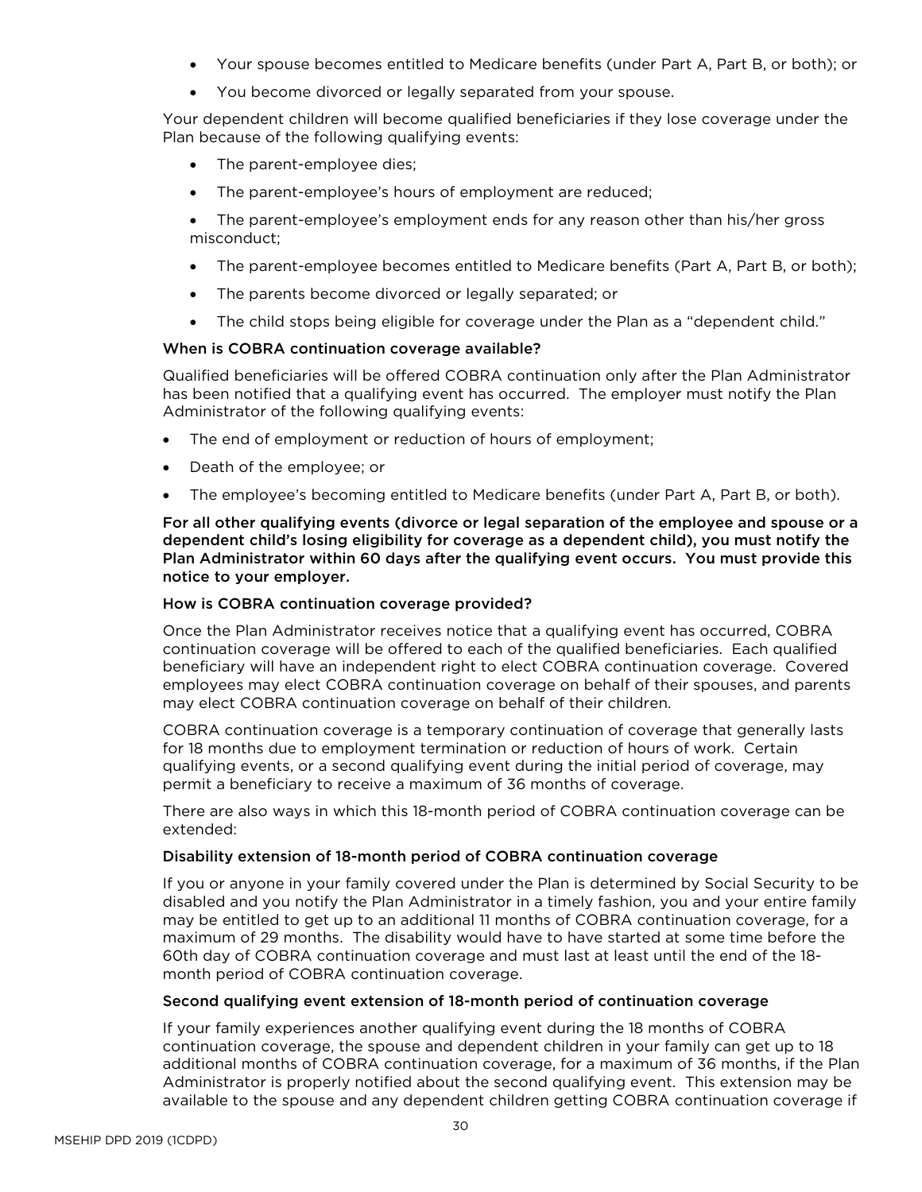- Your spouse becomes entitled to Medicare benefits (under Part A, Part B, or both); or
- You become divorced or legally separated from your spouse.

Your dependent children will become qualified beneficiaries if they lose coverage under the Plan because of the following qualifying events:

- The parent-employee dies;
- The parent-employee's hours of employment are reduced;
- The parent-employee's employment ends for any reason other than his/her gross misconduct;
- The parent-employee becomes entitled to Medicare benefits (Part A, Part B, or both);
- The parents become divorced or legally separated; or
- The child stops being eligible for coverage under the Plan as a "dependent child."

### When is COBRA continuation coverage available?

Qualified beneficiaries will be offered COBRA continuation only after the Plan Administrator has been notified that a qualifying event has occurred. The employer must notify the Plan Administrator of the following qualifying events:

- The end of employment or reduction of hours of employment;
- Death of the employee; or
- The employee's becoming entitled to Medicare benefits (under Part A, Part B, or both).

**For all other qualifying events (divorce or legal separation of the employee and spouse or a dependent child's losing eligibility for coverage as a dependent child), you must notify the Plan Administrator within 60 days after the qualifying event occurs. You must provide this notice to your employer.**

### How is COBRA continuation coverage provided?

Once the Plan Administrator receives notice that a qualifying event has occurred, COBRA continuation coverage will be offered to each of the qualified beneficiaries. Each qualified beneficiary will have an independent right to elect COBRA continuation coverage. Covered employees may elect COBRA continuation coverage on behalf of their spouses, and parents may elect COBRA continuation coverage on behalf of their children.

COBRA continuation coverage is a temporary continuation of coverage that generally lasts for 18 months due to employment termination or reduction of hours of work. Certain qualifying events, or a second qualifying event during the initial period of coverage, may permit a beneficiary to receive a maximum of 36 months of coverage.

There are also ways in which this 18-month period of COBRA continuation coverage can be extended:

### Disability extension of 18-month period of COBRA continuation coverage

If you or anyone in your family covered under the Plan is determined by Social Security to be disabled and you notify the Plan Administrator in a timely fashion, you and your entire family may be entitled to get up to an additional 11 months of COBRA continuation coverage, for a maximum of 29 months. The disability would have to have started at some time before the 60th day of COBRA continuation coverage and must last at least until the end of the 18-month period of COBRA continuation coverage.

### Second qualifying event extension of 18-month period of continuation coverage

If your family experiences another qualifying event during the 18 months of COBRA continuation coverage, the spouse and dependent children in your family can get up to 18 additional months of COBRA continuation coverage, for a maximum of 36 months, if the Plan Administrator is properly notified about the second qualifying event. This extension may be available to the spouse and any dependent children getting COBRA continuation coverage if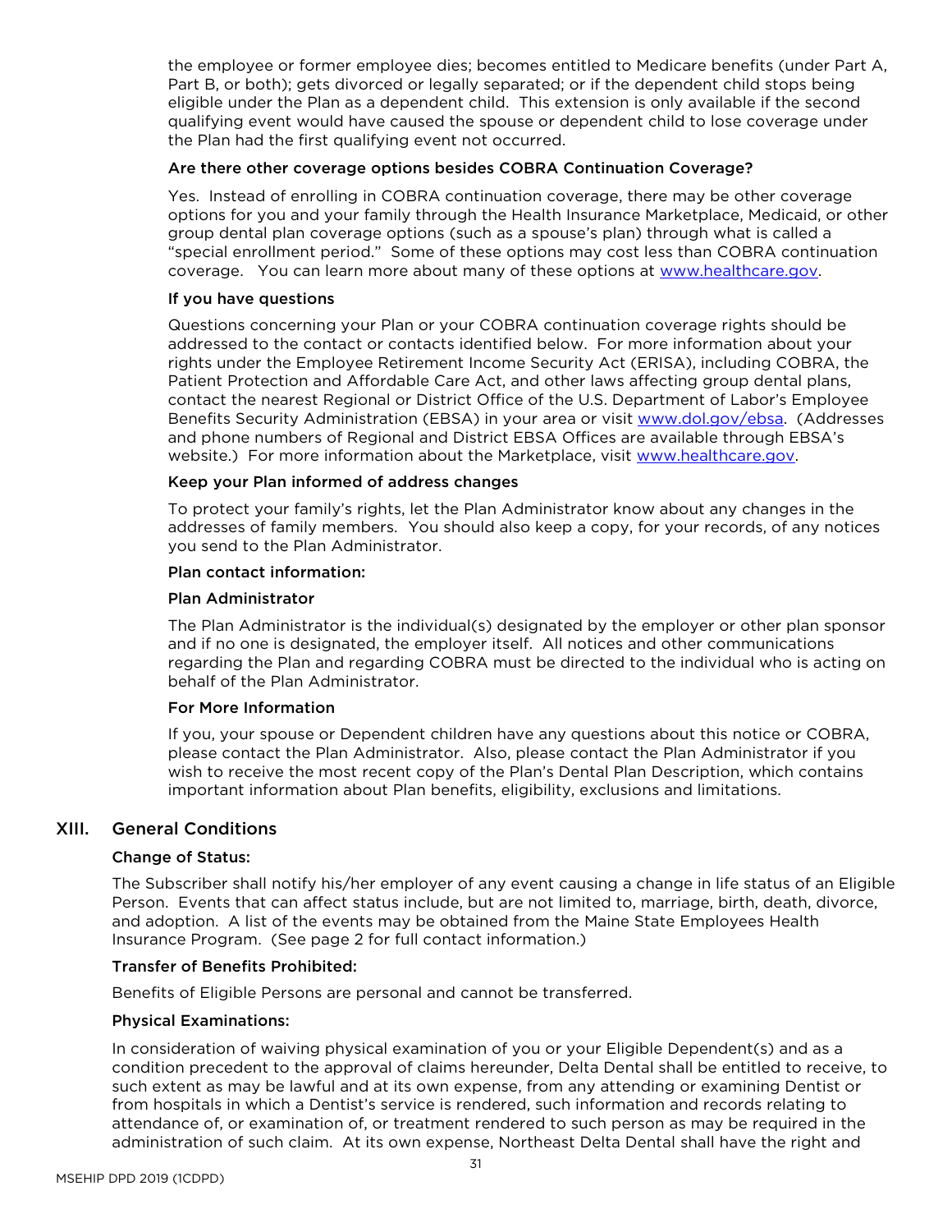the employee or former employee dies; becomes entitled to Medicare benefits (under Part A, Part B, or both); gets divorced or legally separated; or if the dependent child stops being eligible under the Plan as a dependent child. This extension is only available if the second qualifying event would have caused the spouse or dependent child to lose coverage under the Plan had the first qualifying event not occurred.

**Are there other coverage options besides COBRA Continuation Coverage?**

Yes. Instead of enrolling in COBRA continuation coverage, there may be other coverage options for you and your family through the Health Insurance Marketplace, Medicaid, or other group dental plan coverage options (such as a spouse's plan) through what is called a "special enrollment period." Some of these options may cost less than COBRA continuation coverage. You can learn more about many of these options at www.healthcare.gov.

**If you have questions**

Questions concerning your Plan or your COBRA continuation coverage rights should be addressed to the contact or contacts identified below. For more information about your rights under the Employee Retirement Income Security Act (ERISA), including COBRA, the Patient Protection and Affordable Care Act, and other laws affecting group dental plans, contact the nearest Regional or District Office of the U.S. Department of Labor's Employee Benefits Security Administration (EBSA) in your area or visit www.dol.gov/ebsa. (Addresses and phone numbers of Regional and District EBSA Offices are available through EBSA's website.) For more information about the Marketplace, visit www.healthcare.gov.

**Keep your Plan informed of address changes**

To protect your family's rights, let the Plan Administrator know about any changes in the addresses of family members. You should also keep a copy, for your records, of any notices you send to the Plan Administrator.

**Plan contact information:**

**Plan Administrator**

The Plan Administrator is the individual(s) designated by the employer or other plan sponsor and if no one is designated, the employer itself. All notices and other communications regarding the Plan and regarding COBRA must be directed to the individual who is acting on behalf of the Plan Administrator.

**For More Information**

If you, your spouse or Dependent children have any questions about this notice or COBRA, please contact the Plan Administrator. Also, please contact the Plan Administrator if you wish to receive the most recent copy of the Plan's Dental Plan Description, which contains important information about Plan benefits, eligibility, exclusions and limitations.

## XIII. General Conditions

**Change of Status:**

The Subscriber shall notify his/her employer of any event causing a change in life status of an Eligible Person. Events that can affect status include, but are not limited to, marriage, birth, death, divorce, and adoption. A list of the events may be obtained from the Maine State Employees Health Insurance Program. (See page 2 for full contact information.)

**Transfer of Benefits Prohibited:**

Benefits of Eligible Persons are personal and cannot be transferred.

**Physical Examinations:**

In consideration of waiving physical examination of you or your Eligible Dependent(s) and as a condition precedent to the approval of claims hereunder, Delta Dental shall be entitled to receive, to such extent as may be lawful and at its own expense, from any attending or examining Dentist or from hospitals in which a Dentist's service is rendered, such information and records relating to attendance of, or examination of, or treatment rendered to such person as may be required in the administration of such claim. At its own expense, Northeast Delta Dental shall have the right and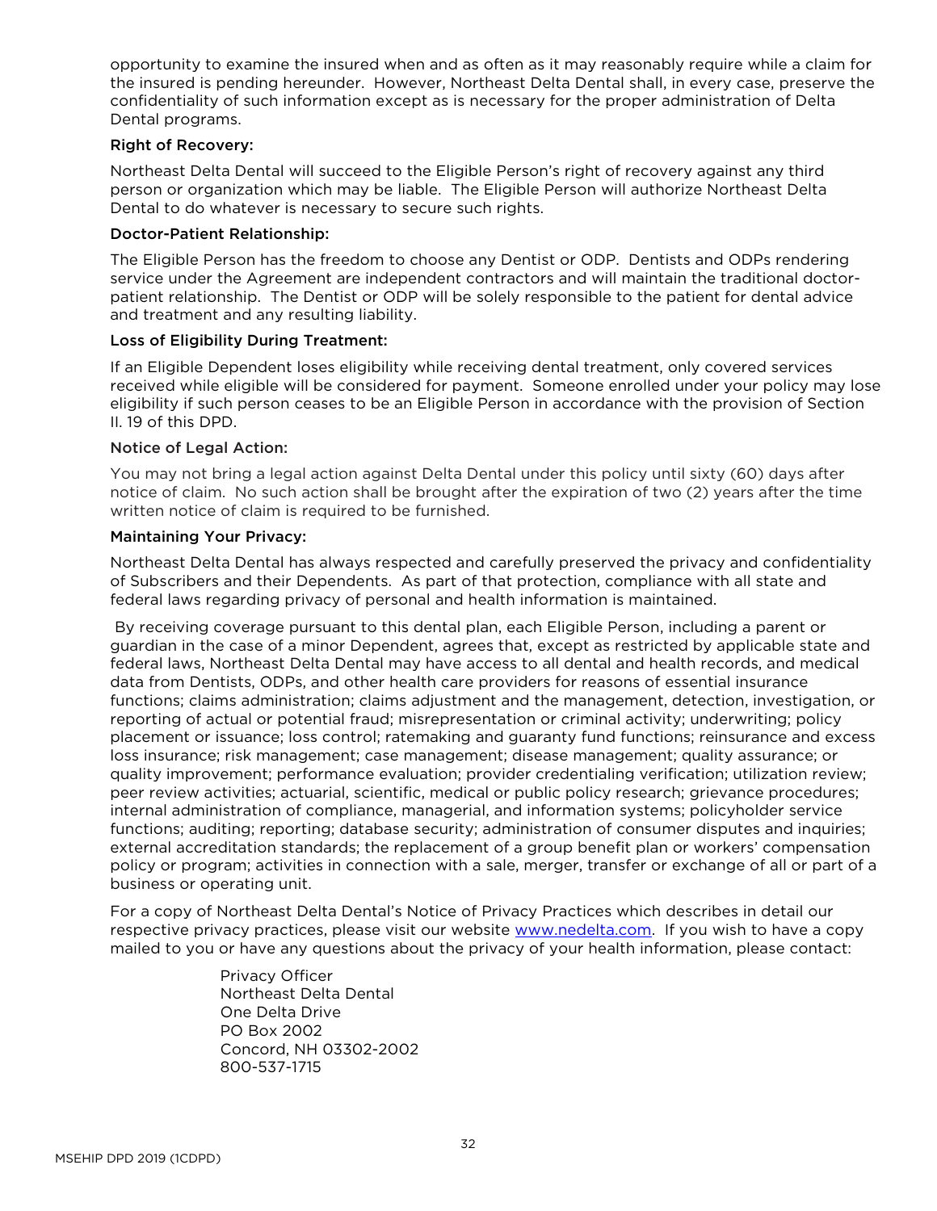opportunity to examine the insured when and as often as it may reasonably require while a claim for the insured is pending hereunder. However, Northeast Delta Dental shall, in every case, preserve the confidentiality of such information except as is necessary for the proper administration of Delta Dental programs.

**Right of Recovery:**

Northeast Delta Dental will succeed to the Eligible Person's right of recovery against any third person or organization which may be liable. The Eligible Person will authorize Northeast Delta Dental to do whatever is necessary to secure such rights.

**Doctor-Patient Relationship:**

The Eligible Person has the freedom to choose any Dentist or ODP. Dentists and ODPs rendering service under the Agreement are independent contractors and will maintain the traditional doctor-patient relationship. The Dentist or ODP will be solely responsible to the patient for dental advice and treatment and any resulting liability.

**Loss of Eligibility During Treatment:**

If an Eligible Dependent loses eligibility while receiving dental treatment, only covered services received while eligible will be considered for payment. Someone enrolled under your policy may lose eligibility if such person ceases to be an Eligible Person in accordance with the provision of Section II. 19 of this DPD.

**Notice of Legal Action:**

You may not bring a legal action against Delta Dental under this policy until sixty (60) days after notice of claim. No such action shall be brought after the expiration of two (2) years after the time written notice of claim is required to be furnished.

**Maintaining Your Privacy:**

Northeast Delta Dental has always respected and carefully preserved the privacy and confidentiality of Subscribers and their Dependents. As part of that protection, compliance with all state and federal laws regarding privacy of personal and health information is maintained.

By receiving coverage pursuant to this dental plan, each Eligible Person, including a parent or guardian in the case of a minor Dependent, agrees that, except as restricted by applicable state and federal laws, Northeast Delta Dental may have access to all dental and health records, and medical data from Dentists, ODPs, and other health care providers for reasons of essential insurance functions; claims administration; claims adjustment and the management, detection, investigation, or reporting of actual or potential fraud; misrepresentation or criminal activity; underwriting; policy placement or issuance; loss control; ratemaking and guaranty fund functions; reinsurance and excess loss insurance; risk management; case management; disease management; quality assurance; or quality improvement; performance evaluation; provider credentialing verification; utilization review; peer review activities; actuarial, scientific, medical or public policy research; grievance procedures; internal administration of compliance, managerial, and information systems; policyholder service functions; auditing; reporting; database security; administration of consumer disputes and inquiries; external accreditation standards; the replacement of a group benefit plan or workers' compensation policy or program; activities in connection with a sale, merger, transfer or exchange of all or part of a business or operating unit.

For a copy of Northeast Delta Dental's Notice of Privacy Practices which describes in detail our respective privacy practices, please visit our website www.nedelta.com. If you wish to have a copy mailed to you or have any questions about the privacy of your health information, please contact:

Privacy Officer
Northeast Delta Dental
One Delta Drive
PO Box 2002
Concord, NH 03302-2002
800-537-1715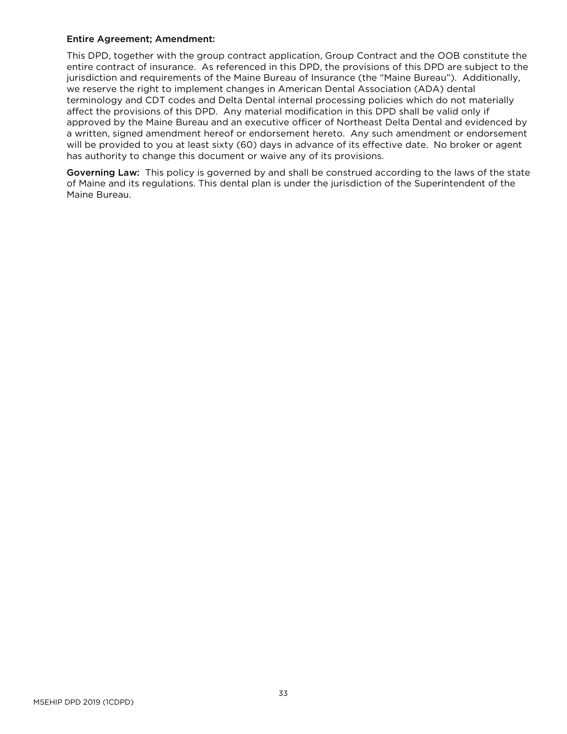**Entire Agreement; Amendment:**

This DPD, together with the group contract application, Group Contract and the OOB constitute the entire contract of insurance. As referenced in this DPD, the provisions of this DPD are subject to the jurisdiction and requirements of the Maine Bureau of Insurance (the "Maine Bureau"). Additionally, we reserve the right to implement changes in American Dental Association (ADA) dental terminology and CDT codes and Delta Dental internal processing policies which do not materially affect the provisions of this DPD. Any material modification in this DPD shall be valid only if approved by the Maine Bureau and an executive officer of Northeast Delta Dental and evidenced by a written, signed amendment hereof or endorsement hereto. Any such amendment or endorsement will be provided to you at least sixty (60) days in advance of its effective date. No broker or agent has authority to change this document or waive any of its provisions.

**Governing Law:** This policy is governed by and shall be construed according to the laws of the state of Maine and its regulations. This dental plan is under the jurisdiction of the Superintendent of the Maine Bureau.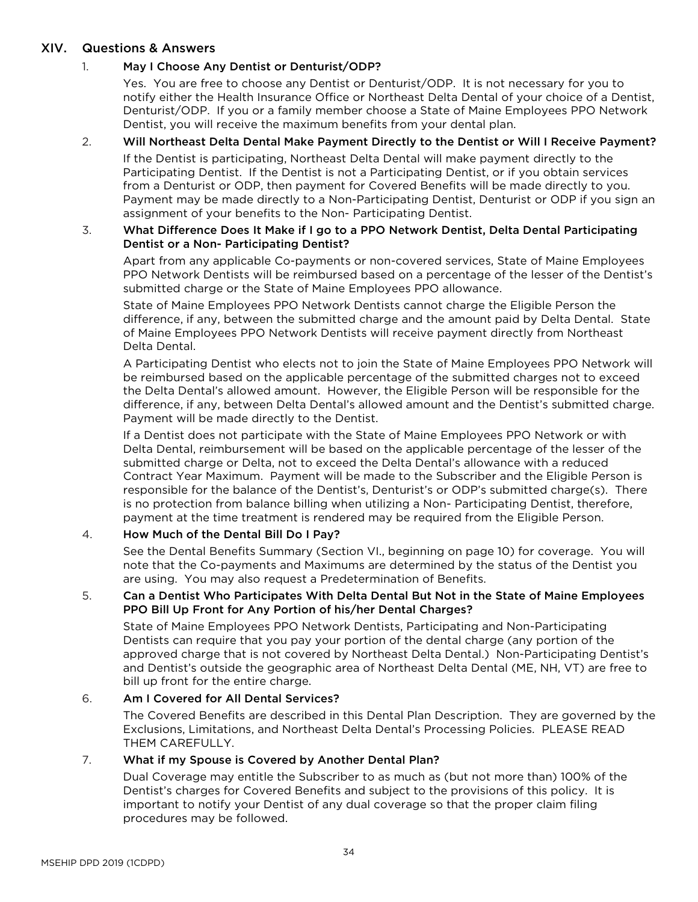## XIV. Questions & Answers

1. **May I Choose Any Dentist or Denturist/ODP?**

   Yes. You are free to choose any Dentist or Denturist/ODP. It is not necessary for you to notify either the Health Insurance Office or Northeast Delta Dental of your choice of a Dentist, Denturist/ODP. If you or a family member choose a State of Maine Employees PPO Network Dentist, you will receive the maximum benefits from your dental plan.

2. **Will Northeast Delta Dental Make Payment Directly to the Dentist or Will I Receive Payment?**

   If the Dentist is participating, Northeast Delta Dental will make payment directly to the Participating Dentist. If the Dentist is not a Participating Dentist, or if you obtain services from a Denturist or ODP, then payment for Covered Benefits will be made directly to you. Payment may be made directly to a Non-Participating Dentist, Denturist or ODP if you sign an assignment of your benefits to the Non- Participating Dentist.

3. **What Difference Does It Make if I go to a PPO Network Dentist, Delta Dental Participating Dentist or a Non- Participating Dentist?**

   Apart from any applicable Co-payments or non-covered services, State of Maine Employees PPO Network Dentists will be reimbursed based on a percentage of the lesser of the Dentist's submitted charge or the State of Maine Employees PPO allowance.

   State of Maine Employees PPO Network Dentists cannot charge the Eligible Person the difference, if any, between the submitted charge and the amount paid by Delta Dental. State of Maine Employees PPO Network Dentists will receive payment directly from Northeast Delta Dental.

   A Participating Dentist who elects not to join the State of Maine Employees PPO Network will be reimbursed based on the applicable percentage of the submitted charges not to exceed the Delta Dental's allowed amount. However, the Eligible Person will be responsible for the difference, if any, between Delta Dental's allowed amount and the Dentist's submitted charge. Payment will be made directly to the Dentist.

   If a Dentist does not participate with the State of Maine Employees PPO Network or with Delta Dental, reimbursement will be based on the applicable percentage of the lesser of the submitted charge or Delta, not to exceed the Delta Dental's allowance with a reduced Contract Year Maximum. Payment will be made to the Subscriber and the Eligible Person is responsible for the balance of the Dentist's, Denturist's or ODP's submitted charge(s). There is no protection from balance billing when utilizing a Non- Participating Dentist, therefore, payment at the time treatment is rendered may be required from the Eligible Person.

4. **How Much of the Dental Bill Do I Pay?**

   See the Dental Benefits Summary (Section VI., beginning on page 10) for coverage. You will note that the Co-payments and Maximums are determined by the status of the Dentist you are using. You may also request a Predetermination of Benefits.

5. **Can a Dentist Who Participates With Delta Dental But Not in the State of Maine Employees PPO Bill Up Front for Any Portion of his/her Dental Charges?**

   State of Maine Employees PPO Network Dentists, Participating and Non-Participating Dentists can require that you pay your portion of the dental charge (any portion of the approved charge that is not covered by Northeast Delta Dental.) Non-Participating Dentist's and Dentist's outside the geographic area of Northeast Delta Dental (ME, NH, VT) are free to bill up front for the entire charge.

6. **Am I Covered for All Dental Services?**

   The Covered Benefits are described in this Dental Plan Description. They are governed by the Exclusions, Limitations, and Northeast Delta Dental's Processing Policies. PLEASE READ THEM CAREFULLY.

7. **What if my Spouse is Covered by Another Dental Plan?**

   Dual Coverage may entitle the Subscriber to as much as (but not more than) 100% of the Dentist's charges for Covered Benefits and subject to the provisions of this policy. It is important to notify your Dentist of any dual coverage so that the proper claim filing procedures may be followed.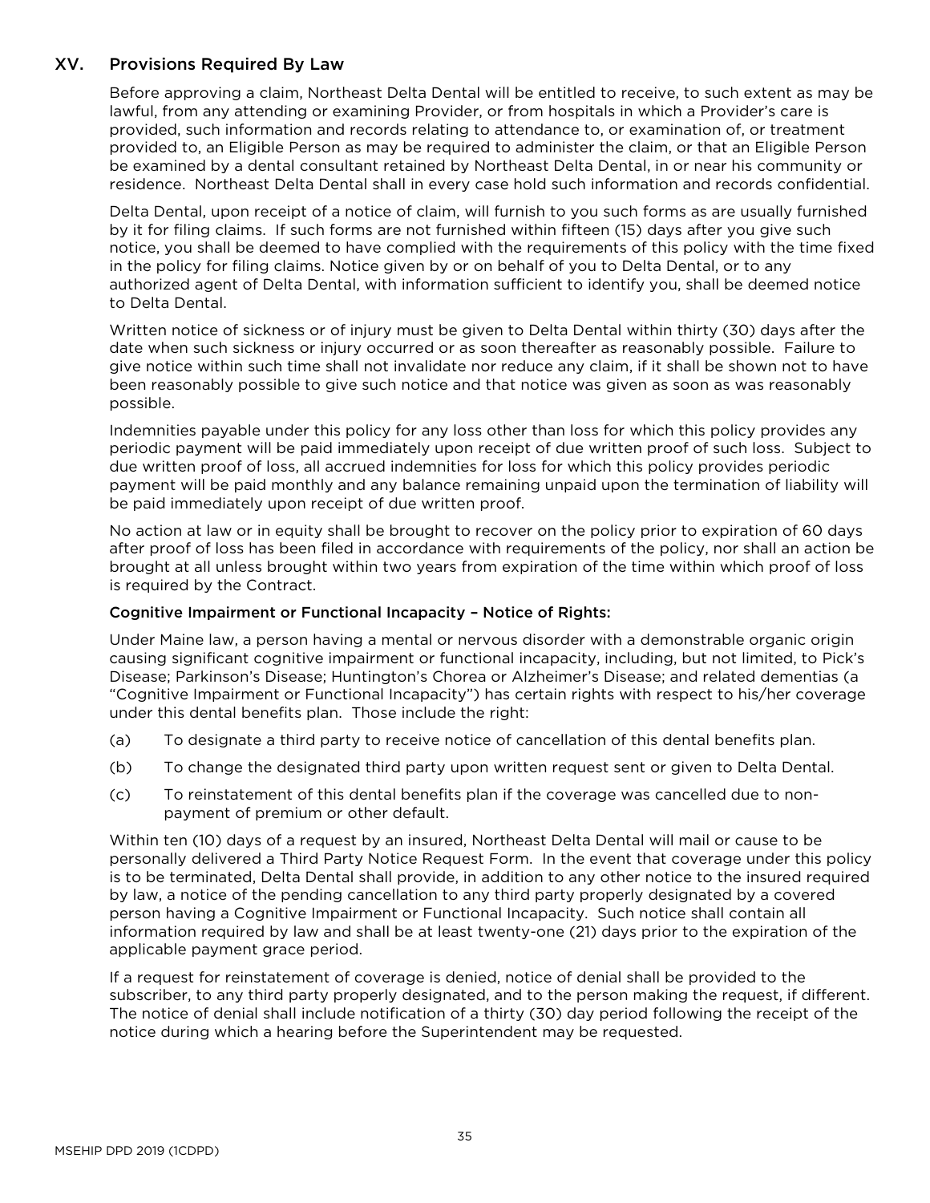## XV. Provisions Required By Law

Before approving a claim, Northeast Delta Dental will be entitled to receive, to such extent as may be lawful, from any attending or examining Provider, or from hospitals in which a Provider's care is provided, such information and records relating to attendance to, or examination of, or treatment provided to, an Eligible Person as may be required to administer the claim, or that an Eligible Person be examined by a dental consultant retained by Northeast Delta Dental, in or near his community or residence. Northeast Delta Dental shall in every case hold such information and records confidential.

Delta Dental, upon receipt of a notice of claim, will furnish to you such forms as are usually furnished by it for filing claims. If such forms are not furnished within fifteen (15) days after you give such notice, you shall be deemed to have complied with the requirements of this policy with the time fixed in the policy for filing claims. Notice given by or on behalf of you to Delta Dental, or to any authorized agent of Delta Dental, with information sufficient to identify you, shall be deemed notice to Delta Dental.

Written notice of sickness or of injury must be given to Delta Dental within thirty (30) days after the date when such sickness or injury occurred or as soon thereafter as reasonably possible. Failure to give notice within such time shall not invalidate nor reduce any claim, if it shall be shown not to have been reasonably possible to give such notice and that notice was given as soon as was reasonably possible.

Indemnities payable under this policy for any loss other than loss for which this policy provides any periodic payment will be paid immediately upon receipt of due written proof of such loss. Subject to due written proof of loss, all accrued indemnities for loss for which this policy provides periodic payment will be paid monthly and any balance remaining unpaid upon the termination of liability will be paid immediately upon receipt of due written proof.

No action at law or in equity shall be brought to recover on the policy prior to expiration of 60 days after proof of loss has been filed in accordance with requirements of the policy, nor shall an action be brought at all unless brought within two years from expiration of the time within which proof of loss is required by the Contract.

### Cognitive Impairment or Functional Incapacity – Notice of Rights:

Under Maine law, a person having a mental or nervous disorder with a demonstrable organic origin causing significant cognitive impairment or functional incapacity, including, but not limited, to Pick's Disease; Parkinson's Disease; Huntington's Chorea or Alzheimer's Disease; and related dementias (a "Cognitive Impairment or Functional Incapacity") has certain rights with respect to his/her coverage under this dental benefits plan. Those include the right:

(a) To designate a third party to receive notice of cancellation of this dental benefits plan.

(b) To change the designated third party upon written request sent or given to Delta Dental.

(c) To reinstatement of this dental benefits plan if the coverage was cancelled due to non-payment of premium or other default.

Within ten (10) days of a request by an insured, Northeast Delta Dental will mail or cause to be personally delivered a Third Party Notice Request Form. In the event that coverage under this policy is to be terminated, Delta Dental shall provide, in addition to any other notice to the insured required by law, a notice of the pending cancellation to any third party properly designated by a covered person having a Cognitive Impairment or Functional Incapacity. Such notice shall contain all information required by law and shall be at least twenty-one (21) days prior to the expiration of the applicable payment grace period.

If a request for reinstatement of coverage is denied, notice of denial shall be provided to the subscriber, to any third party properly designated, and to the person making the request, if different. The notice of denial shall include notification of a thirty (30) day period following the receipt of the notice during which a hearing before the Superintendent may be requested.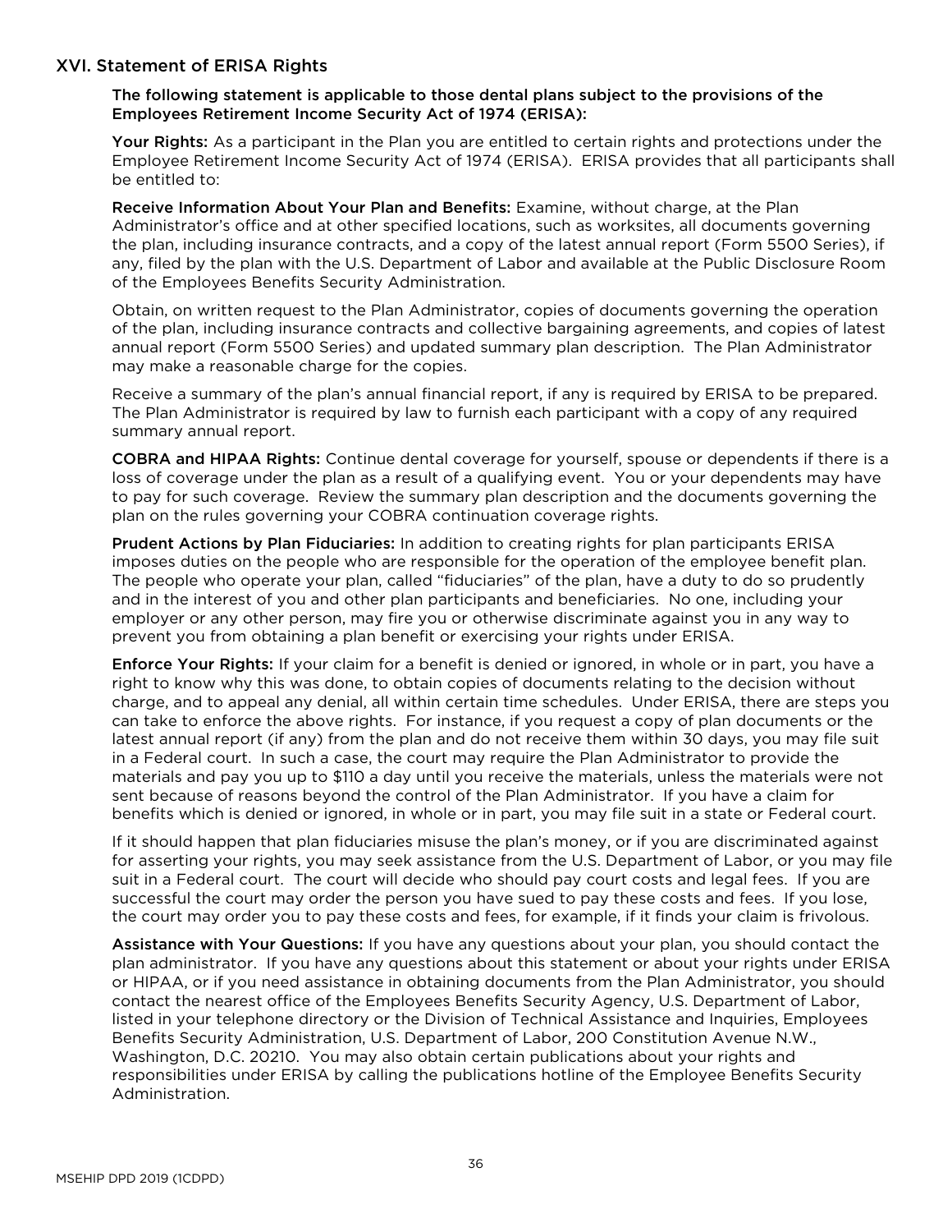## XVI. Statement of ERISA Rights

**The following statement is applicable to those dental plans subject to the provisions of the Employees Retirement Income Security Act of 1974 (ERISA):**

**Your Rights:** As a participant in the Plan you are entitled to certain rights and protections under the Employee Retirement Income Security Act of 1974 (ERISA). ERISA provides that all participants shall be entitled to:

**Receive Information About Your Plan and Benefits:** Examine, without charge, at the Plan Administrator's office and at other specified locations, such as worksites, all documents governing the plan, including insurance contracts, and a copy of the latest annual report (Form 5500 Series), if any, filed by the plan with the U.S. Department of Labor and available at the Public Disclosure Room of the Employees Benefits Security Administration.

Obtain, on written request to the Plan Administrator, copies of documents governing the operation of the plan, including insurance contracts and collective bargaining agreements, and copies of latest annual report (Form 5500 Series) and updated summary plan description. The Plan Administrator may make a reasonable charge for the copies.

Receive a summary of the plan's annual financial report, if any is required by ERISA to be prepared. The Plan Administrator is required by law to furnish each participant with a copy of any required summary annual report.

**COBRA and HIPAA Rights:** Continue dental coverage for yourself, spouse or dependents if there is a loss of coverage under the plan as a result of a qualifying event. You or your dependents may have to pay for such coverage. Review the summary plan description and the documents governing the plan on the rules governing your COBRA continuation coverage rights.

**Prudent Actions by Plan Fiduciaries:** In addition to creating rights for plan participants ERISA imposes duties on the people who are responsible for the operation of the employee benefit plan. The people who operate your plan, called "fiduciaries" of the plan, have a duty to do so prudently and in the interest of you and other plan participants and beneficiaries. No one, including your employer or any other person, may fire you or otherwise discriminate against you in any way to prevent you from obtaining a plan benefit or exercising your rights under ERISA.

**Enforce Your Rights:** If your claim for a benefit is denied or ignored, in whole or in part, you have a right to know why this was done, to obtain copies of documents relating to the decision without charge, and to appeal any denial, all within certain time schedules. Under ERISA, there are steps you can take to enforce the above rights. For instance, if you request a copy of plan documents or the latest annual report (if any) from the plan and do not receive them within 30 days, you may file suit in a Federal court. In such a case, the court may require the Plan Administrator to provide the materials and pay you up to $110 a day until you receive the materials, unless the materials were not sent because of reasons beyond the control of the Plan Administrator. If you have a claim for benefits which is denied or ignored, in whole or in part, you may file suit in a state or Federal court.

If it should happen that plan fiduciaries misuse the plan's money, or if you are discriminated against for asserting your rights, you may seek assistance from the U.S. Department of Labor, or you may file suit in a Federal court. The court will decide who should pay court costs and legal fees. If you are successful the court may order the person you have sued to pay these costs and fees. If you lose, the court may order you to pay these costs and fees, for example, if it finds your claim is frivolous.

**Assistance with Your Questions:** If you have any questions about your plan, you should contact the plan administrator. If you have any questions about this statement or about your rights under ERISA or HIPAA, or if you need assistance in obtaining documents from the Plan Administrator, you should contact the nearest office of the Employees Benefits Security Agency, U.S. Department of Labor, listed in your telephone directory or the Division of Technical Assistance and Inquiries, Employees Benefits Security Administration, U.S. Department of Labor, 200 Constitution Avenue N.W., Washington, D.C. 20210. You may also obtain certain publications about your rights and responsibilities under ERISA by calling the publications hotline of the Employee Benefits Security Administration.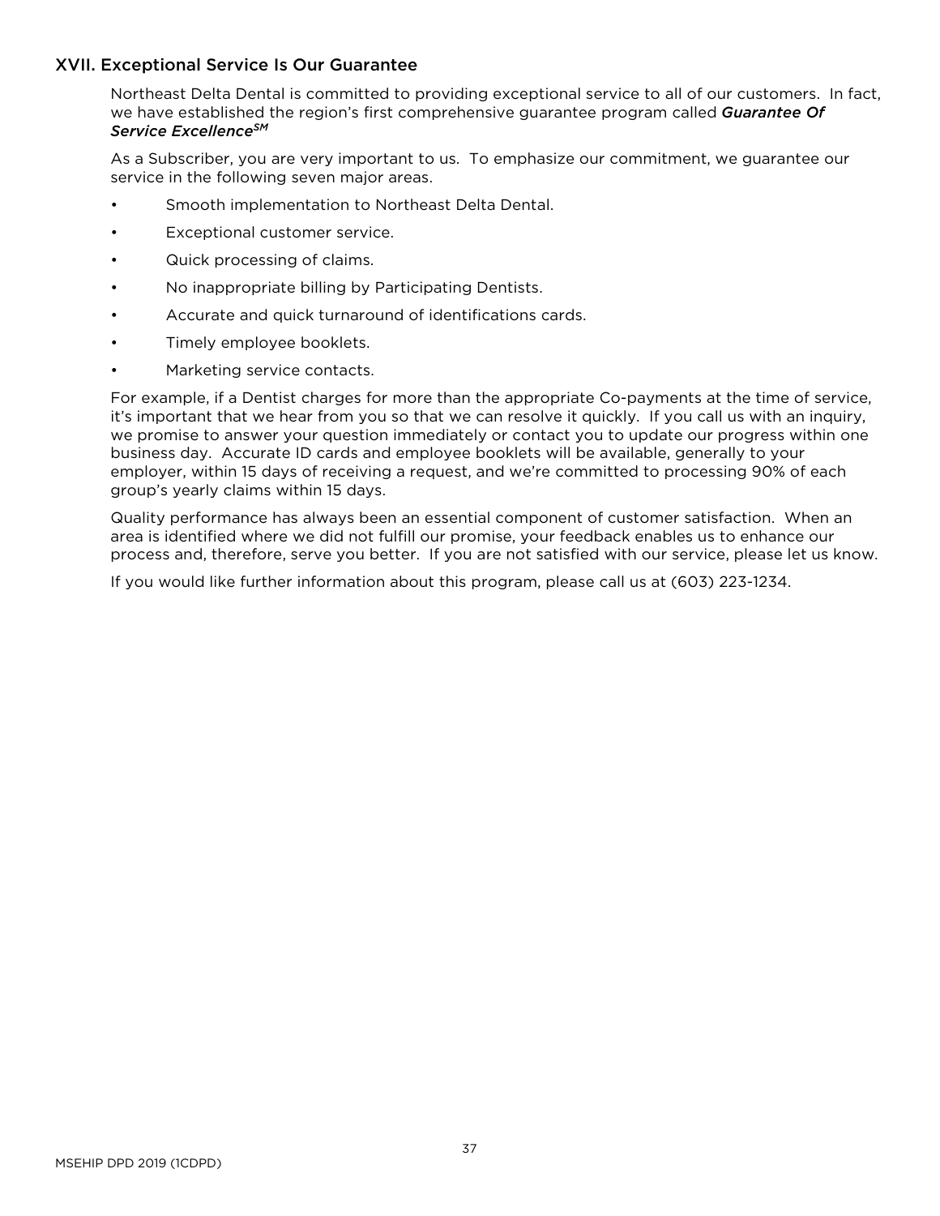## XVII. Exceptional Service Is Our Guarantee

Northeast Delta Dental is committed to providing exceptional service to all of our customers. In fact, we have established the region's first comprehensive guarantee program called ***Guarantee Of Service Excellence***[SM]

As a Subscriber, you are very important to us. To emphasize our commitment, we guarantee our service in the following seven major areas.

- Smooth implementation to Northeast Delta Dental.
- Exceptional customer service.
- Quick processing of claims.
- No inappropriate billing by Participating Dentists.
- Accurate and quick turnaround of identifications cards.
- Timely employee booklets.
- Marketing service contacts.

For example, if a Dentist charges for more than the appropriate Co-payments at the time of service, it's important that we hear from you so that we can resolve it quickly. If you call us with an inquiry, we promise to answer your question immediately or contact you to update our progress within one business day. Accurate ID cards and employee booklets will be available, generally to your employer, within 15 days of receiving a request, and we're committed to processing 90% of each group's yearly claims within 15 days.

Quality performance has always been an essential component of customer satisfaction. When an area is identified where we did not fulfill our promise, your feedback enables us to enhance our process and, therefore, serve you better. If you are not satisfied with our service, please let us know.

If you would like further information about this program, please call us at (603) 223-1234.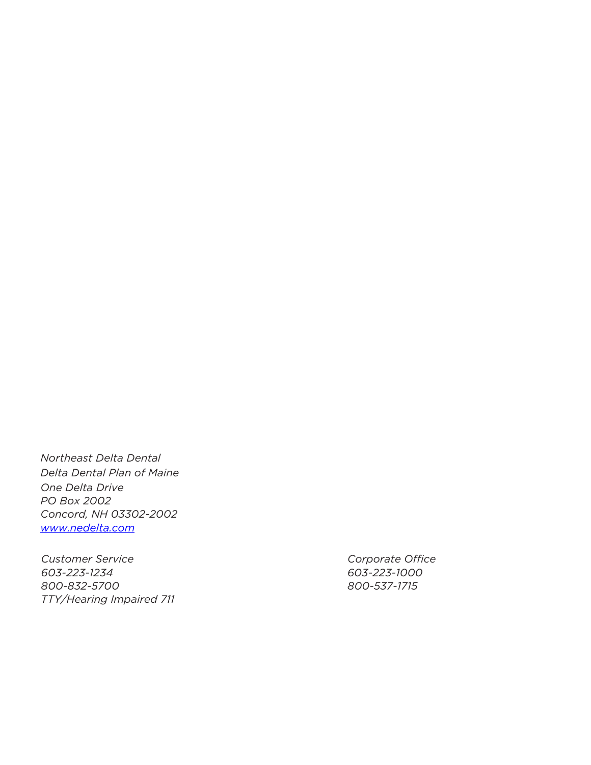*Northeast Delta Dental*
*Delta Dental Plan of Maine*
*One Delta Drive*
*PO Box 2002*
*Concord, NH 03302-2002*
*[www.nedelta.com](http://www.nedelta.com)*

*Customer Service*
*603-223-1234*
*800-832-5700*
*TTY/Hearing Impaired 711*

*Corporate Office*
*603-223-1000*
*800-537-1715*